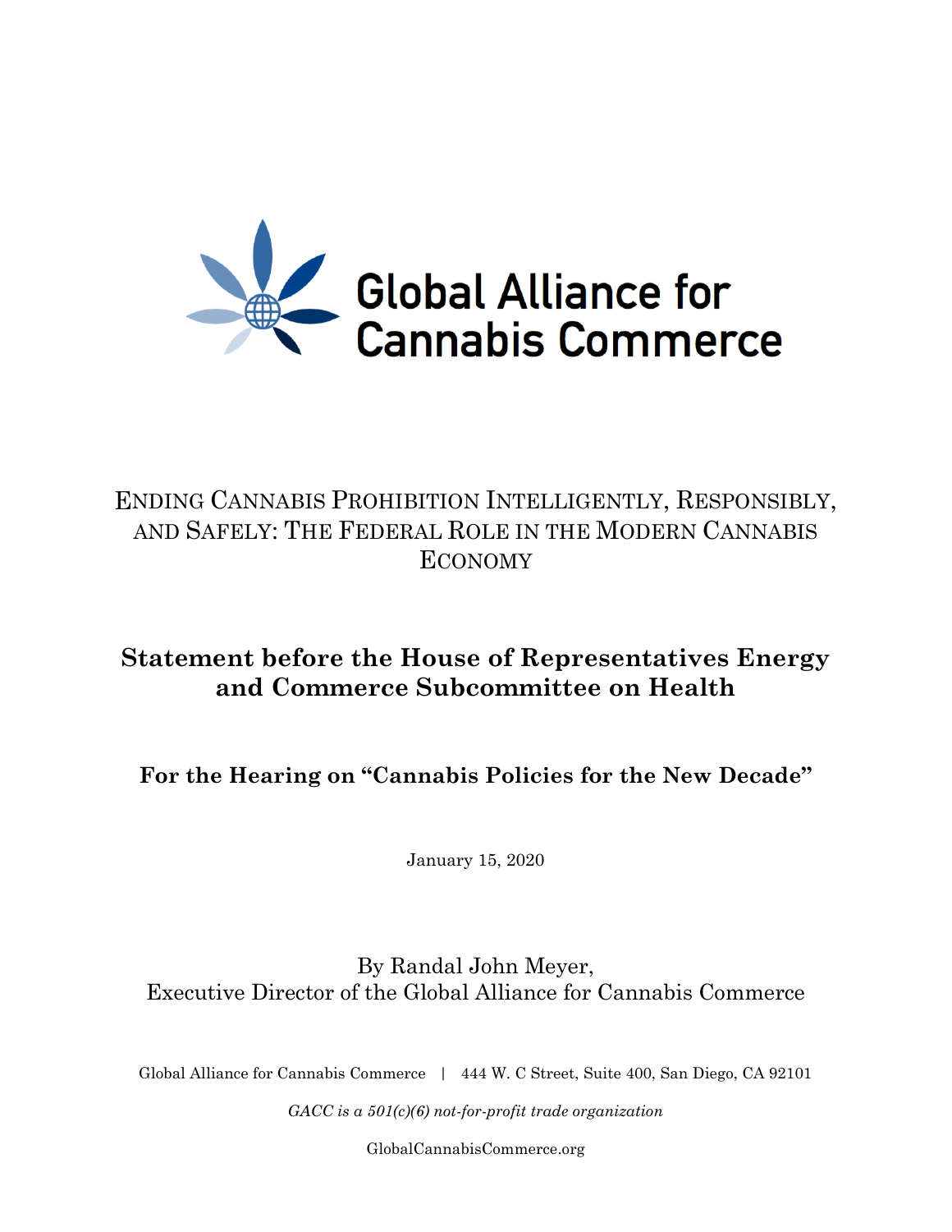Global Alliance for Cannabis Commerce

# Ending Cannabis Prohibition Intelligently, Responsibly, and Safely: The Federal Role in the Modern Cannabis Economy

## Statement before the House of Representatives Energy and Commerce Subcommittee on Health

### For the Hearing on "Cannabis Policies for the New Decade"

January 15, 2020

By Randal John Meyer,
Executive Director of the Global Alliance for Cannabis Commerce

Global Alliance for Cannabis Commerce | 444 W. C Street, Suite 400, San Diego, CA 92101

*GACC is a 501(c)(6) not-for-profit trade organization*

GlobalCannabisCommerce.org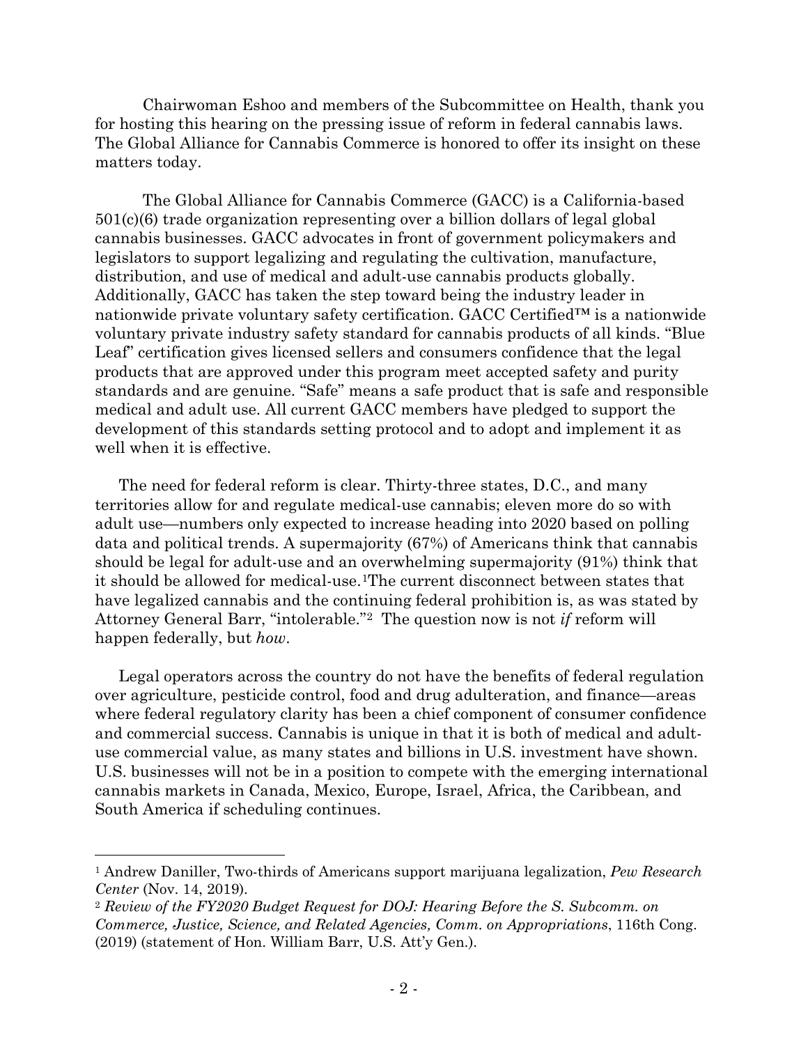Chairwoman Eshoo and members of the Subcommittee on Health, thank you for hosting this hearing on the pressing issue of reform in federal cannabis laws. The Global Alliance for Cannabis Commerce is honored to offer its insight on these matters today.

The Global Alliance for Cannabis Commerce (GACC) is a California-based 501(c)(6) trade organization representing over a billion dollars of legal global cannabis businesses. GACC advocates in front of government policymakers and legislators to support legalizing and regulating the cultivation, manufacture, distribution, and use of medical and adult-use cannabis products globally. Additionally, GACC has taken the step toward being the industry leader in nationwide private voluntary safety certification. GACC Certified™ is a nationwide voluntary private industry safety standard for cannabis products of all kinds. "Blue Leaf" certification gives licensed sellers and consumers confidence that the legal products that are approved under this program meet accepted safety and purity standards and are genuine. "Safe" means a safe product that is safe and responsible medical and adult use. All current GACC members have pledged to support the development of this standards setting protocol and to adopt and implement it as well when it is effective.

The need for federal reform is clear. Thirty-three states, D.C., and many territories allow for and regulate medical-use cannabis; eleven more do so with adult use—numbers only expected to increase heading into 2020 based on polling data and political trends. A supermajority (67%) of Americans think that cannabis should be legal for adult-use and an overwhelming supermajority (91%) think that it should be allowed for medical-use.[1] The current disconnect between states that have legalized cannabis and the continuing federal prohibition is, as was stated by Attorney General Barr, "intolerable."[2] The question now is not *if* reform will happen federally, but *how*.

Legal operators across the country do not have the benefits of federal regulation over agriculture, pesticide control, food and drug adulteration, and finance—areas where federal regulatory clarity has been a chief component of consumer confidence and commercial success. Cannabis is unique in that it is both of medical and adult-use commercial value, as many states and billions in U.S. investment have shown. U.S. businesses will not be in a position to compete with the emerging international cannabis markets in Canada, Mexico, Europe, Israel, Africa, the Caribbean, and South America if scheduling continues.

---

[1] Andrew Daniller, Two-thirds of Americans support marijuana legalization, *Pew Research Center* (Nov. 14, 2019).

[2] *Review of the FY2020 Budget Request for DOJ: Hearing Before the S. Subcomm. on Commerce, Justice, Science, and Related Agencies, Comm. on Appropriations*, 116th Cong. (2019) (statement of Hon. William Barr, U.S. Att'y Gen.).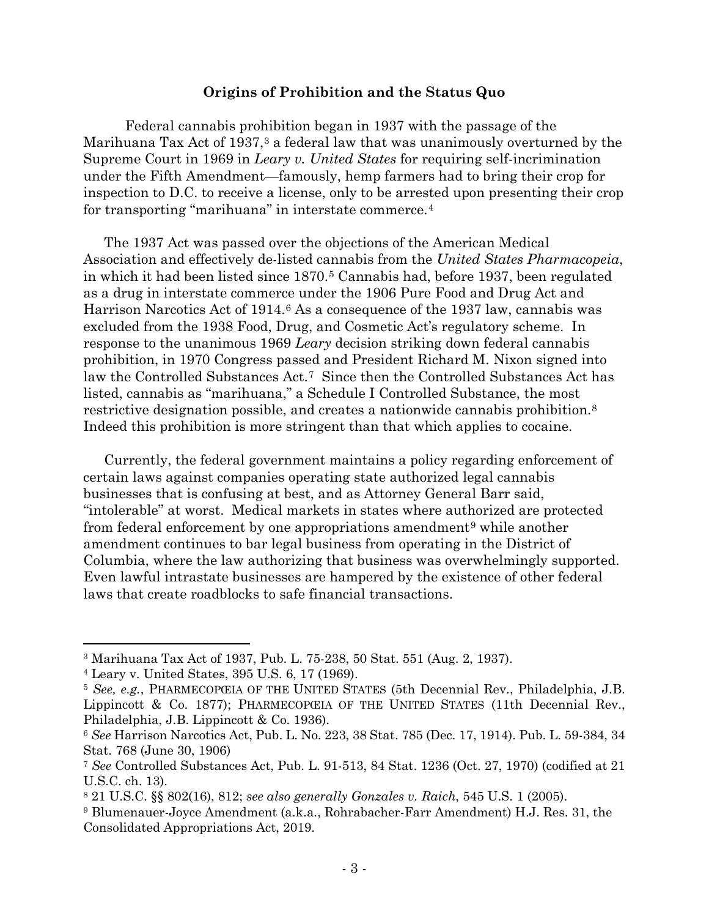## Origins of Prohibition and the Status Quo

Federal cannabis prohibition began in 1937 with the passage of the Marihuana Tax Act of 1937,[3] a federal law that was unanimously overturned by the Supreme Court in 1969 in *Leary v. United States* for requiring self-incrimination under the Fifth Amendment—famously, hemp farmers had to bring their crop for inspection to D.C. to receive a license, only to be arrested upon presenting their crop for transporting "marihuana" in interstate commerce.[4]

The 1937 Act was passed over the objections of the American Medical Association and effectively de-listed cannabis from the *United States Pharmacopeia*, in which it had been listed since 1870.[5] Cannabis had, before 1937, been regulated as a drug in interstate commerce under the 1906 Pure Food and Drug Act and Harrison Narcotics Act of 1914.[6] As a consequence of the 1937 law, cannabis was excluded from the 1938 Food, Drug, and Cosmetic Act's regulatory scheme. In response to the unanimous 1969 *Leary* decision striking down federal cannabis prohibition, in 1970 Congress passed and President Richard M. Nixon signed into law the Controlled Substances Act.[7] Since then the Controlled Substances Act has listed, cannabis as "marihuana," a Schedule I Controlled Substance, the most restrictive designation possible, and creates a nationwide cannabis prohibition.[8] Indeed this prohibition is more stringent than that which applies to cocaine.

Currently, the federal government maintains a policy regarding enforcement of certain laws against companies operating state authorized legal cannabis businesses that is confusing at best, and as Attorney General Barr said, "intolerable" at worst. Medical markets in states where authorized are protected from federal enforcement by one appropriations amendment[9] while another amendment continues to bar legal business from operating in the District of Columbia, where the law authorizing that business was overwhelmingly supported. Even lawful intrastate businesses are hampered by the existence of other federal laws that create roadblocks to safe financial transactions.

---

[3] Marihuana Tax Act of 1937, Pub. L. 75-238, 50 Stat. 551 (Aug. 2, 1937).

[4] Leary v. United States, 395 U.S. 6, 17 (1969).

[5] *See, e.g.*, PHARMECOPŒIA OF THE UNITED STATES (5th Decennial Rev., Philadelphia, J.B. Lippincott & Co. 1877); PHARMECOPŒIA OF THE UNITED STATES (11th Decennial Rev., Philadelphia, J.B. Lippincott & Co. 1936).

[6] *See* Harrison Narcotics Act, Pub. L. No. 223, 38 Stat. 785 (Dec. 17, 1914). Pub. L. 59-384, 34 Stat. 768 (June 30, 1906)

[7] *See* Controlled Substances Act, Pub. L. 91-513, 84 Stat. 1236 (Oct. 27, 1970) (codified at 21 U.S.C. ch. 13).

[8] 21 U.S.C. §§ 802(16), 812; *see also generally Gonzales v. Raich*, 545 U.S. 1 (2005).

[9] Blumenauer-Joyce Amendment (a.k.a., Rohrabacher-Farr Amendment) H.J. Res. 31, the Consolidated Appropriations Act, 2019.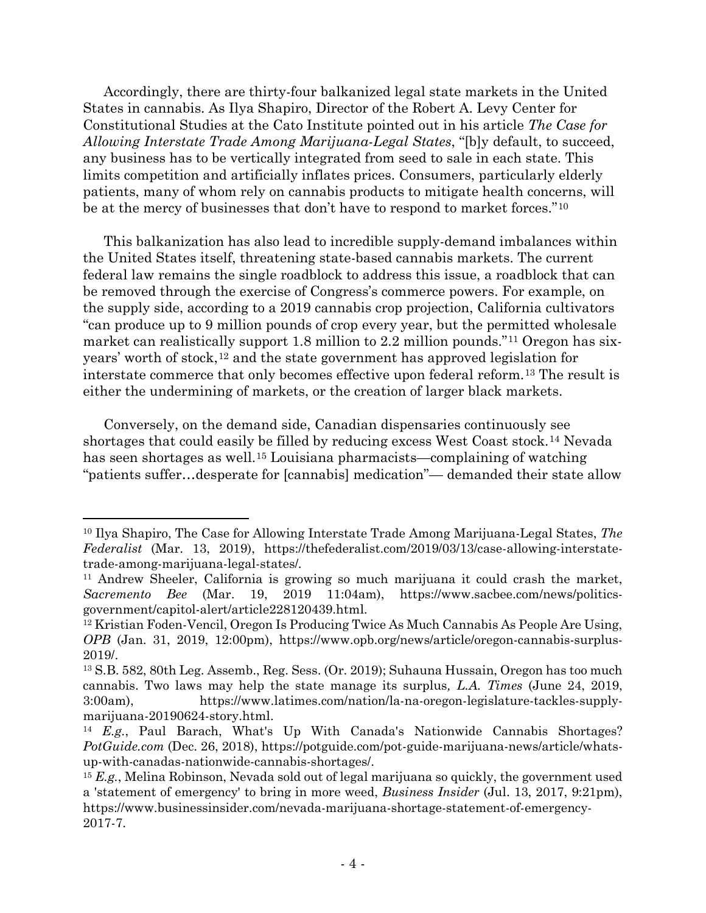Accordingly, there are thirty-four balkanized legal state markets in the United States in cannabis. As Ilya Shapiro, Director of the Robert A. Levy Center for Constitutional Studies at the Cato Institute pointed out in his article *The Case for Allowing Interstate Trade Among Marijuana-Legal States*, "[b]y default, to succeed, any business has to be vertically integrated from seed to sale in each state. This limits competition and artificially inflates prices. Consumers, particularly elderly patients, many of whom rely on cannabis products to mitigate health concerns, will be at the mercy of businesses that don't have to respond to market forces."[10]

This balkanization has also lead to incredible supply-demand imbalances within the United States itself, threatening state-based cannabis markets. The current federal law remains the single roadblock to address this issue, a roadblock that can be removed through the exercise of Congress's commerce powers. For example, on the supply side, according to a 2019 cannabis crop projection, California cultivators "can produce up to 9 million pounds of crop every year, but the permitted wholesale market can realistically support 1.8 million to 2.2 million pounds."[11] Oregon has six-years' worth of stock,[12] and the state government has approved legislation for interstate commerce that only becomes effective upon federal reform.[13] The result is either the undermining of markets, or the creation of larger black markets.

Conversely, on the demand side, Canadian dispensaries continuously see shortages that could easily be filled by reducing excess West Coast stock.[14] Nevada has seen shortages as well.[15] Louisiana pharmacists—complaining of watching "patients suffer…desperate for [cannabis] medication"— demanded their state allow

---

[10] Ilya Shapiro, The Case for Allowing Interstate Trade Among Marijuana-Legal States, *The Federalist* (Mar. 13, 2019), https://thefederalist.com/2019/03/13/case-allowing-interstate-trade-among-marijuana-legal-states/.

[11] Andrew Sheeler, California is growing so much marijuana it could crash the market, *Sacremento Bee* (Mar. 19, 2019 11:04am), https://www.sacbee.com/news/politics-government/capitol-alert/article228120439.html.

[12] Kristian Foden-Vencil, Oregon Is Producing Twice As Much Cannabis As People Are Using, *OPB* (Jan. 31, 2019, 12:00pm), https://www.opb.org/news/article/oregon-cannabis-surplus-2019/.

[13] S.B. 582, 80th Leg. Assemb., Reg. Sess. (Or. 2019); Suhauna Hussain, Oregon has too much cannabis. Two laws may help the state manage its surplus, *L.A. Times* (June 24, 2019, 3:00am), https://www.latimes.com/nation/la-na-oregon-legislature-tackles-supply-marijuana-20190624-story.html.

[14] *E.g.*, Paul Barach, What's Up With Canada's Nationwide Cannabis Shortages? *PotGuide.com* (Dec. 26, 2018), https://potguide.com/pot-guide-marijuana-news/article/whats-up-with-canadas-nationwide-cannabis-shortages/.

[15] *E.g.*, Melina Robinson, Nevada sold out of legal marijuana so quickly, the government used a 'statement of emergency' to bring in more weed, *Business Insider* (Jul. 13, 2017, 9:21pm), https://www.businessinsider.com/nevada-marijuana-shortage-statement-of-emergency-2017-7.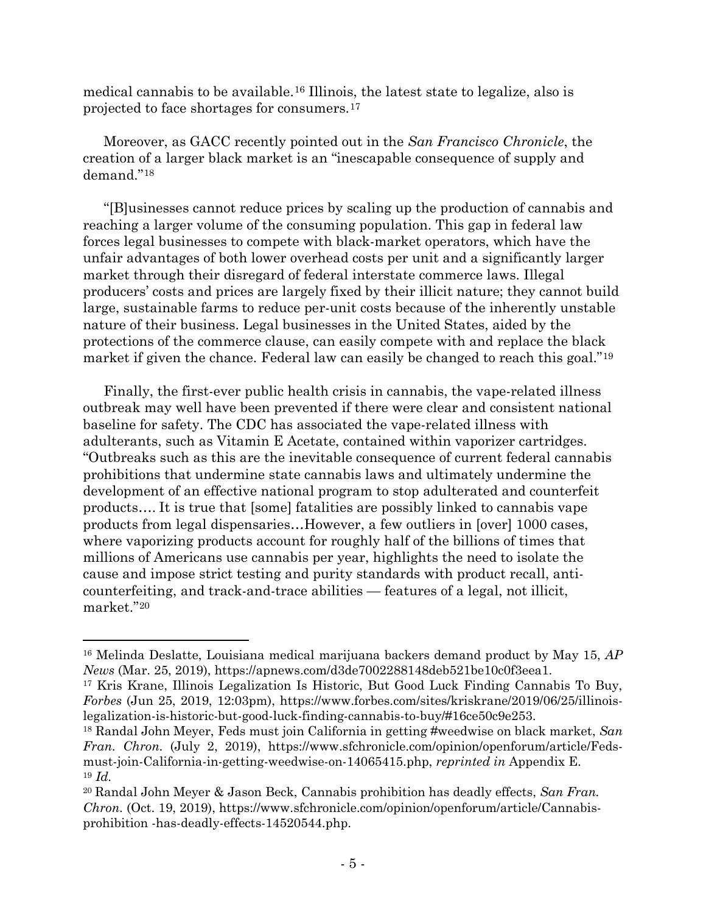medical cannabis to be available.[16] Illinois, the latest state to legalize, also is projected to face shortages for consumers.[17]

Moreover, as GACC recently pointed out in the *San Francisco Chronicle*, the creation of a larger black market is an "inescapable consequence of supply and demand."[18]

"[B]usinesses cannot reduce prices by scaling up the production of cannabis and reaching a larger volume of the consuming population. This gap in federal law forces legal businesses to compete with black-market operators, which have the unfair advantages of both lower overhead costs per unit and a significantly larger market through their disregard of federal interstate commerce laws. Illegal producers' costs and prices are largely fixed by their illicit nature; they cannot build large, sustainable farms to reduce per-unit costs because of the inherently unstable nature of their business. Legal businesses in the United States, aided by the protections of the commerce clause, can easily compete with and replace the black market if given the chance. Federal law can easily be changed to reach this goal."[19]

Finally, the first-ever public health crisis in cannabis, the vape-related illness outbreak may well have been prevented if there were clear and consistent national baseline for safety. The CDC has associated the vape-related illness with adulterants, such as Vitamin E Acetate, contained within vaporizer cartridges. "Outbreaks such as this are the inevitable consequence of current federal cannabis prohibitions that undermine state cannabis laws and ultimately undermine the development of an effective national program to stop adulterated and counterfeit products…. It is true that [some] fatalities are possibly linked to cannabis vape products from legal dispensaries…However, a few outliers in [over] 1000 cases, where vaporizing products account for roughly half of the billions of times that millions of Americans use cannabis per year, highlights the need to isolate the cause and impose strict testing and purity standards with product recall, anti-counterfeiting, and track-and-trace abilities — features of a legal, not illicit, market."[20]

---

[16] Melinda Deslatte, Louisiana medical marijuana backers demand product by May 15, *AP News* (Mar. 25, 2019), https://apnews.com/d3de7002288148deb521be10c0f3eea1.

[17] Kris Krane, Illinois Legalization Is Historic, But Good Luck Finding Cannabis To Buy, *Forbes* (Jun 25, 2019, 12:03pm), https://www.forbes.com/sites/kriskrane/2019/06/25/illinois-legalization-is-historic-but-good-luck-finding-cannabis-to-buy/#16ce50c9e253.

[18] Randal John Meyer, Feds must join California in getting #weedwise on black market, *San Fran. Chron.* (July 2, 2019), https://www.sfchronicle.com/opinion/openforum/article/Feds-must-join-California-in-getting-weedwise-on-14065415.php, *reprinted in* Appendix E.

[19] *Id.*

[20] Randal John Meyer & Jason Beck, Cannabis prohibition has deadly effects, *San Fran. Chron.* (Oct. 19, 2019), https://www.sfchronicle.com/opinion/openforum/article/Cannabis-prohibition -has-deadly-effects-14520544.php.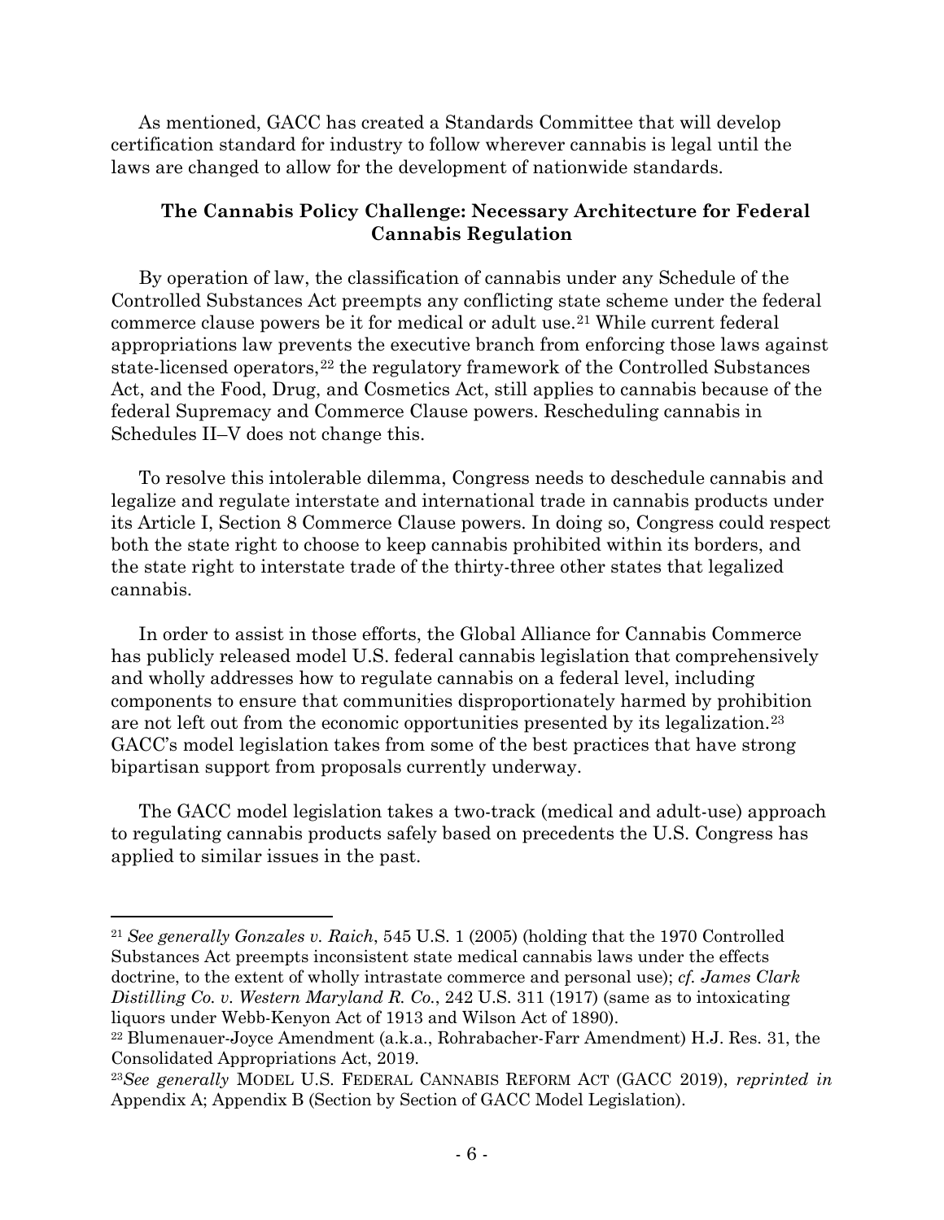As mentioned, GACC has created a Standards Committee that will develop certification standard for industry to follow wherever cannabis is legal until the laws are changed to allow for the development of nationwide standards.

## The Cannabis Policy Challenge: Necessary Architecture for Federal Cannabis Regulation

By operation of law, the classification of cannabis under any Schedule of the Controlled Substances Act preempts any conflicting state scheme under the federal commerce clause powers be it for medical or adult use.[21] While current federal appropriations law prevents the executive branch from enforcing those laws against state-licensed operators,[22] the regulatory framework of the Controlled Substances Act, and the Food, Drug, and Cosmetics Act, still applies to cannabis because of the federal Supremacy and Commerce Clause powers. Rescheduling cannabis in Schedules II–V does not change this.

To resolve this intolerable dilemma, Congress needs to deschedule cannabis and legalize and regulate interstate and international trade in cannabis products under its Article I, Section 8 Commerce Clause powers. In doing so, Congress could respect both the state right to choose to keep cannabis prohibited within its borders, and the state right to interstate trade of the thirty-three other states that legalized cannabis.

In order to assist in those efforts, the Global Alliance for Cannabis Commerce has publicly released model U.S. federal cannabis legislation that comprehensively and wholly addresses how to regulate cannabis on a federal level, including components to ensure that communities disproportionately harmed by prohibition are not left out from the economic opportunities presented by its legalization.[23] GACC's model legislation takes from some of the best practices that have strong bipartisan support from proposals currently underway.

The GACC model legislation takes a two-track (medical and adult-use) approach to regulating cannabis products safely based on precedents the U.S. Congress has applied to similar issues in the past.

---

[21] *See generally Gonzales v. Raich*, 545 U.S. 1 (2005) (holding that the 1970 Controlled Substances Act preempts inconsistent state medical cannabis laws under the effects doctrine, to the extent of wholly intrastate commerce and personal use); *cf. James Clark Distilling Co. v. Western Maryland R. Co.*, 242 U.S. 311 (1917) (same as to intoxicating liquors under Webb-Kenyon Act of 1913 and Wilson Act of 1890).

[22] Blumenauer-Joyce Amendment (a.k.a., Rohrabacher-Farr Amendment) H.J. Res. 31, the Consolidated Appropriations Act, 2019.

[23] *See generally* MODEL U.S. FEDERAL CANNABIS REFORM ACT (GACC 2019), *reprinted in* Appendix A; Appendix B (Section by Section of GACC Model Legislation).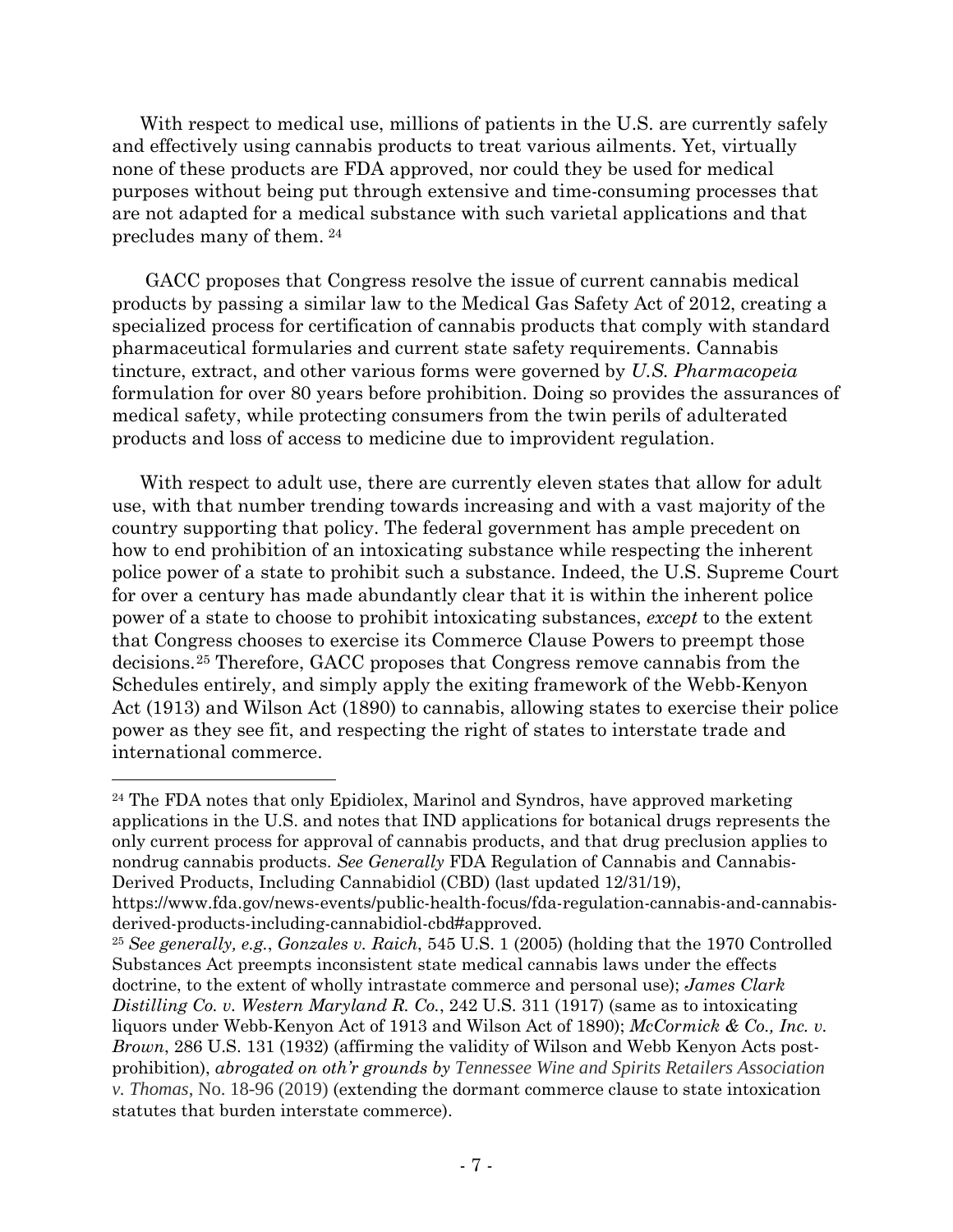With respect to medical use, millions of patients in the U.S. are currently safely and effectively using cannabis products to treat various ailments. Yet, virtually none of these products are FDA approved, nor could they be used for medical purposes without being put through extensive and time-consuming processes that are not adapted for a medical substance with such varietal applications and that precludes many of them. [24]

GACC proposes that Congress resolve the issue of current cannabis medical products by passing a similar law to the Medical Gas Safety Act of 2012, creating a specialized process for certification of cannabis products that comply with standard pharmaceutical formularies and current state safety requirements. Cannabis tincture, extract, and other various forms were governed by *U.S. Pharmacopeia* formulation for over 80 years before prohibition. Doing so provides the assurances of medical safety, while protecting consumers from the twin perils of adulterated products and loss of access to medicine due to improvident regulation.

With respect to adult use, there are currently eleven states that allow for adult use, with that number trending towards increasing and with a vast majority of the country supporting that policy. The federal government has ample precedent on how to end prohibition of an intoxicating substance while respecting the inherent police power of a state to prohibit such a substance. Indeed, the U.S. Supreme Court for over a century has made abundantly clear that it is within the inherent police power of a state to choose to prohibit intoxicating substances, *except* to the extent that Congress chooses to exercise its Commerce Clause Powers to preempt those decisions.[25] Therefore, GACC proposes that Congress remove cannabis from the Schedules entirely, and simply apply the exiting framework of the Webb-Kenyon Act (1913) and Wilson Act (1890) to cannabis, allowing states to exercise their police power as they see fit, and respecting the right of states to interstate trade and international commerce.

---

[24] The FDA notes that only Epidiolex, Marinol and Syndros, have approved marketing applications in the U.S. and notes that IND applications for botanical drugs represents the only current process for approval of cannabis products, and that drug preclusion applies to nondrug cannabis products. *See Generally* FDA Regulation of Cannabis and Cannabis-Derived Products, Including Cannabidiol (CBD) (last updated 12/31/19), https://www.fda.gov/news-events/public-health-focus/fda-regulation-cannabis-and-cannabis-derived-products-including-cannabidiol-cbd#approved.

[25] *See generally, e.g.*, *Gonzales v. Raich*, 545 U.S. 1 (2005) (holding that the 1970 Controlled Substances Act preempts inconsistent state medical cannabis laws under the effects doctrine, to the extent of wholly intrastate commerce and personal use); *James Clark Distilling Co. v. Western Maryland R. Co.*, 242 U.S. 311 (1917) (same as to intoxicating liquors under Webb-Kenyon Act of 1913 and Wilson Act of 1890); *McCormick & Co., Inc. v. Brown*, 286 U.S. 131 (1932) (affirming the validity of Wilson and Webb Kenyon Acts post-prohibition), *abrogated on oth'r grounds by Tennessee Wine and Spirits Retailers Association v. Thomas,* No. 18-96 (2019) (extending the dormant commerce clause to state intoxication statutes that burden interstate commerce).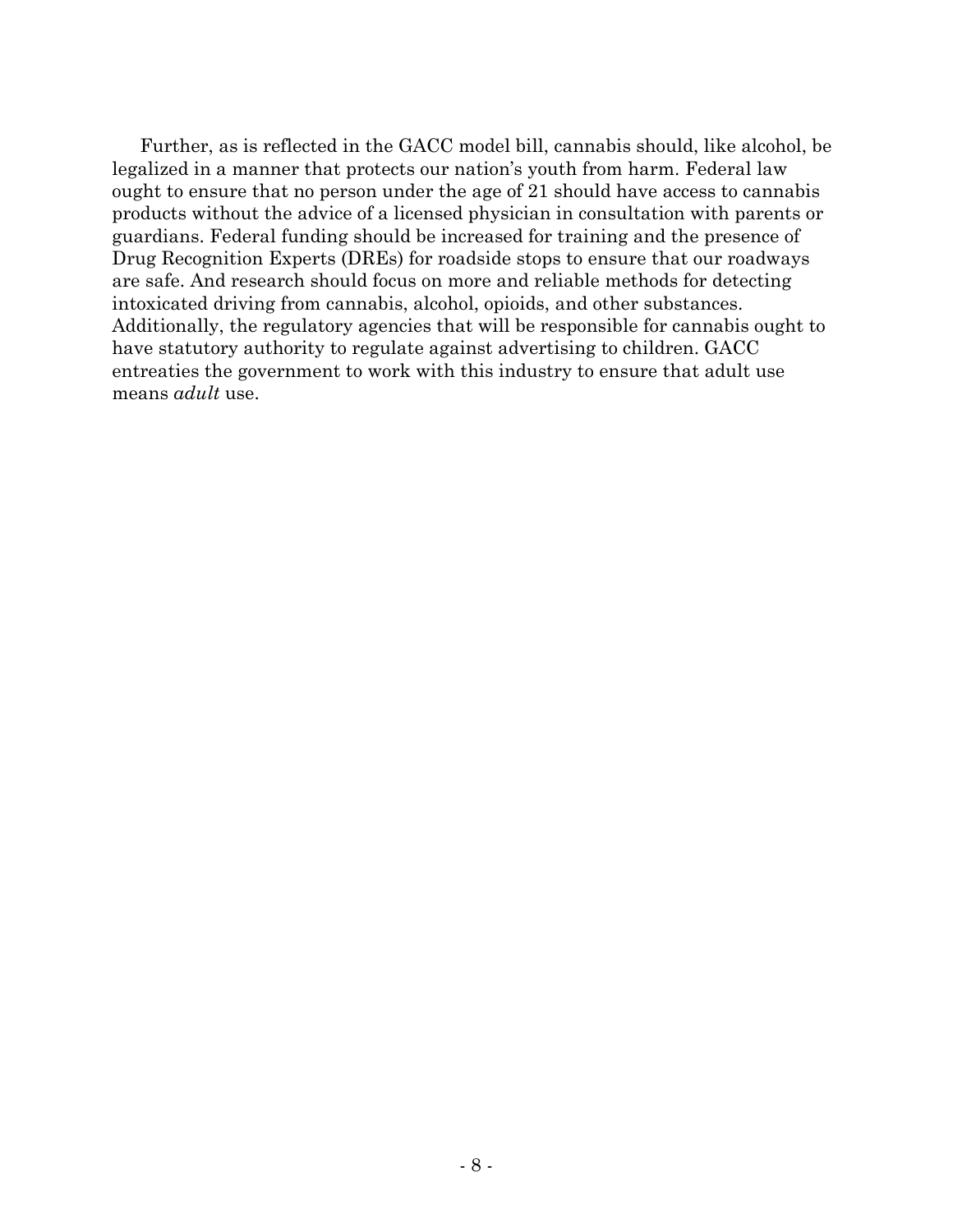Further, as is reflected in the GACC model bill, cannabis should, like alcohol, be legalized in a manner that protects our nation's youth from harm. Federal law ought to ensure that no person under the age of 21 should have access to cannabis products without the advice of a licensed physician in consultation with parents or guardians. Federal funding should be increased for training and the presence of Drug Recognition Experts (DREs) for roadside stops to ensure that our roadways are safe. And research should focus on more and reliable methods for detecting intoxicated driving from cannabis, alcohol, opioids, and other substances. Additionally, the regulatory agencies that will be responsible for cannabis ought to have statutory authority to regulate against advertising to children. GACC entreaties the government to work with this industry to ensure that adult use means *adult* use.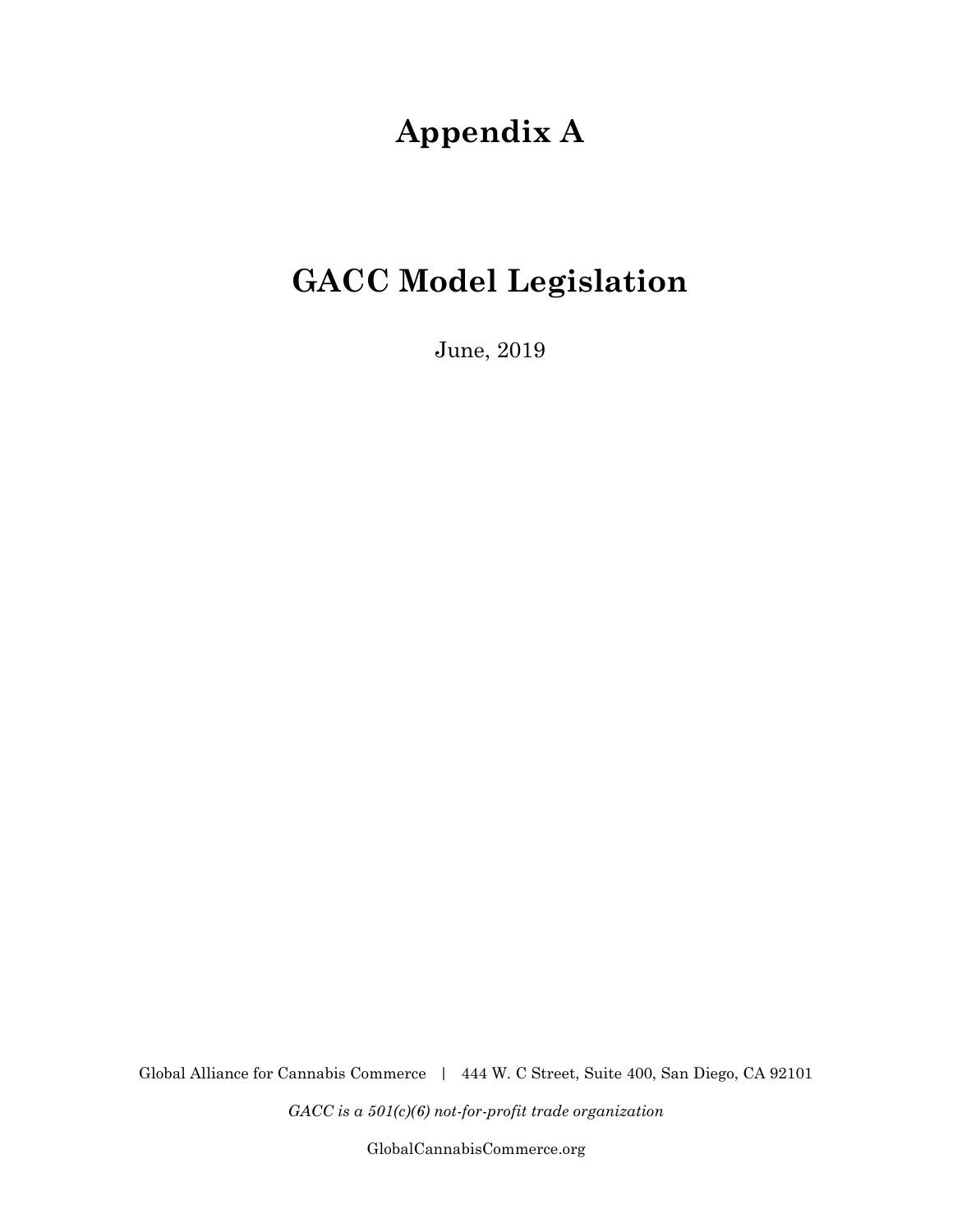# Appendix A

# GACC Model Legislation

June, 2019

Global Alliance for Cannabis Commerce | 444 W. C Street, Suite 400, San Diego, CA 92101

*GACC is a 501(c)(6) not-for-profit trade organization*

GlobalCannabisCommerce.org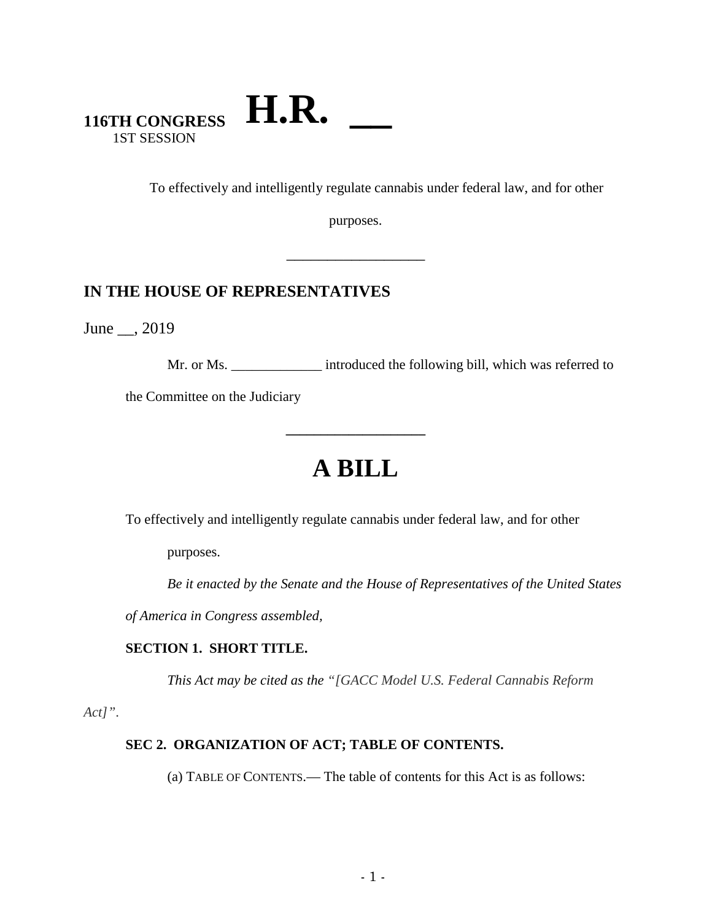**116TH CONGRESS** **H.R. __**
1ST SESSION

To effectively and intelligently regulate cannabis under federal law, and for other purposes.

___________________

**IN THE HOUSE OF REPRESENTATIVES**

June __, 2019

Mr. or Ms. _____________ introduced the following bill, which was referred to the Committee on the Judiciary

___________________

# A BILL

To effectively and intelligently regulate cannabis under federal law, and for other purposes.

*Be it enacted by the Senate and the House of Representatives of the United States of America in Congress assembled,*

**SECTION 1. SHORT TITLE.**

*This Act may be cited as the "[GACC Model U.S. Federal Cannabis Reform Act]".*

**SEC 2. ORGANIZATION OF ACT; TABLE OF CONTENTS.**

(a) TABLE OF CONTENTS.— The table of contents for this Act is as follows: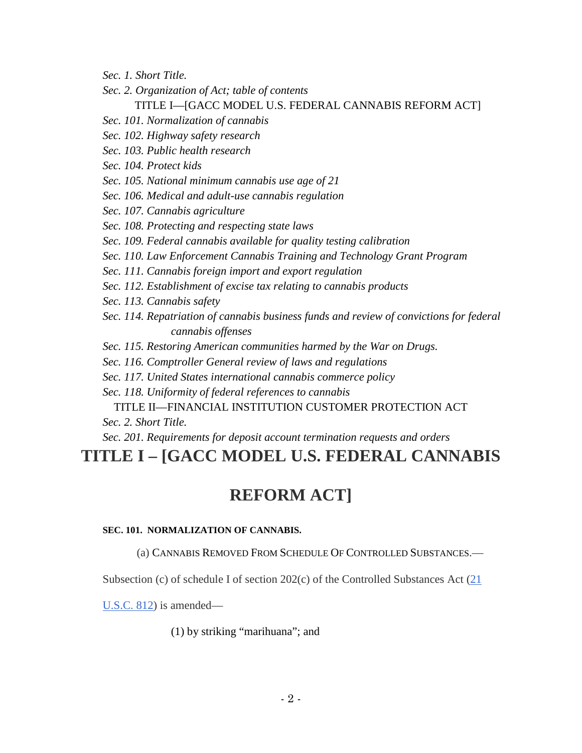*Sec. 1. Short Title.*

*Sec. 2. Organization of Act; table of contents*

TITLE I—[GACC MODEL U.S. FEDERAL CANNABIS REFORM ACT]

*Sec. 101. Normalization of cannabis*

*Sec. 102. Highway safety research*

*Sec. 103. Public health research*

*Sec. 104. Protect kids*

*Sec. 105. National minimum cannabis use age of 21*

*Sec. 106. Medical and adult-use cannabis regulation*

*Sec. 107. Cannabis agriculture*

*Sec. 108. Protecting and respecting state laws*

*Sec. 109. Federal cannabis available for quality testing calibration*

*Sec. 110. Law Enforcement Cannabis Training and Technology Grant Program*

*Sec. 111. Cannabis foreign import and export regulation*

*Sec. 112. Establishment of excise tax relating to cannabis products*

*Sec. 113. Cannabis safety*

*Sec. 114. Repatriation of cannabis business funds and review of convictions for federal cannabis offenses*

*Sec. 115. Restoring American communities harmed by the War on Drugs.*

*Sec. 116. Comptroller General review of laws and regulations*

*Sec. 117. United States international cannabis commerce policy*

*Sec. 118. Uniformity of federal references to cannabis*

TITLE II—FINANCIAL INSTITUTION CUSTOMER PROTECTION ACT

*Sec. 2. Short Title.*

*Sec. 201. Requirements for deposit account termination requests and orders*

# TITLE I – [GACC MODEL U.S. FEDERAL CANNABIS REFORM ACT]

**SEC. 101. NORMALIZATION OF CANNABIS.**

(a) CANNABIS REMOVED FROM SCHEDULE OF CONTROLLED SUBSTANCES.—Subsection (c) of schedule I of section 202(c) of the Controlled Substances Act (21 U.S.C. 812) is amended—

(1) by striking "marihuana"; and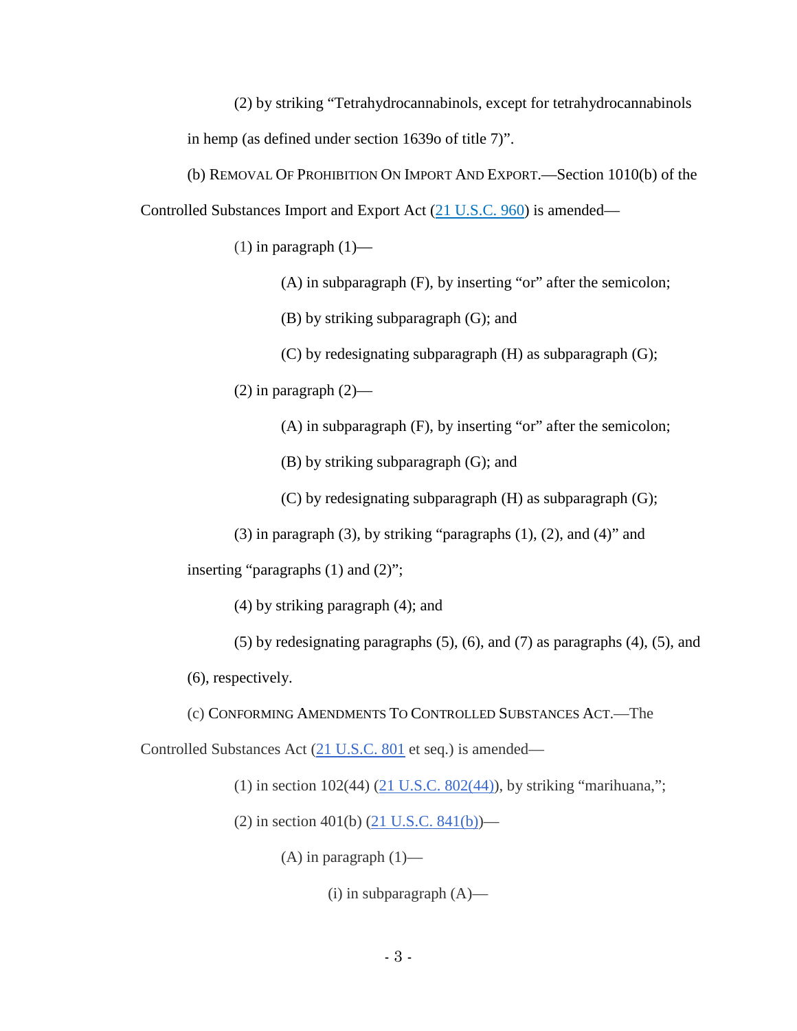(2) by striking "Tetrahydrocannabinols, except for tetrahydrocannabinols in hemp (as defined under section 1639o of title 7)".

(b) REMOVAL OF PROHIBITION ON IMPORT AND EXPORT.—Section 1010(b) of the Controlled Substances Import and Export Act (21 U.S.C. 960) is amended—

(1) in paragraph (1)—

(A) in subparagraph (F), by inserting "or" after the semicolon;

(B) by striking subparagraph (G); and

(C) by redesignating subparagraph (H) as subparagraph (G);

(2) in paragraph (2)—

(A) in subparagraph (F), by inserting "or" after the semicolon;

(B) by striking subparagraph (G); and

(C) by redesignating subparagraph (H) as subparagraph (G);

(3) in paragraph (3), by striking "paragraphs (1), (2), and (4)" and inserting "paragraphs (1) and (2)";

(4) by striking paragraph (4); and

(5) by redesignating paragraphs (5), (6), and (7) as paragraphs (4), (5), and (6), respectively.

(c) CONFORMING AMENDMENTS TO CONTROLLED SUBSTANCES ACT.—The Controlled Substances Act (21 U.S.C. 801 et seq.) is amended—

(1) in section 102(44) (21 U.S.C. 802(44)), by striking "marihuana,";

(2) in section 401(b) (21 U.S.C. 841(b))—

(A) in paragraph (1)—

(i) in subparagraph (A)—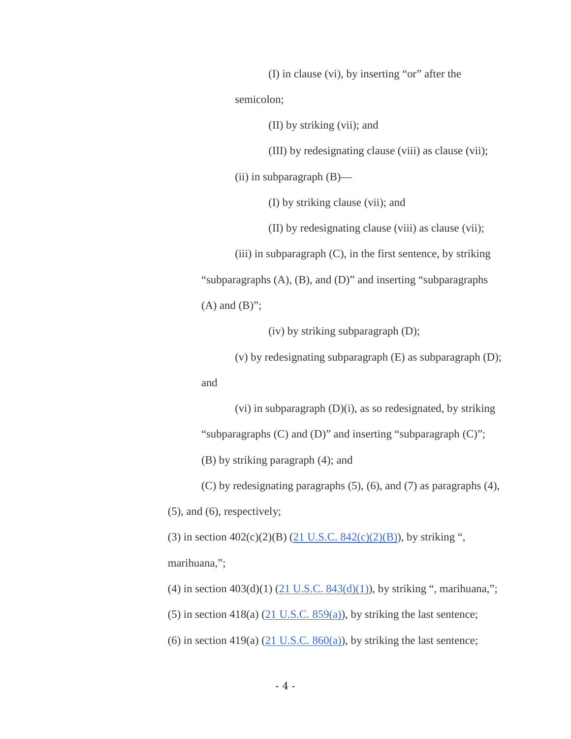(I) in clause (vi), by inserting "or" after the semicolon;

(II) by striking (vii); and

(III) by redesignating clause (viii) as clause (vii);

(ii) in subparagraph (B)—

(I) by striking clause (vii); and

(II) by redesignating clause (viii) as clause (vii);

(iii) in subparagraph (C), in the first sentence, by striking "subparagraphs (A), (B), and (D)" and inserting "subparagraphs (A) and (B)";

(iv) by striking subparagraph (D);

(v) by redesignating subparagraph (E) as subparagraph (D); and

(vi) in subparagraph (D)(i), as so redesignated, by striking "subparagraphs (C) and (D)" and inserting "subparagraph (C)";

(B) by striking paragraph (4); and

(C) by redesignating paragraphs (5), (6), and (7) as paragraphs (4), (5), and (6), respectively;

(3) in section 402(c)(2)(B) (21 U.S.C. 842(c)(2)(B)), by striking ", marihuana,";

(4) in section 403(d)(1) (21 U.S.C. 843(d)(1)), by striking ", marihuana,";

(5) in section 418(a) (21 U.S.C. 859(a)), by striking the last sentence;

(6) in section 419(a) (21 U.S.C. 860(a)), by striking the last sentence;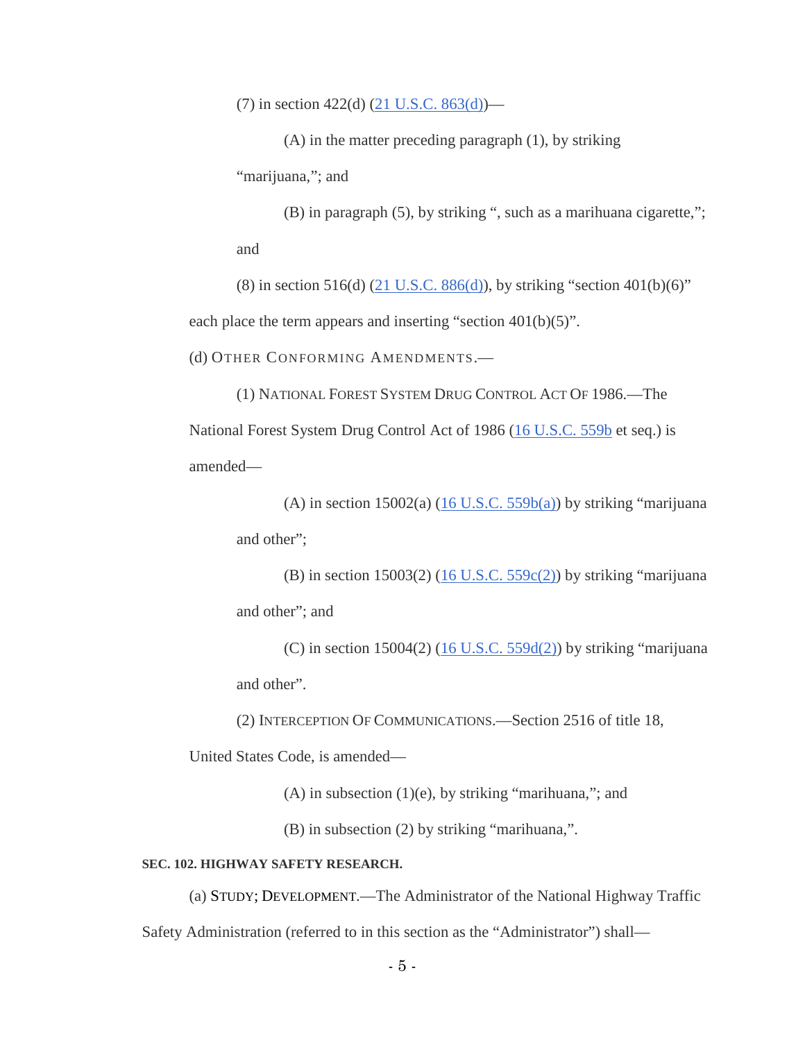(7) in section 422(d) (21 U.S.C. 863(d))—

(A) in the matter preceding paragraph (1), by striking "marijuana,"; and

(B) in paragraph (5), by striking ", such as a marihuana cigarette,"; and

(8) in section 516(d) (21 U.S.C. 886(d)), by striking "section 401(b)(6)" each place the term appears and inserting "section 401(b)(5)".

(d) OTHER CONFORMING AMENDMENTS.—

(1) NATIONAL FOREST SYSTEM DRUG CONTROL ACT OF 1986.—The National Forest System Drug Control Act of 1986 (16 U.S.C. 559b et seq.) is amended—

(A) in section 15002(a) (16 U.S.C. 559b(a)) by striking "marijuana and other";

(B) in section 15003(2) (16 U.S.C. 559c(2)) by striking "marijuana and other"; and

(C) in section 15004(2) (16 U.S.C. 559d(2)) by striking "marijuana and other".

(2) INTERCEPTION OF COMMUNICATIONS.—Section 2516 of title 18, United States Code, is amended—

(A) in subsection (1)(e), by striking "marihuana,"; and

(B) in subsection (2) by striking "marihuana,".

**SEC. 102. HIGHWAY SAFETY RESEARCH.**

(a) STUDY; DEVELOPMENT.—The Administrator of the National Highway Traffic Safety Administration (referred to in this section as the "Administrator") shall—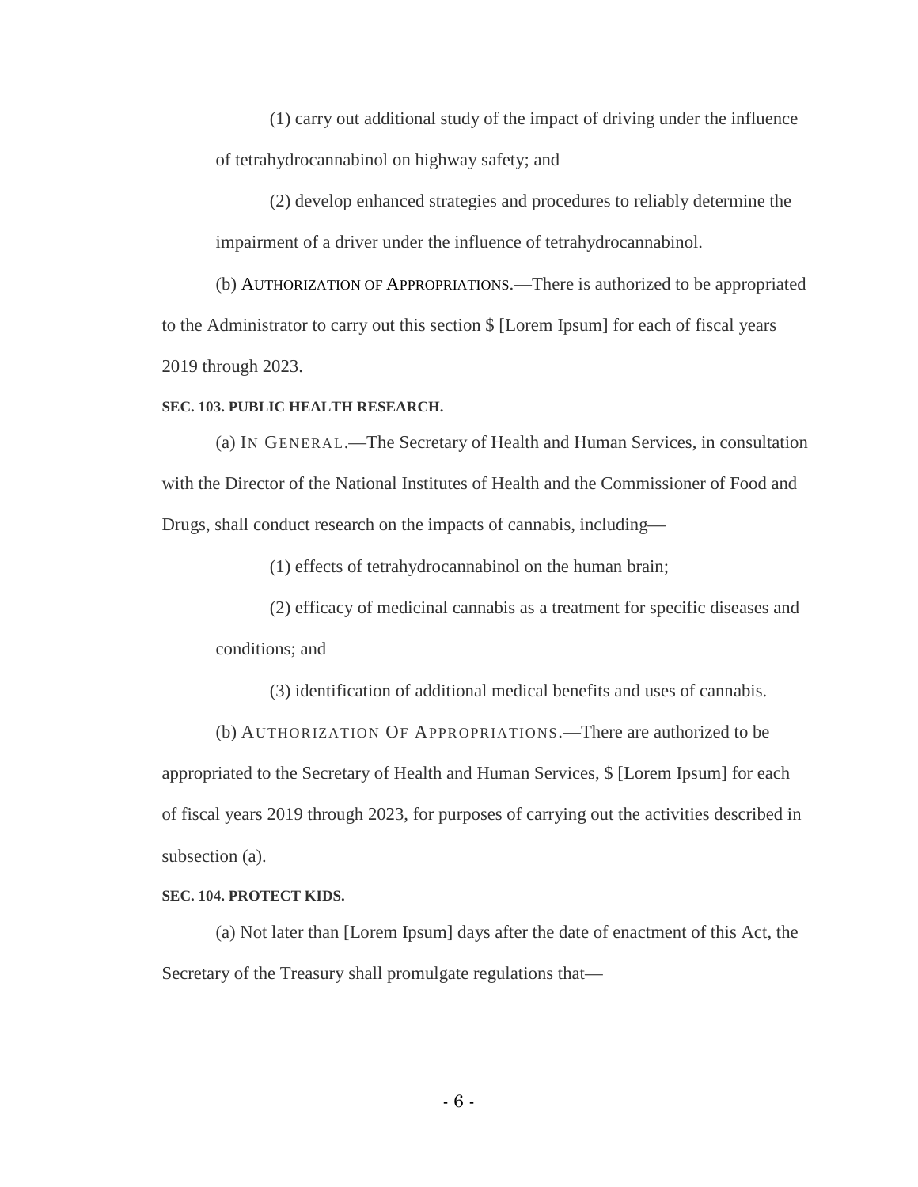(1) carry out additional study of the impact of driving under the influence of tetrahydrocannabinol on highway safety; and

(2) develop enhanced strategies and procedures to reliably determine the impairment of a driver under the influence of tetrahydrocannabinol.

(b) AUTHORIZATION OF APPROPRIATIONS.—There is authorized to be appropriated to the Administrator to carry out this section $ [Lorem Ipsum] for each of fiscal years 2019 through 2023.

**SEC. 103. PUBLIC HEALTH RESEARCH.**

(a) IN GENERAL.—The Secretary of Health and Human Services, in consultation with the Director of the National Institutes of Health and the Commissioner of Food and Drugs, shall conduct research on the impacts of cannabis, including—

(1) effects of tetrahydrocannabinol on the human brain;

(2) efficacy of medicinal cannabis as a treatment for specific diseases and conditions; and

(3) identification of additional medical benefits and uses of cannabis.

(b) AUTHORIZATION OF APPROPRIATIONS.—There are authorized to be appropriated to the Secretary of Health and Human Services, $ [Lorem Ipsum] for each of fiscal years 2019 through 2023, for purposes of carrying out the activities described in subsection (a).

**SEC. 104. PROTECT KIDS.**

(a) Not later than [Lorem Ipsum] days after the date of enactment of this Act, the Secretary of the Treasury shall promulgate regulations that—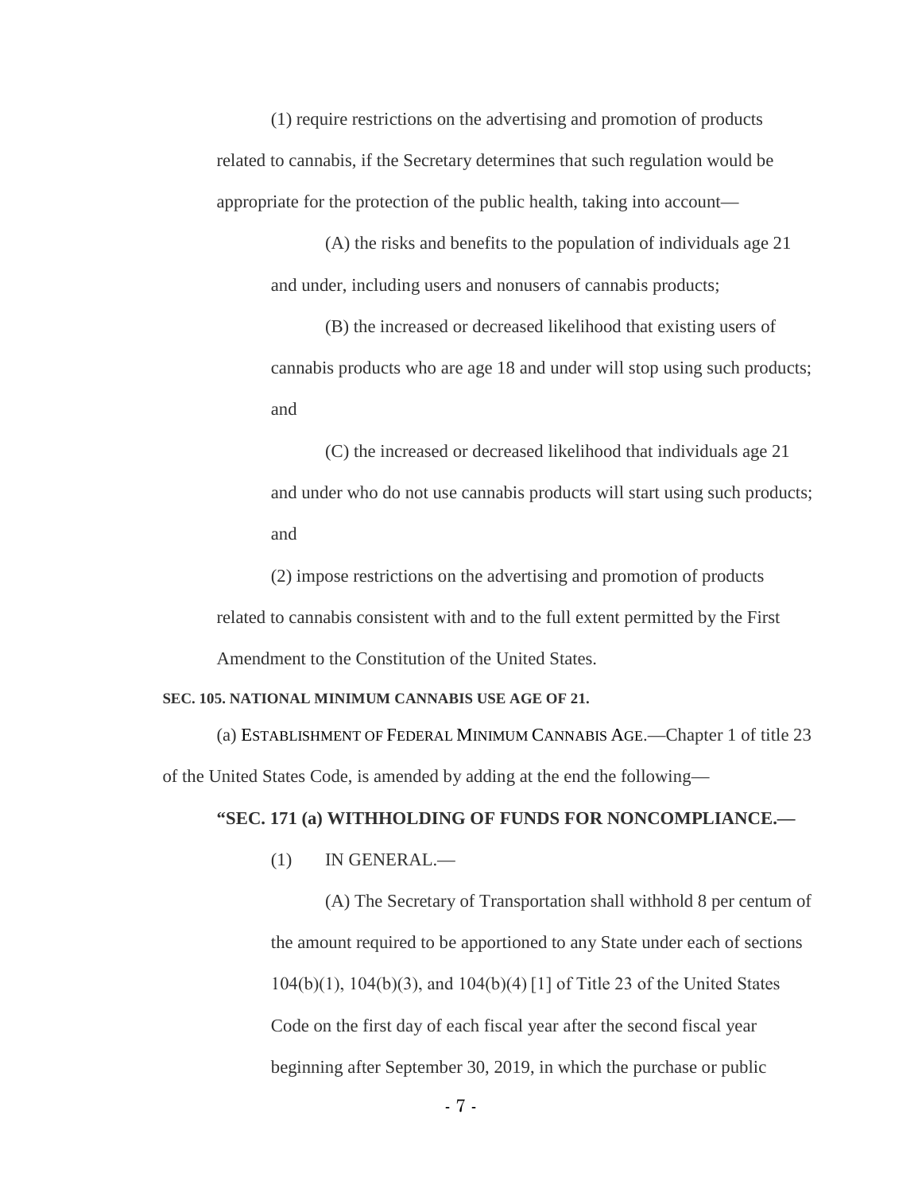(1) require restrictions on the advertising and promotion of products related to cannabis, if the Secretary determines that such regulation would be appropriate for the protection of the public health, taking into account—

(A) the risks and benefits to the population of individuals age 21 and under, including users and nonusers of cannabis products;

(B) the increased or decreased likelihood that existing users of cannabis products who are age 18 and under will stop using such products; and

(C) the increased or decreased likelihood that individuals age 21 and under who do not use cannabis products will start using such products; and

(2) impose restrictions on the advertising and promotion of products related to cannabis consistent with and to the full extent permitted by the First Amendment to the Constitution of the United States.

**SEC. 105. NATIONAL MINIMUM CANNABIS USE AGE OF 21.**

(a) ESTABLISHMENT OF FEDERAL MINIMUM CANNABIS AGE.—Chapter 1 of title 23 of the United States Code, is amended by adding at the end the following—

**"SEC. 171 (a) WITHHOLDING OF FUNDS FOR NONCOMPLIANCE.—**

(1) IN GENERAL.—

(A) The Secretary of Transportation shall withhold 8 per centum of the amount required to be apportioned to any State under each of sections 104(b)(1), 104(b)(3), and 104(b)(4) [1] of Title 23 of the United States Code on the first day of each fiscal year after the second fiscal year beginning after September 30, 2019, in which the purchase or public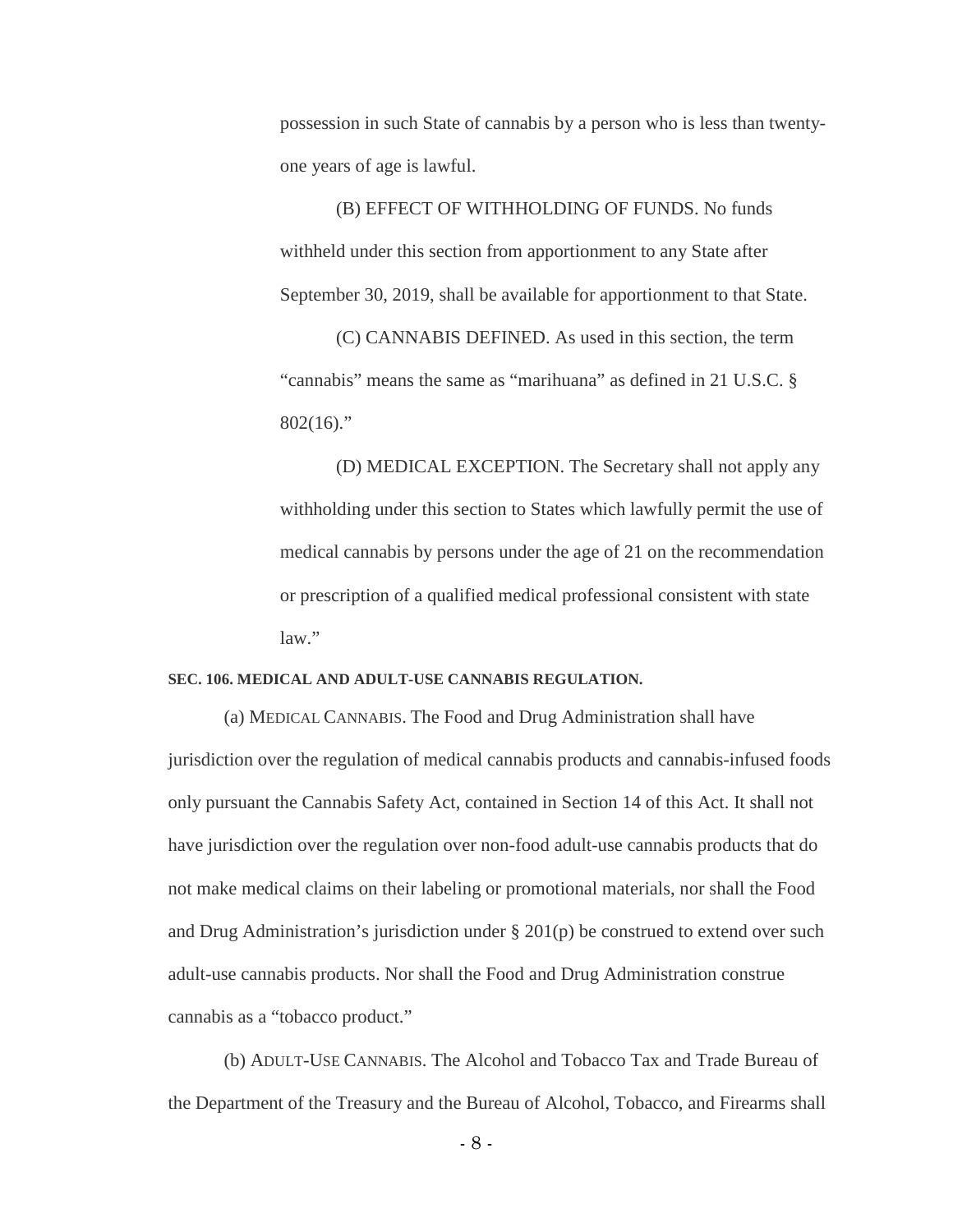possession in such State of cannabis by a person who is less than twenty-one years of age is lawful.

(B) EFFECT OF WITHHOLDING OF FUNDS. No funds withheld under this section from apportionment to any State after September 30, 2019, shall be available for apportionment to that State.

(C) CANNABIS DEFINED. As used in this section, the term "cannabis" means the same as "marihuana" as defined in 21 U.S.C. § 802(16)."

(D) MEDICAL EXCEPTION. The Secretary shall not apply any withholding under this section to States which lawfully permit the use of medical cannabis by persons under the age of 21 on the recommendation or prescription of a qualified medical professional consistent with state law."

**SEC. 106. MEDICAL AND ADULT-USE CANNABIS REGULATION.**

(a) MEDICAL CANNABIS. The Food and Drug Administration shall have jurisdiction over the regulation of medical cannabis products and cannabis-infused foods only pursuant the Cannabis Safety Act, contained in Section 14 of this Act. It shall not have jurisdiction over the regulation over non-food adult-use cannabis products that do not make medical claims on their labeling or promotional materials, nor shall the Food and Drug Administration's jurisdiction under § 201(p) be construed to extend over such adult-use cannabis products. Nor shall the Food and Drug Administration construe cannabis as a "tobacco product."

(b) ADULT-USE CANNABIS. The Alcohol and Tobacco Tax and Trade Bureau of the Department of the Treasury and the Bureau of Alcohol, Tobacco, and Firearms shall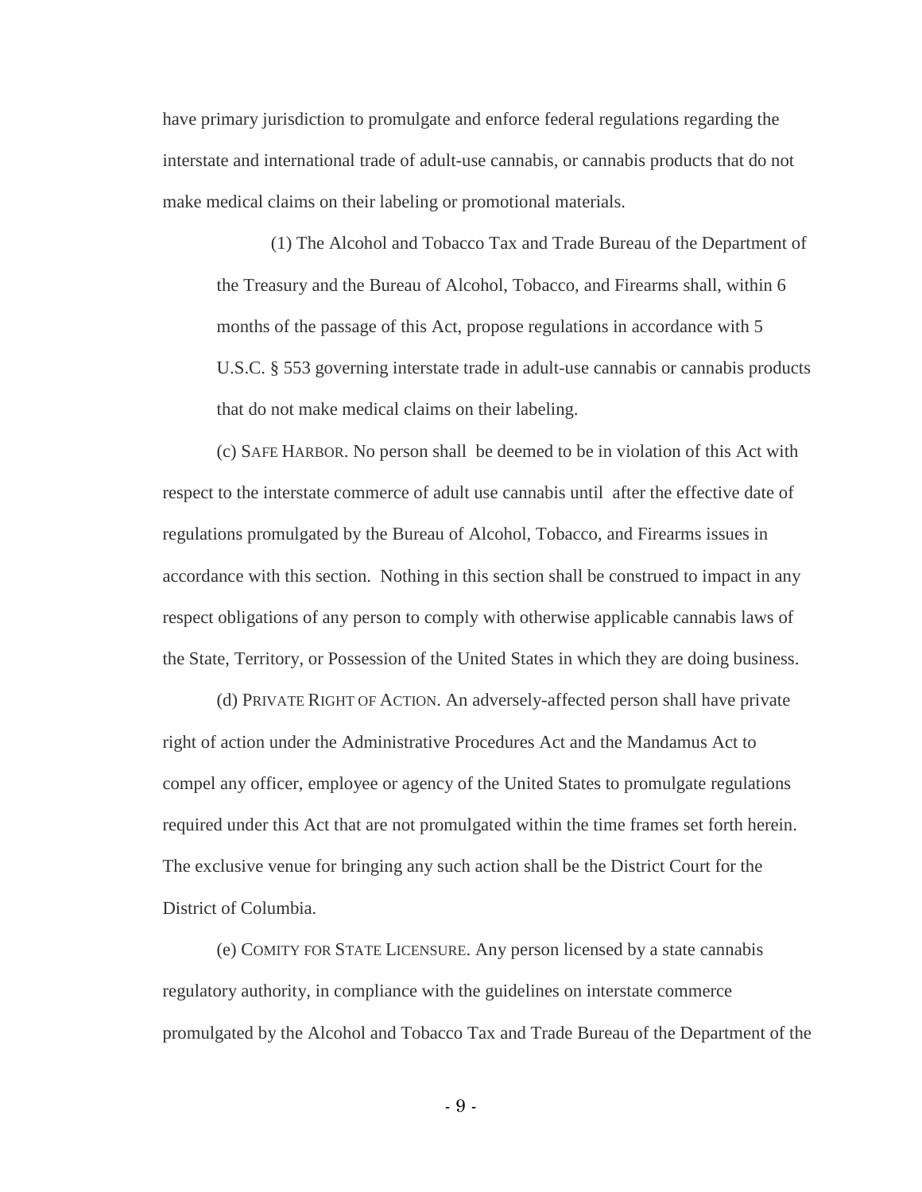have primary jurisdiction to promulgate and enforce federal regulations regarding the interstate and international trade of adult-use cannabis, or cannabis products that do not make medical claims on their labeling or promotional materials.

(1) The Alcohol and Tobacco Tax and Trade Bureau of the Department of the Treasury and the Bureau of Alcohol, Tobacco, and Firearms shall, within 6 months of the passage of this Act, propose regulations in accordance with 5 U.S.C. § 553 governing interstate trade in adult-use cannabis or cannabis products that do not make medical claims on their labeling.

(c) SAFE HARBOR. No person shall be deemed to be in violation of this Act with respect to the interstate commerce of adult use cannabis until after the effective date of regulations promulgated by the Bureau of Alcohol, Tobacco, and Firearms issues in accordance with this section. Nothing in this section shall be construed to impact in any respect obligations of any person to comply with otherwise applicable cannabis laws of the State, Territory, or Possession of the United States in which they are doing business.

(d) PRIVATE RIGHT OF ACTION. An adversely-affected person shall have private right of action under the Administrative Procedures Act and the Mandamus Act to compel any officer, employee or agency of the United States to promulgate regulations required under this Act that are not promulgated within the time frames set forth herein. The exclusive venue for bringing any such action shall be the District Court for the District of Columbia.

(e) COMITY FOR STATE LICENSURE. Any person licensed by a state cannabis regulatory authority, in compliance with the guidelines on interstate commerce promulgated by the Alcohol and Tobacco Tax and Trade Bureau of the Department of the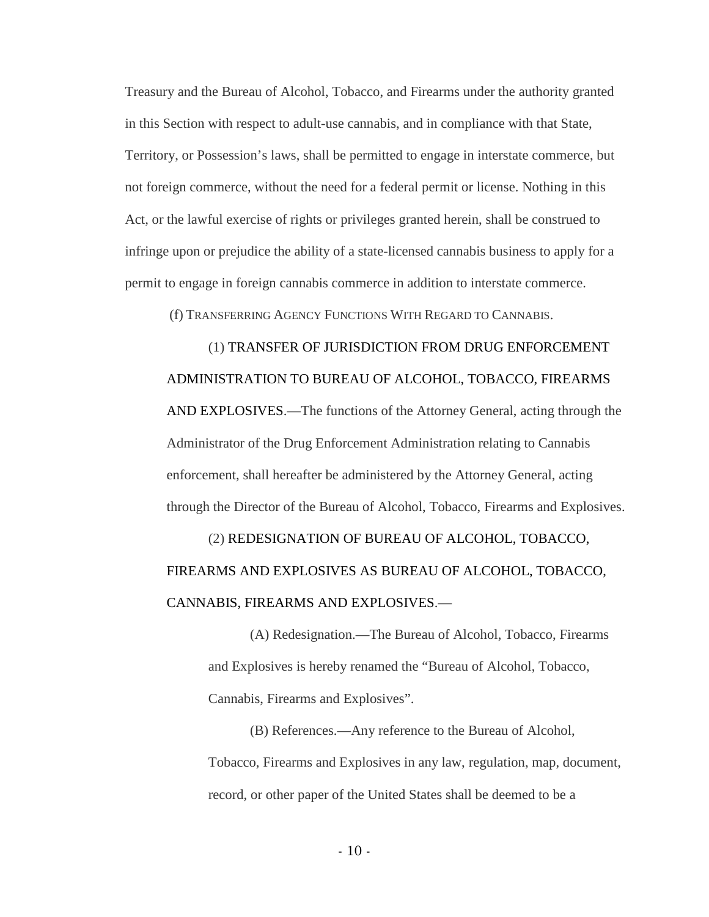Treasury and the Bureau of Alcohol, Tobacco, and Firearms under the authority granted in this Section with respect to adult-use cannabis, and in compliance with that State, Territory, or Possession's laws, shall be permitted to engage in interstate commerce, but not foreign commerce, without the need for a federal permit or license. Nothing in this Act, or the lawful exercise of rights or privileges granted herein, shall be construed to infringe upon or prejudice the ability of a state-licensed cannabis business to apply for a permit to engage in foreign cannabis commerce in addition to interstate commerce.

(f) TRANSFERRING AGENCY FUNCTIONS WITH REGARD TO CANNABIS.

(1) TRANSFER OF JURISDICTION FROM DRUG ENFORCEMENT ADMINISTRATION TO BUREAU OF ALCOHOL, TOBACCO, FIREARMS AND EXPLOSIVES.—The functions of the Attorney General, acting through the Administrator of the Drug Enforcement Administration relating to Cannabis enforcement, shall hereafter be administered by the Attorney General, acting through the Director of the Bureau of Alcohol, Tobacco, Firearms and Explosives.

(2) REDESIGNATION OF BUREAU OF ALCOHOL, TOBACCO, FIREARMS AND EXPLOSIVES AS BUREAU OF ALCOHOL, TOBACCO, CANNABIS, FIREARMS AND EXPLOSIVES.—

(A) Redesignation.—The Bureau of Alcohol, Tobacco, Firearms and Explosives is hereby renamed the "Bureau of Alcohol, Tobacco, Cannabis, Firearms and Explosives".

(B) References.—Any reference to the Bureau of Alcohol, Tobacco, Firearms and Explosives in any law, regulation, map, document, record, or other paper of the United States shall be deemed to be a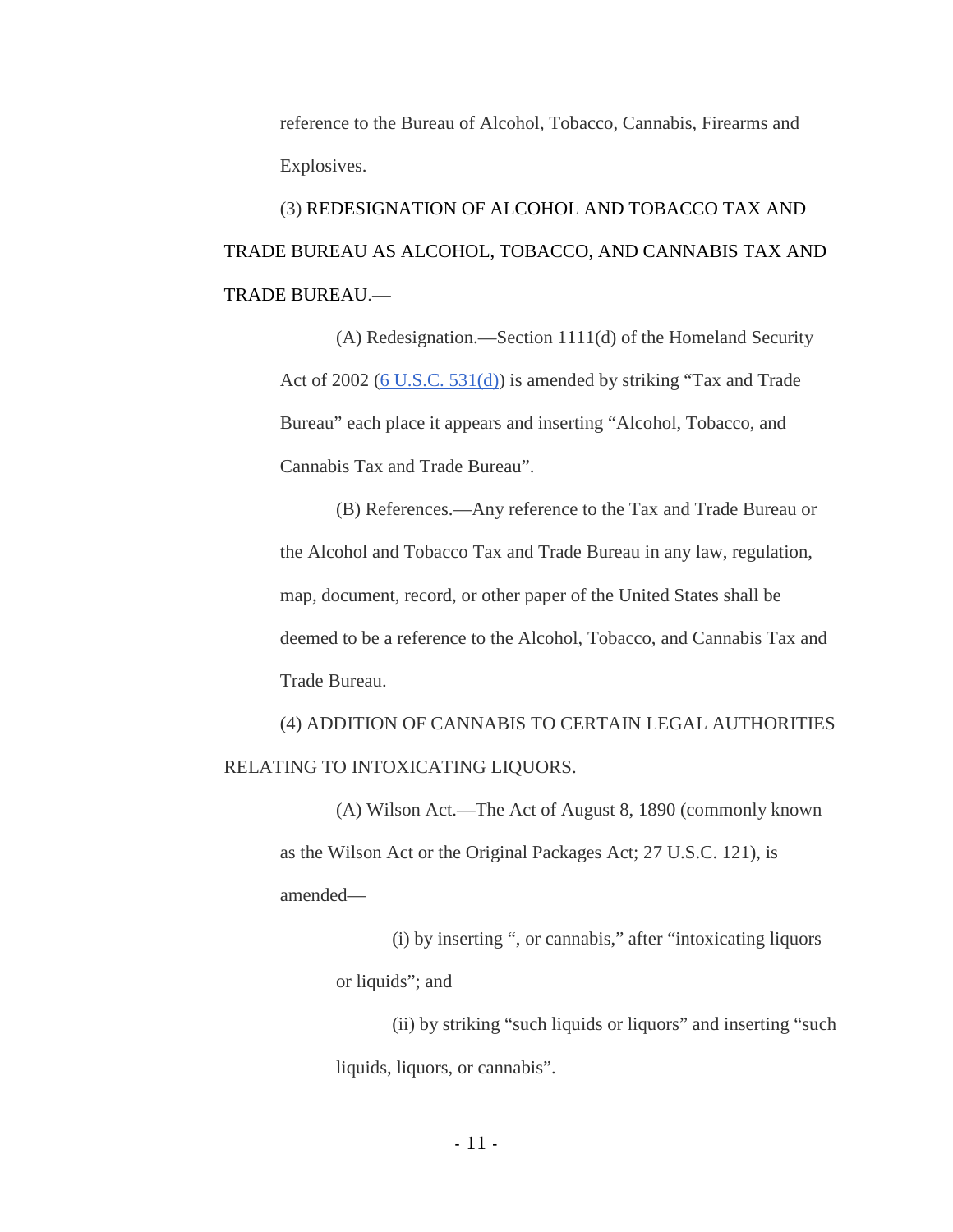reference to the Bureau of Alcohol, Tobacco, Cannabis, Firearms and Explosives.

(3) REDESIGNATION OF ALCOHOL AND TOBACCO TAX AND TRADE BUREAU AS ALCOHOL, TOBACCO, AND CANNABIS TAX AND TRADE BUREAU.—

(A) Redesignation.—Section 1111(d) of the Homeland Security Act of 2002 ([6 U.S.C. 531(d)](https://www.law.cornell.edu/uscode/text/6/531)) is amended by striking "Tax and Trade Bureau" each place it appears and inserting "Alcohol, Tobacco, and Cannabis Tax and Trade Bureau".

(B) References.—Any reference to the Tax and Trade Bureau or the Alcohol and Tobacco Tax and Trade Bureau in any law, regulation, map, document, record, or other paper of the United States shall be deemed to be a reference to the Alcohol, Tobacco, and Cannabis Tax and Trade Bureau.

(4) ADDITION OF CANNABIS TO CERTAIN LEGAL AUTHORITIES RELATING TO INTOXICATING LIQUORS.

(A) Wilson Act.—The Act of August 8, 1890 (commonly known as the Wilson Act or the Original Packages Act; 27 U.S.C. 121), is amended—

(i) by inserting ", or cannabis," after "intoxicating liquors or liquids"; and

(ii) by striking "such liquids or liquors" and inserting "such liquids, liquors, or cannabis".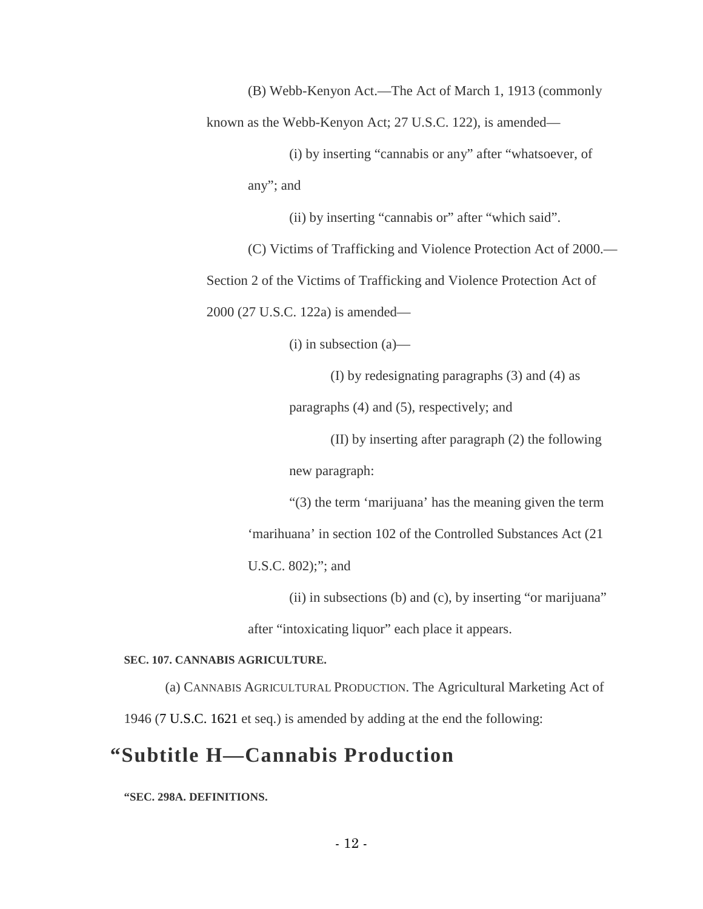(B) Webb-Kenyon Act.—The Act of March 1, 1913 (commonly known as the Webb-Kenyon Act; 27 U.S.C. 122), is amended—

(i) by inserting "cannabis or any" after "whatsoever, of any"; and

(ii) by inserting "cannabis or" after "which said".

(C) Victims of Trafficking and Violence Protection Act of 2000.—Section 2 of the Victims of Trafficking and Violence Protection Act of 2000 (27 U.S.C. 122a) is amended—

(i) in subsection (a)—

(I) by redesignating paragraphs (3) and (4) as paragraphs (4) and (5), respectively; and

(II) by inserting after paragraph (2) the following new paragraph:

"(3) the term 'marijuana' has the meaning given the term 'marihuana' in section 102 of the Controlled Substances Act (21 U.S.C. 802);"; and

(ii) in subsections (b) and (c), by inserting "or marijuana" after "intoxicating liquor" each place it appears.

**SEC. 107. CANNABIS AGRICULTURE.**

(a) CANNABIS AGRICULTURAL PRODUCTION. The Agricultural Marketing Act of 1946 (7 U.S.C. 1621 et seq.) is amended by adding at the end the following:

# "Subtitle H—Cannabis Production

**"SEC. 298A. DEFINITIONS.**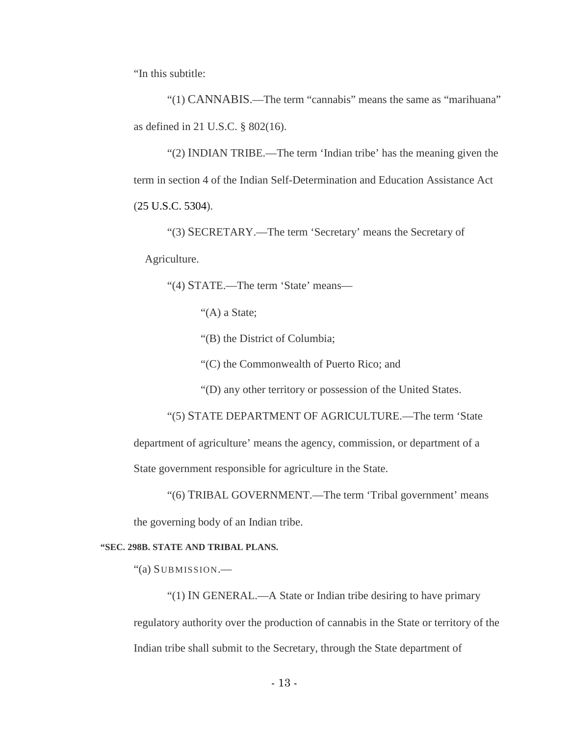"In this subtitle:

"(1) CANNABIS.—The term "cannabis" means the same as "marihuana" as defined in 21 U.S.C. § 802(16).

"(2) INDIAN TRIBE.—The term 'Indian tribe' has the meaning given the term in section 4 of the Indian Self-Determination and Education Assistance Act (25 U.S.C. 5304).

"(3) SECRETARY.—The term 'Secretary' means the Secretary of Agriculture.

"(4) STATE.—The term 'State' means—

"(A) a State;

"(B) the District of Columbia;

"(C) the Commonwealth of Puerto Rico; and

"(D) any other territory or possession of the United States.

"(5) STATE DEPARTMENT OF AGRICULTURE.—The term 'State department of agriculture' means the agency, commission, or department of a State government responsible for agriculture in the State.

"(6) TRIBAL GOVERNMENT.—The term 'Tribal government' means the governing body of an Indian tribe.

**"SEC. 298B. STATE AND TRIBAL PLANS.**

"(a) SUBMISSION.—

"(1) IN GENERAL.—A State or Indian tribe desiring to have primary regulatory authority over the production of cannabis in the State or territory of the Indian tribe shall submit to the Secretary, through the State department of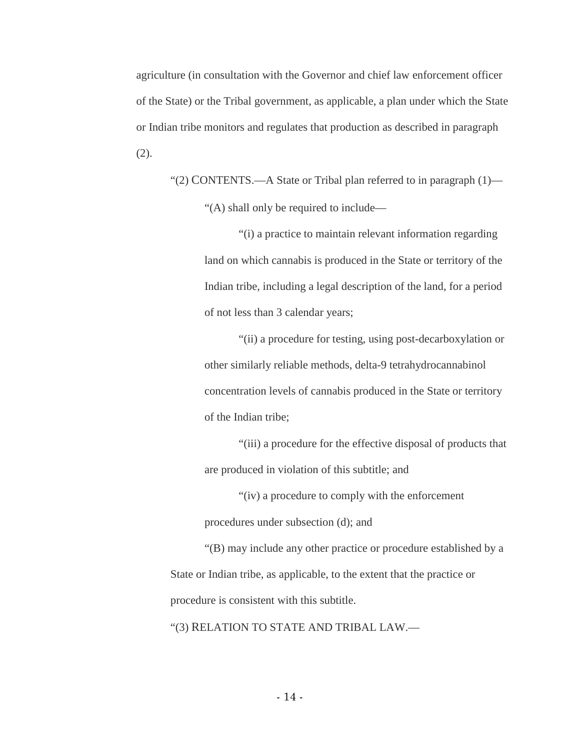agriculture (in consultation with the Governor and chief law enforcement officer of the State) or the Tribal government, as applicable, a plan under which the State or Indian tribe monitors and regulates that production as described in paragraph (2).

"(2) CONTENTS.—A State or Tribal plan referred to in paragraph (1)—

"(A) shall only be required to include—

"(i) a practice to maintain relevant information regarding land on which cannabis is produced in the State or territory of the Indian tribe, including a legal description of the land, for a period of not less than 3 calendar years;

"(ii) a procedure for testing, using post-decarboxylation or other similarly reliable methods, delta-9 tetrahydrocannabinol concentration levels of cannabis produced in the State or territory of the Indian tribe;

"(iii) a procedure for the effective disposal of products that are produced in violation of this subtitle; and

"(iv) a procedure to comply with the enforcement procedures under subsection (d); and

"(B) may include any other practice or procedure established by a State or Indian tribe, as applicable, to the extent that the practice or procedure is consistent with this subtitle.

"(3) RELATION TO STATE AND TRIBAL LAW.—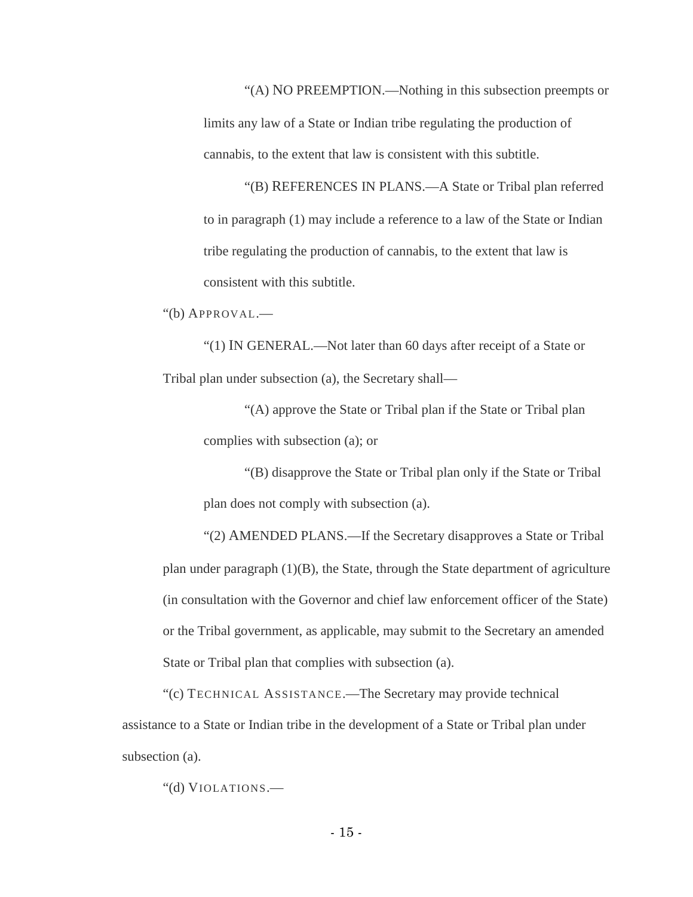"(A) NO PREEMPTION.—Nothing in this subsection preempts or limits any law of a State or Indian tribe regulating the production of cannabis, to the extent that law is consistent with this subtitle.

"(B) REFERENCES IN PLANS.—A State or Tribal plan referred to in paragraph (1) may include a reference to a law of the State or Indian tribe regulating the production of cannabis, to the extent that law is consistent with this subtitle.

"(b) APPROVAL.—

"(1) IN GENERAL.—Not later than 60 days after receipt of a State or Tribal plan under subsection (a), the Secretary shall—

"(A) approve the State or Tribal plan if the State or Tribal plan complies with subsection (a); or

"(B) disapprove the State or Tribal plan only if the State or Tribal plan does not comply with subsection (a).

"(2) AMENDED PLANS.—If the Secretary disapproves a State or Tribal plan under paragraph (1)(B), the State, through the State department of agriculture (in consultation with the Governor and chief law enforcement officer of the State) or the Tribal government, as applicable, may submit to the Secretary an amended State or Tribal plan that complies with subsection (a).

"(c) TECHNICAL ASSISTANCE.—The Secretary may provide technical assistance to a State or Indian tribe in the development of a State or Tribal plan under subsection (a).

"(d) VIOLATIONS.—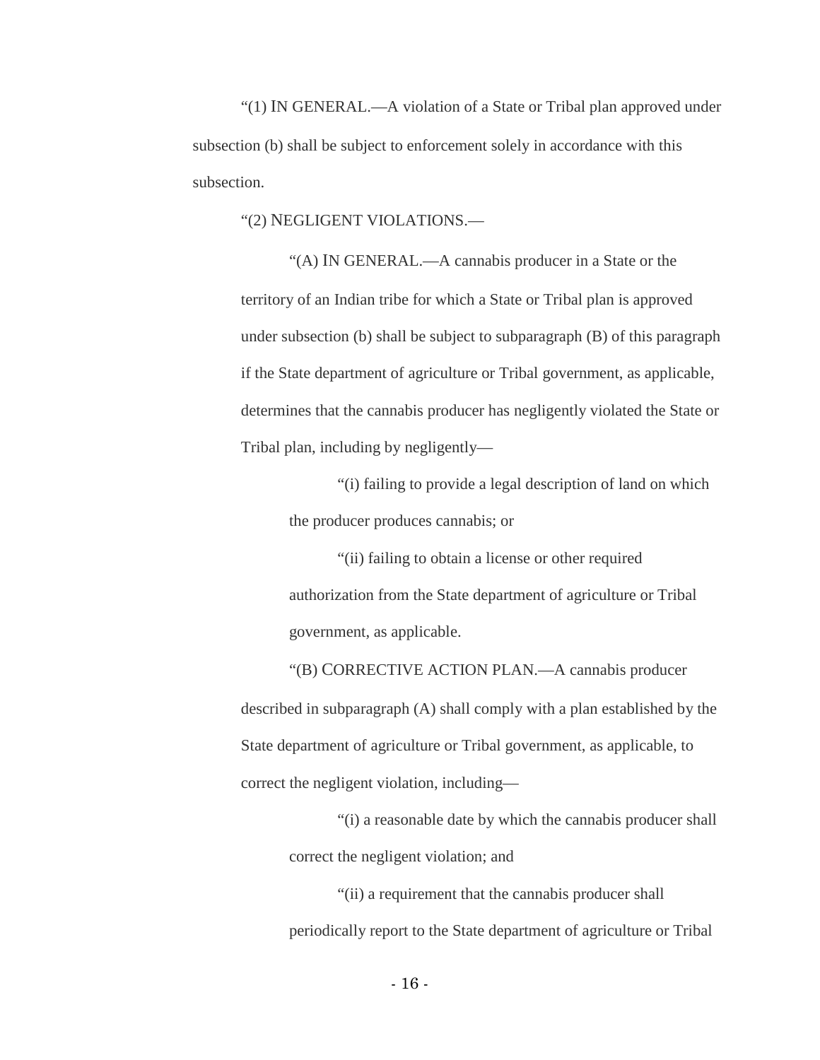"(1) IN GENERAL.—A violation of a State or Tribal plan approved under subsection (b) shall be subject to enforcement solely in accordance with this subsection.

"(2) NEGLIGENT VIOLATIONS.—

"(A) IN GENERAL.—A cannabis producer in a State or the territory of an Indian tribe for which a State or Tribal plan is approved under subsection (b) shall be subject to subparagraph (B) of this paragraph if the State department of agriculture or Tribal government, as applicable, determines that the cannabis producer has negligently violated the State or Tribal plan, including by negligently—

"(i) failing to provide a legal description of land on which the producer produces cannabis; or

"(ii) failing to obtain a license or other required authorization from the State department of agriculture or Tribal government, as applicable.

"(B) CORRECTIVE ACTION PLAN.—A cannabis producer described in subparagraph (A) shall comply with a plan established by the State department of agriculture or Tribal government, as applicable, to correct the negligent violation, including—

"(i) a reasonable date by which the cannabis producer shall correct the negligent violation; and

"(ii) a requirement that the cannabis producer shall periodically report to the State department of agriculture or Tribal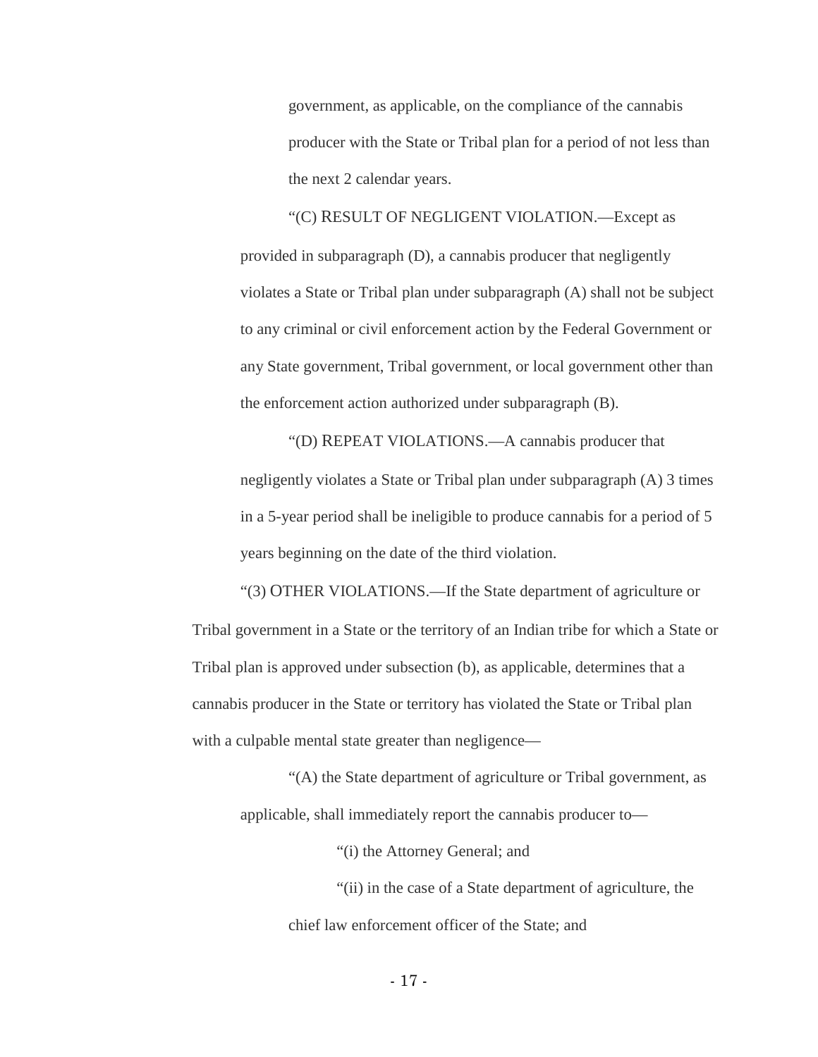government, as applicable, on the compliance of the cannabis producer with the State or Tribal plan for a period of not less than the next 2 calendar years.

"(C) RESULT OF NEGLIGENT VIOLATION.—Except as provided in subparagraph (D), a cannabis producer that negligently violates a State or Tribal plan under subparagraph (A) shall not be subject to any criminal or civil enforcement action by the Federal Government or any State government, Tribal government, or local government other than the enforcement action authorized under subparagraph (B).

"(D) REPEAT VIOLATIONS.—A cannabis producer that negligently violates a State or Tribal plan under subparagraph (A) 3 times in a 5-year period shall be ineligible to produce cannabis for a period of 5 years beginning on the date of the third violation.

"(3) OTHER VIOLATIONS.—If the State department of agriculture or Tribal government in a State or the territory of an Indian tribe for which a State or Tribal plan is approved under subsection (b), as applicable, determines that a cannabis producer in the State or territory has violated the State or Tribal plan with a culpable mental state greater than negligence—

"(A) the State department of agriculture or Tribal government, as applicable, shall immediately report the cannabis producer to—

"(i) the Attorney General; and

"(ii) in the case of a State department of agriculture, the chief law enforcement officer of the State; and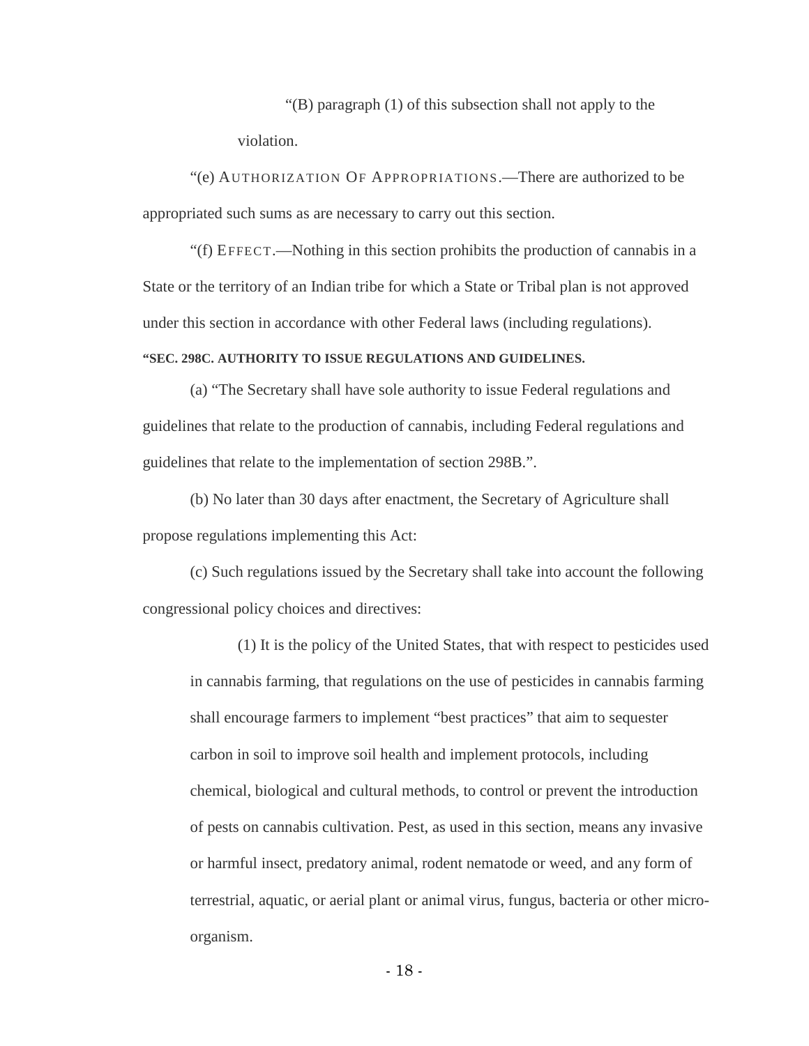"(B) paragraph (1) of this subsection shall not apply to the violation.

"(e) AUTHORIZATION OF APPROPRIATIONS.—There are authorized to be appropriated such sums as are necessary to carry out this section.

"(f) EFFECT.—Nothing in this section prohibits the production of cannabis in a State or the territory of an Indian tribe for which a State or Tribal plan is not approved under this section in accordance with other Federal laws (including regulations).

**"SEC. 298C. AUTHORITY TO ISSUE REGULATIONS AND GUIDELINES.**

(a) "The Secretary shall have sole authority to issue Federal regulations and guidelines that relate to the production of cannabis, including Federal regulations and guidelines that relate to the implementation of section 298B.".

(b) No later than 30 days after enactment, the Secretary of Agriculture shall propose regulations implementing this Act:

(c) Such regulations issued by the Secretary shall take into account the following congressional policy choices and directives:

(1) It is the policy of the United States, that with respect to pesticides used in cannabis farming, that regulations on the use of pesticides in cannabis farming shall encourage farmers to implement "best practices" that aim to sequester carbon in soil to improve soil health and implement protocols, including chemical, biological and cultural methods, to control or prevent the introduction of pests on cannabis cultivation. Pest, as used in this section, means any invasive or harmful insect, predatory animal, rodent nematode or weed, and any form of terrestrial, aquatic, or aerial plant or animal virus, fungus, bacteria or other micro-organism.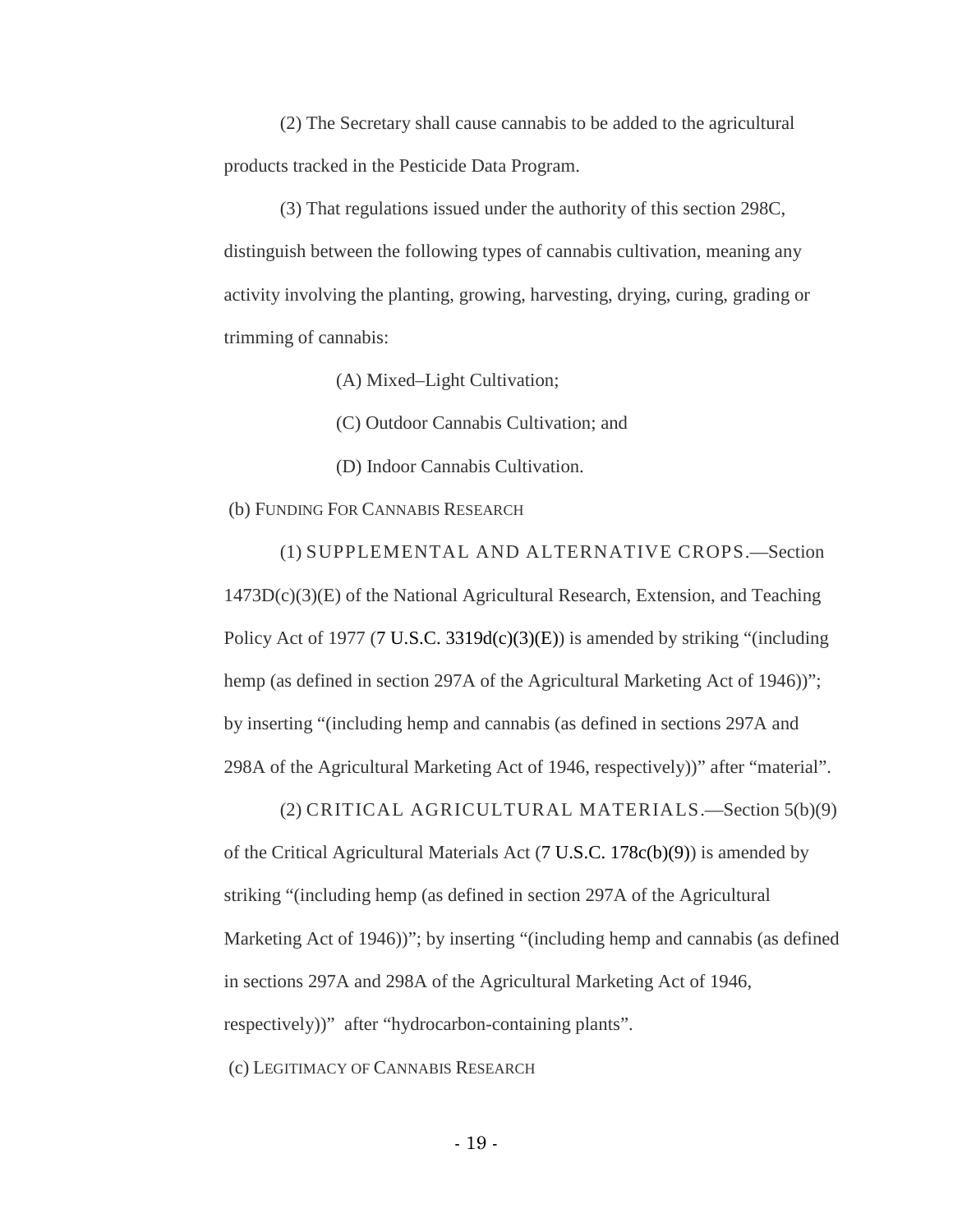(2) The Secretary shall cause cannabis to be added to the agricultural products tracked in the Pesticide Data Program.

(3) That regulations issued under the authority of this section 298C, distinguish between the following types of cannabis cultivation, meaning any activity involving the planting, growing, harvesting, drying, curing, grading or trimming of cannabis:

(A) Mixed–Light Cultivation;

(C) Outdoor Cannabis Cultivation; and

(D) Indoor Cannabis Cultivation.

(b) FUNDING FOR CANNABIS RESEARCH

(1) SUPPLEMENTAL AND ALTERNATIVE CROPS.—Section 1473D(c)(3)(E) of the National Agricultural Research, Extension, and Teaching Policy Act of 1977 (7 U.S.C. 3319d(c)(3)(E)) is amended by striking "(including hemp (as defined in section 297A of the Agricultural Marketing Act of 1946))"; by inserting "(including hemp and cannabis (as defined in sections 297A and 298A of the Agricultural Marketing Act of 1946, respectively))" after "material".

(2) CRITICAL AGRICULTURAL MATERIALS.—Section 5(b)(9) of the Critical Agricultural Materials Act (7 U.S.C. 178c(b)(9)) is amended by striking "(including hemp (as defined in section 297A of the Agricultural Marketing Act of 1946))"; by inserting "(including hemp and cannabis (as defined in sections 297A and 298A of the Agricultural Marketing Act of 1946, respectively))" after "hydrocarbon-containing plants".

(c) LEGITIMACY OF CANNABIS RESEARCH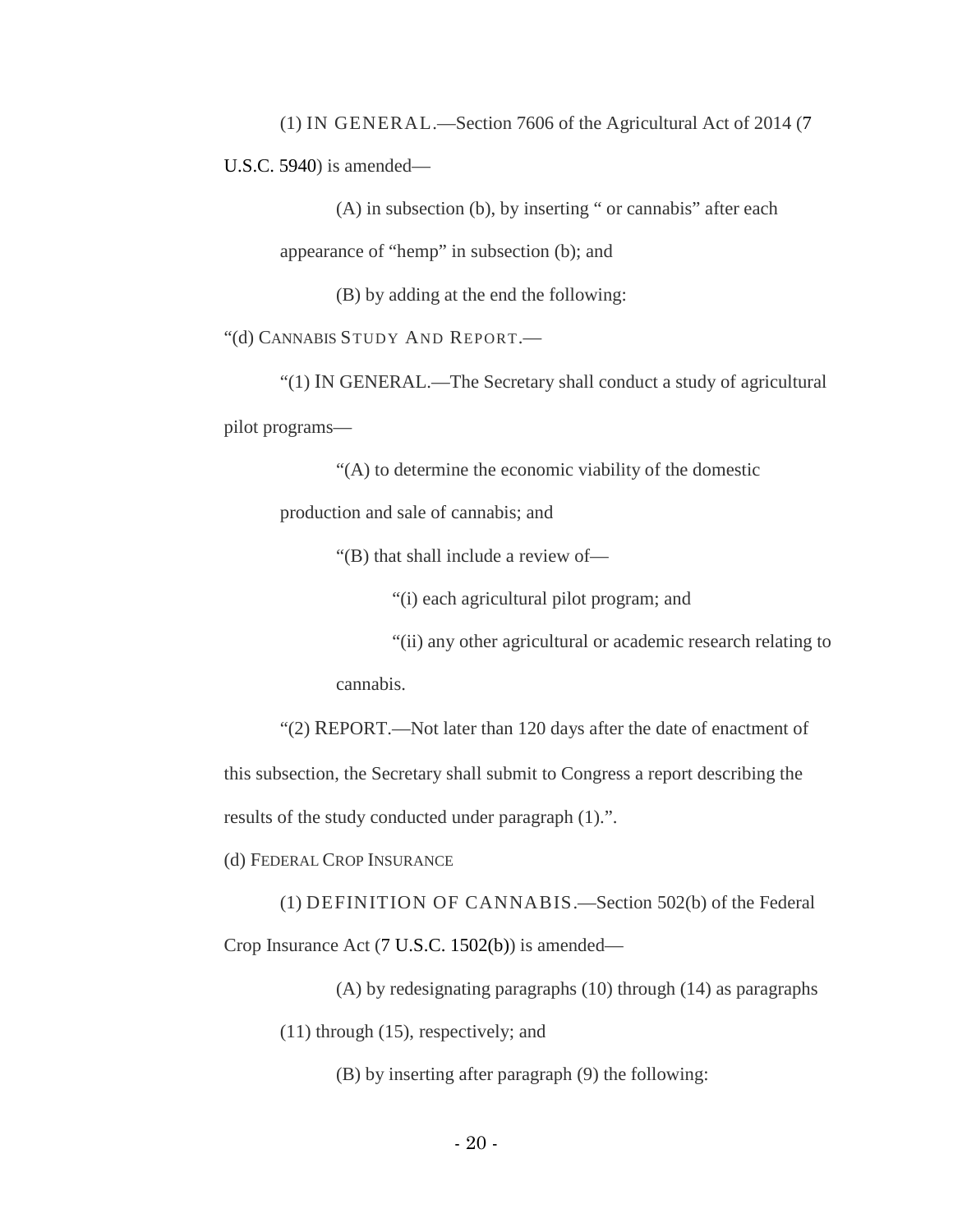(1) IN GENERAL.—Section 7606 of the Agricultural Act of 2014 (7 U.S.C. 5940) is amended—

(A) in subsection (b), by inserting " or cannabis" after each appearance of "hemp" in subsection (b); and

(B) by adding at the end the following:

"(d) CANNABIS STUDY AND REPORT.—

"(1) IN GENERAL.—The Secretary shall conduct a study of agricultural pilot programs—

"(A) to determine the economic viability of the domestic production and sale of cannabis; and

"(B) that shall include a review of—

"(i) each agricultural pilot program; and

"(ii) any other agricultural or academic research relating to cannabis.

"(2) REPORT.—Not later than 120 days after the date of enactment of this subsection, the Secretary shall submit to Congress a report describing the results of the study conducted under paragraph (1).".

(d) FEDERAL CROP INSURANCE

(1) DEFINITION OF CANNABIS.—Section 502(b) of the Federal Crop Insurance Act (7 U.S.C. 1502(b)) is amended—

(A) by redesignating paragraphs (10) through (14) as paragraphs (11) through (15), respectively; and

(B) by inserting after paragraph (9) the following: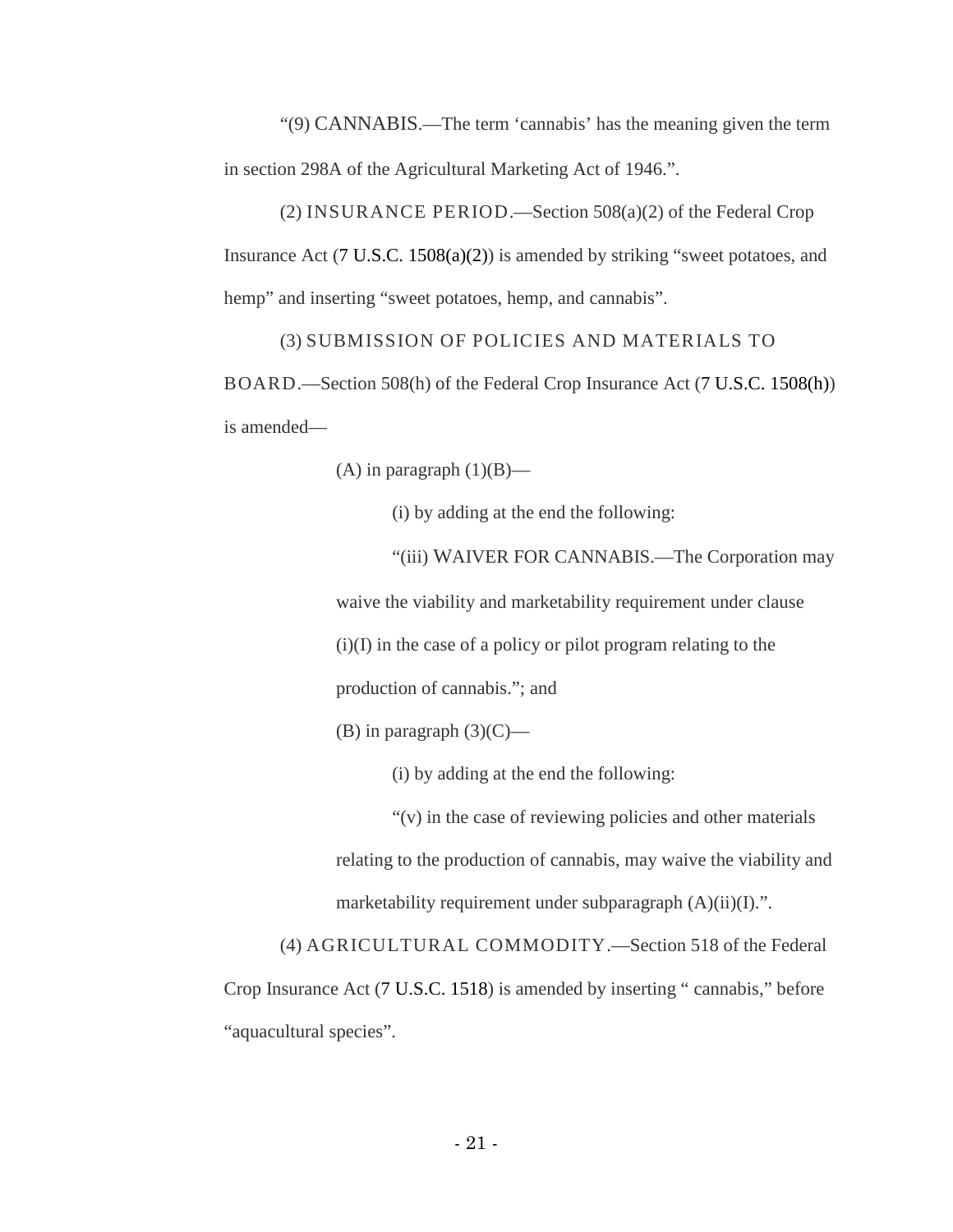"(9) CANNABIS.—The term 'cannabis' has the meaning given the term in section 298A of the Agricultural Marketing Act of 1946.".

(2) INSURANCE PERIOD.—Section 508(a)(2) of the Federal Crop Insurance Act (7 U.S.C. 1508(a)(2)) is amended by striking "sweet potatoes, and hemp" and inserting "sweet potatoes, hemp, and cannabis".

(3) SUBMISSION OF POLICIES AND MATERIALS TO BOARD.—Section 508(h) of the Federal Crop Insurance Act (7 U.S.C. 1508(h)) is amended—

(A) in paragraph (1)(B)—

(i) by adding at the end the following:

"(iii) WAIVER FOR CANNABIS.—The Corporation may waive the viability and marketability requirement under clause (i)(I) in the case of a policy or pilot program relating to the production of cannabis."; and

(B) in paragraph (3)(C)—

(i) by adding at the end the following:

"(v) in the case of reviewing policies and other materials relating to the production of cannabis, may waive the viability and marketability requirement under subparagraph (A)(ii)(I).".

(4) AGRICULTURAL COMMODITY.—Section 518 of the Federal Crop Insurance Act (7 U.S.C. 1518) is amended by inserting " cannabis," before "aquacultural species".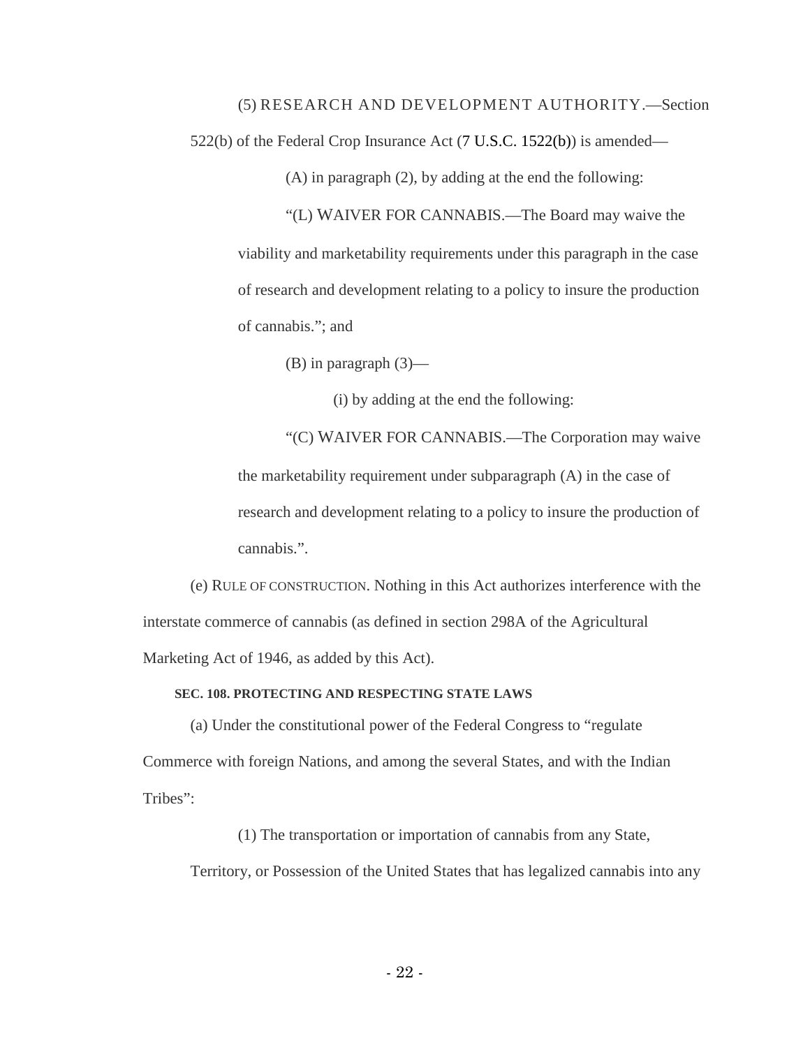(5) RESEARCH AND DEVELOPMENT AUTHORITY.—Section 522(b) of the Federal Crop Insurance Act (7 U.S.C. 1522(b)) is amended—

(A) in paragraph (2), by adding at the end the following:

"(L) WAIVER FOR CANNABIS.—The Board may waive the viability and marketability requirements under this paragraph in the case of research and development relating to a policy to insure the production of cannabis."; and

(B) in paragraph (3)—

(i) by adding at the end the following:

"(C) WAIVER FOR CANNABIS.—The Corporation may waive the marketability requirement under subparagraph (A) in the case of research and development relating to a policy to insure the production of cannabis.".

(e) RULE OF CONSTRUCTION. Nothing in this Act authorizes interference with the interstate commerce of cannabis (as defined in section 298A of the Agricultural Marketing Act of 1946, as added by this Act).

**SEC. 108. PROTECTING AND RESPECTING STATE LAWS**

(a) Under the constitutional power of the Federal Congress to "regulate Commerce with foreign Nations, and among the several States, and with the Indian Tribes":

(1) The transportation or importation of cannabis from any State, Territory, or Possession of the United States that has legalized cannabis into any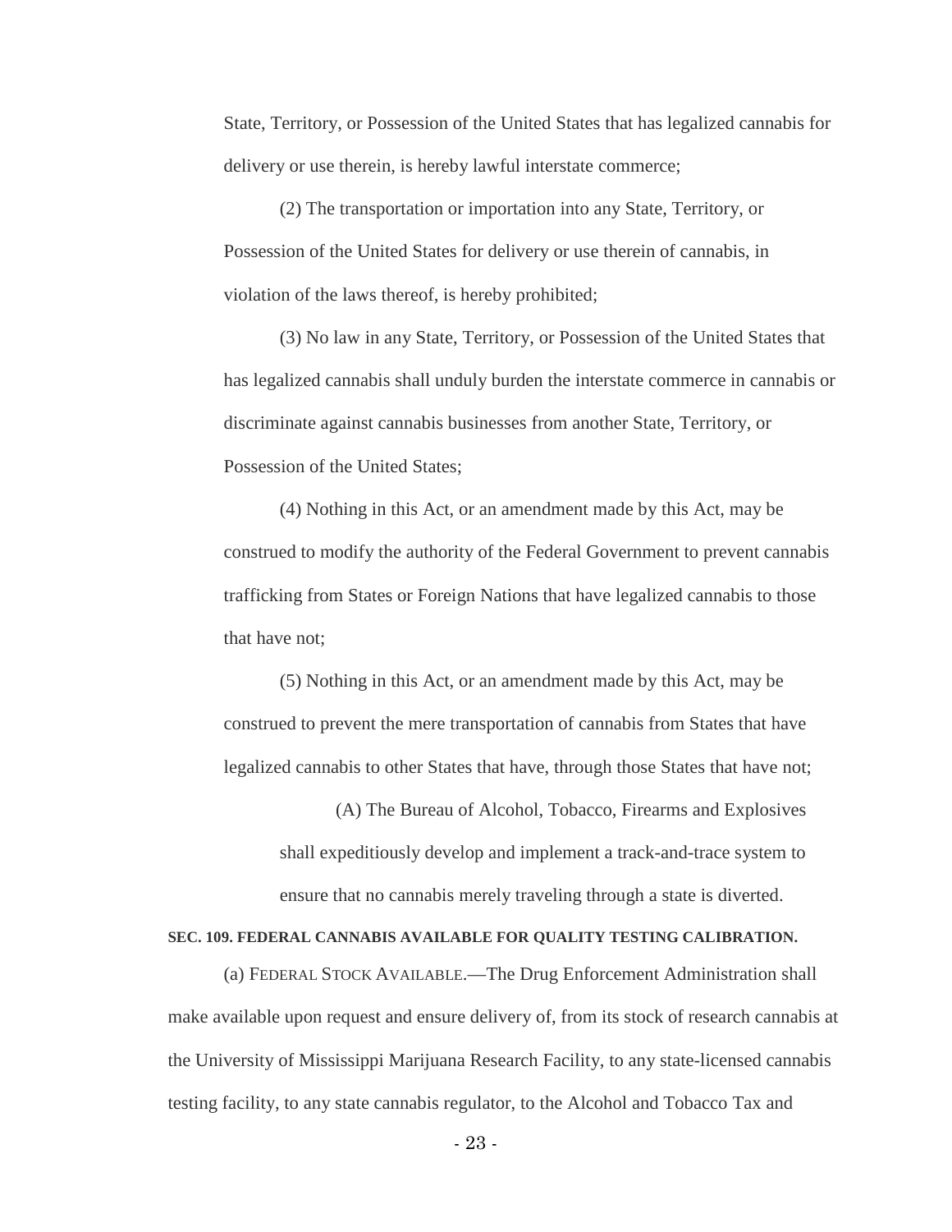State, Territory, or Possession of the United States that has legalized cannabis for delivery or use therein, is hereby lawful interstate commerce;

(2) The transportation or importation into any State, Territory, or Possession of the United States for delivery or use therein of cannabis, in violation of the laws thereof, is hereby prohibited;

(3) No law in any State, Territory, or Possession of the United States that has legalized cannabis shall unduly burden the interstate commerce in cannabis or discriminate against cannabis businesses from another State, Territory, or Possession of the United States;

(4) Nothing in this Act, or an amendment made by this Act, may be construed to modify the authority of the Federal Government to prevent cannabis trafficking from States or Foreign Nations that have legalized cannabis to those that have not;

(5) Nothing in this Act, or an amendment made by this Act, may be construed to prevent the mere transportation of cannabis from States that have legalized cannabis to other States that have, through those States that have not;

(A) The Bureau of Alcohol, Tobacco, Firearms and Explosives shall expeditiously develop and implement a track-and-trace system to ensure that no cannabis merely traveling through a state is diverted.

**SEC. 109. FEDERAL CANNABIS AVAILABLE FOR QUALITY TESTING CALIBRATION.**

(a) FEDERAL STOCK AVAILABLE.—The Drug Enforcement Administration shall make available upon request and ensure delivery of, from its stock of research cannabis at the University of Mississippi Marijuana Research Facility, to any state-licensed cannabis testing facility, to any state cannabis regulator, to the Alcohol and Tobacco Tax and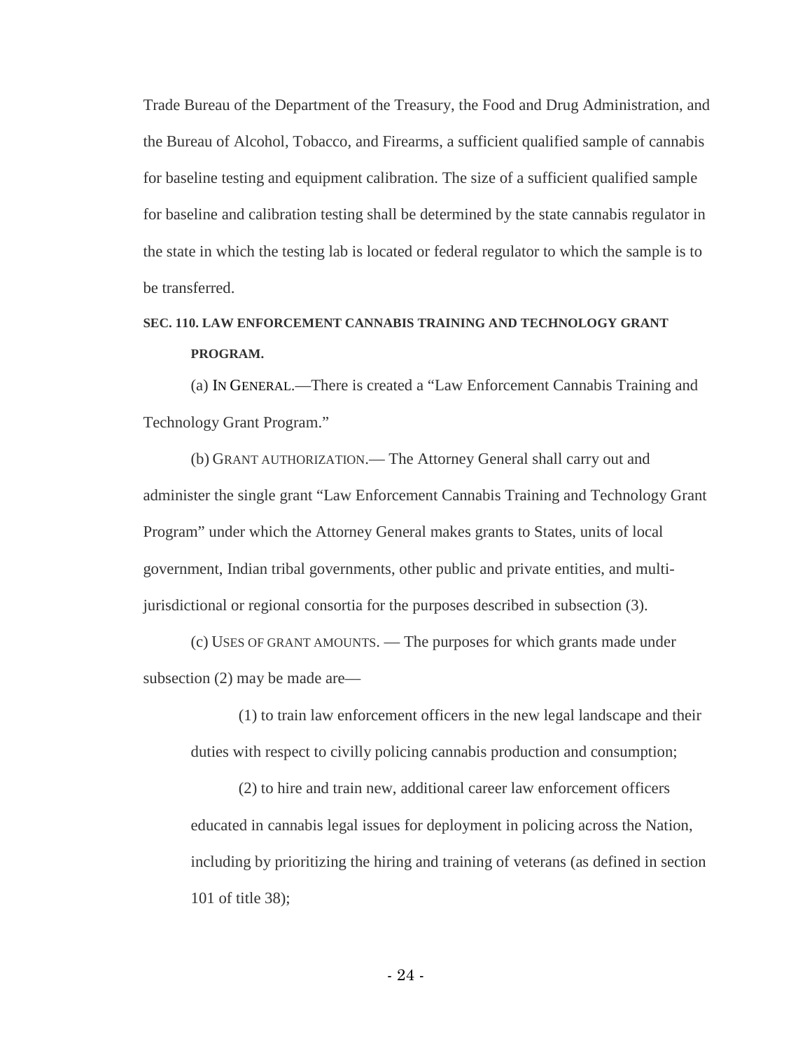Trade Bureau of the Department of the Treasury, the Food and Drug Administration, and the Bureau of Alcohol, Tobacco, and Firearms, a sufficient qualified sample of cannabis for baseline testing and equipment calibration. The size of a sufficient qualified sample for baseline and calibration testing shall be determined by the state cannabis regulator in the state in which the testing lab is located or federal regulator to which the sample is to be transferred.

**SEC. 110. LAW ENFORCEMENT CANNABIS TRAINING AND TECHNOLOGY GRANT PROGRAM.**

(a) IN GENERAL.—There is created a "Law Enforcement Cannabis Training and Technology Grant Program."

(b) GRANT AUTHORIZATION.— The Attorney General shall carry out and administer the single grant "Law Enforcement Cannabis Training and Technology Grant Program" under which the Attorney General makes grants to States, units of local government, Indian tribal governments, other public and private entities, and multi-jurisdictional or regional consortia for the purposes described in subsection (3).

(c) USES OF GRANT AMOUNTS. — The purposes for which grants made under subsection (2) may be made are—

(1) to train law enforcement officers in the new legal landscape and their duties with respect to civilly policing cannabis production and consumption;

(2) to hire and train new, additional career law enforcement officers educated in cannabis legal issues for deployment in policing across the Nation, including by prioritizing the hiring and training of veterans (as defined in section 101 of title 38);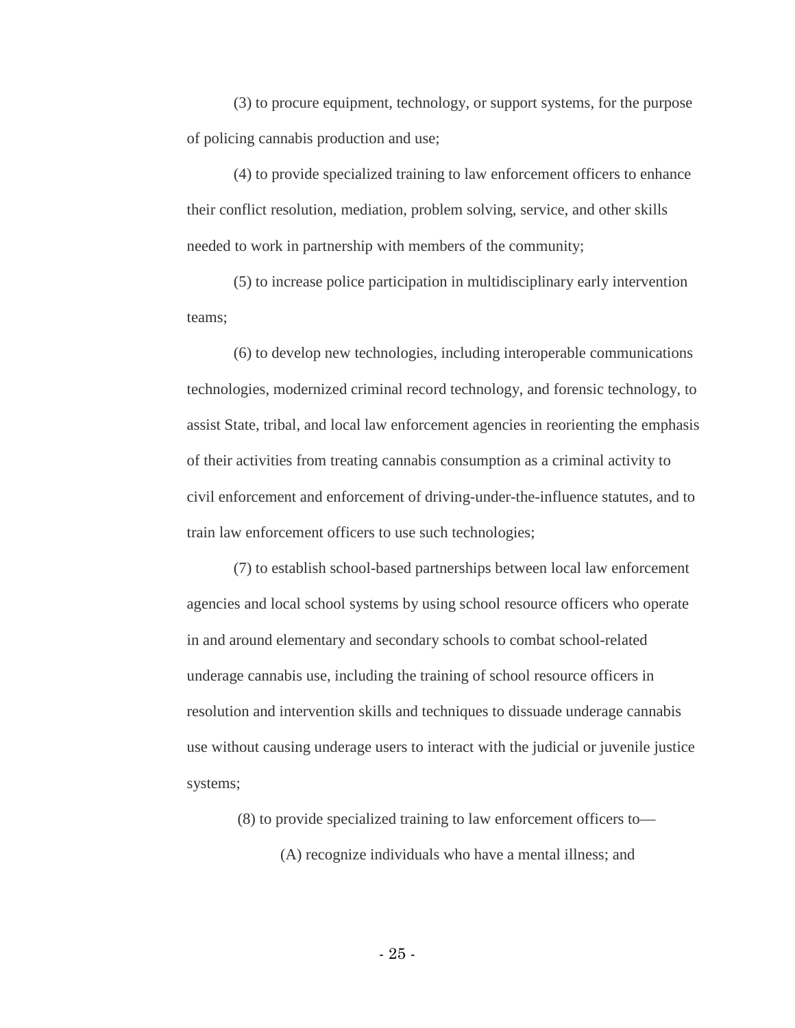(3) to procure equipment, technology, or support systems, for the purpose of policing cannabis production and use;

(4) to provide specialized training to law enforcement officers to enhance their conflict resolution, mediation, problem solving, service, and other skills needed to work in partnership with members of the community;

(5) to increase police participation in multidisciplinary early intervention teams;

(6) to develop new technologies, including interoperable communications technologies, modernized criminal record technology, and forensic technology, to assist State, tribal, and local law enforcement agencies in reorienting the emphasis of their activities from treating cannabis consumption as a criminal activity to civil enforcement and enforcement of driving-under-the-influence statutes, and to train law enforcement officers to use such technologies;

(7) to establish school-based partnerships between local law enforcement agencies and local school systems by using school resource officers who operate in and around elementary and secondary schools to combat school-related underage cannabis use, including the training of school resource officers in resolution and intervention skills and techniques to dissuade underage cannabis use without causing underage users to interact with the judicial or juvenile justice systems;

(8) to provide specialized training to law enforcement officers to—

(A) recognize individuals who have a mental illness; and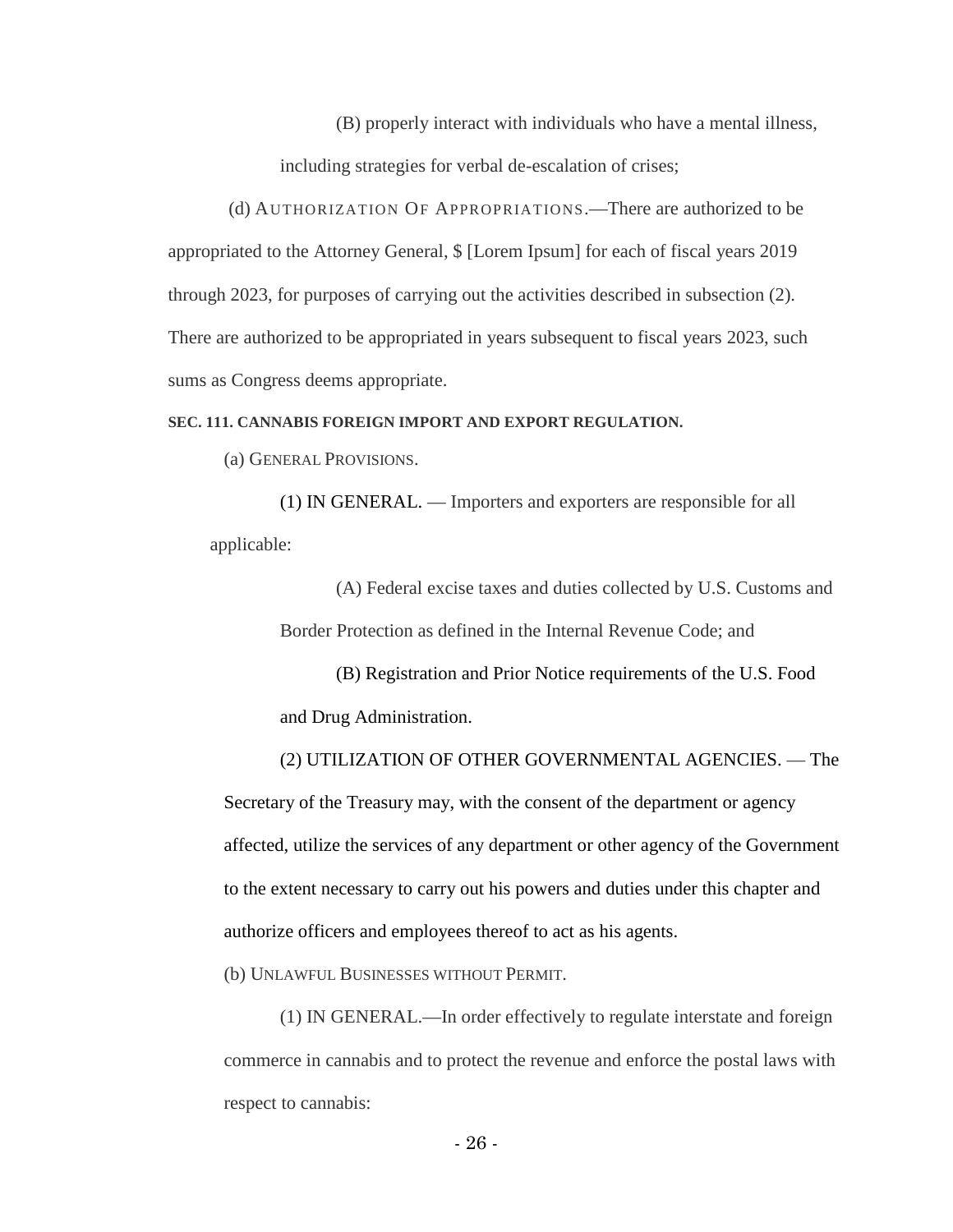(B) properly interact with individuals who have a mental illness, including strategies for verbal de-escalation of crises;

(d) AUTHORIZATION OF APPROPRIATIONS.—There are authorized to be appropriated to the Attorney General, $ [Lorem Ipsum] for each of fiscal years 2019 through 2023, for purposes of carrying out the activities described in subsection (2). There are authorized to be appropriated in years subsequent to fiscal years 2023, such sums as Congress deems appropriate.

**SEC. 111. CANNABIS FOREIGN IMPORT AND EXPORT REGULATION.**

(a) GENERAL PROVISIONS.

(1) IN GENERAL. — Importers and exporters are responsible for all applicable:

(A) Federal excise taxes and duties collected by U.S. Customs and Border Protection as defined in the Internal Revenue Code; and

(B) Registration and Prior Notice requirements of the U.S. Food and Drug Administration.

(2) UTILIZATION OF OTHER GOVERNMENTAL AGENCIES. — The Secretary of the Treasury may, with the consent of the department or agency affected, utilize the services of any department or other agency of the Government to the extent necessary to carry out his powers and duties under this chapter and authorize officers and employees thereof to act as his agents.

(b) UNLAWFUL BUSINESSES WITHOUT PERMIT.

(1) IN GENERAL.—In order effectively to regulate interstate and foreign commerce in cannabis and to protect the revenue and enforce the postal laws with respect to cannabis: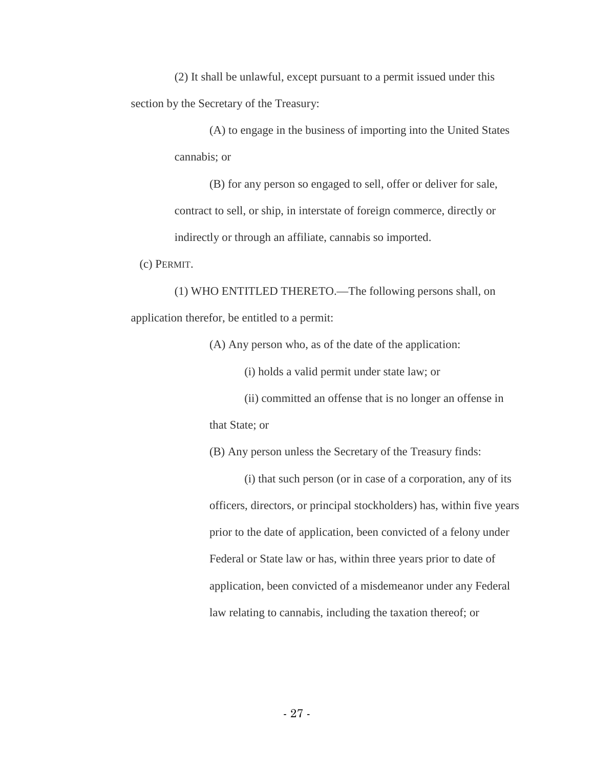(2) It shall be unlawful, except pursuant to a permit issued under this section by the Secretary of the Treasury:

(A) to engage in the business of importing into the United States cannabis; or

(B) for any person so engaged to sell, offer or deliver for sale, contract to sell, or ship, in interstate of foreign commerce, directly or indirectly or through an affiliate, cannabis so imported.

(c) PERMIT.

(1) WHO ENTITLED THERETO.—The following persons shall, on application therefor, be entitled to a permit:

(A) Any person who, as of the date of the application:

(i) holds a valid permit under state law; or

(ii) committed an offense that is no longer an offense in that State; or

(B) Any person unless the Secretary of the Treasury finds:

(i) that such person (or in case of a corporation, any of its officers, directors, or principal stockholders) has, within five years prior to the date of application, been convicted of a felony under Federal or State law or has, within three years prior to date of application, been convicted of a misdemeanor under any Federal law relating to cannabis, including the taxation thereof; or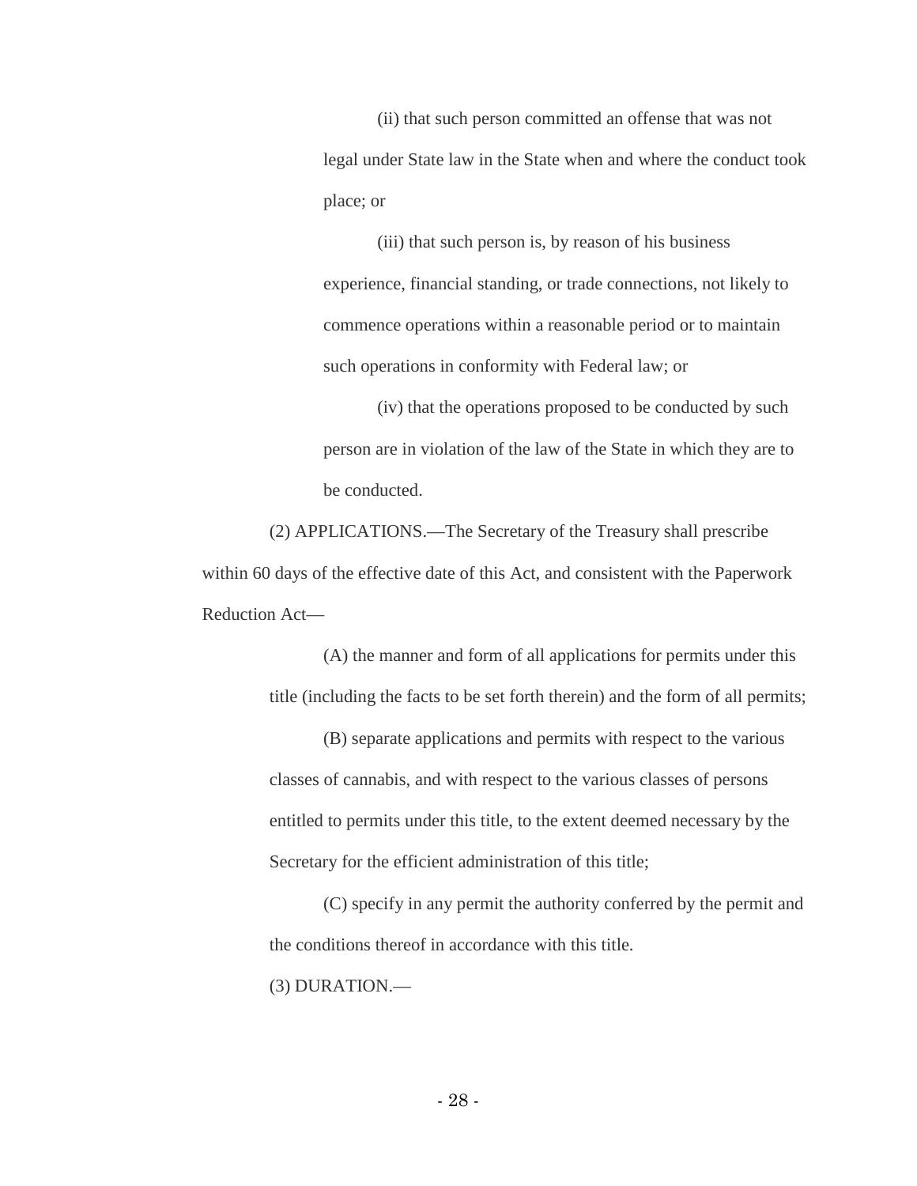(ii) that such person committed an offense that was not legal under State law in the State when and where the conduct took place; or

(iii) that such person is, by reason of his business experience, financial standing, or trade connections, not likely to commence operations within a reasonable period or to maintain such operations in conformity with Federal law; or

(iv) that the operations proposed to be conducted by such person are in violation of the law of the State in which they are to be conducted.

(2) APPLICATIONS.—The Secretary of the Treasury shall prescribe within 60 days of the effective date of this Act, and consistent with the Paperwork Reduction Act—

(A) the manner and form of all applications for permits under this title (including the facts to be set forth therein) and the form of all permits;

(B) separate applications and permits with respect to the various classes of cannabis, and with respect to the various classes of persons entitled to permits under this title, to the extent deemed necessary by the Secretary for the efficient administration of this title;

(C) specify in any permit the authority conferred by the permit and the conditions thereof in accordance with this title.

(3) DURATION.—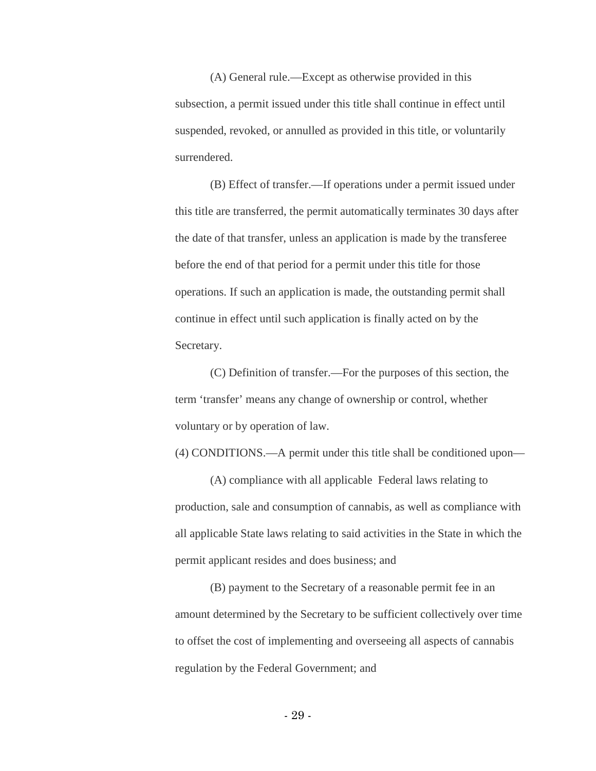(A) General rule.—Except as otherwise provided in this subsection, a permit issued under this title shall continue in effect until suspended, revoked, or annulled as provided in this title, or voluntarily surrendered.

(B) Effect of transfer.—If operations under a permit issued under this title are transferred, the permit automatically terminates 30 days after the date of that transfer, unless an application is made by the transferee before the end of that period for a permit under this title for those operations. If such an application is made, the outstanding permit shall continue in effect until such application is finally acted on by the Secretary.

(C) Definition of transfer.—For the purposes of this section, the term 'transfer' means any change of ownership or control, whether voluntary or by operation of law.

(4) CONDITIONS.—A permit under this title shall be conditioned upon—

(A) compliance with all applicable Federal laws relating to production, sale and consumption of cannabis, as well as compliance with all applicable State laws relating to said activities in the State in which the permit applicant resides and does business; and

(B) payment to the Secretary of a reasonable permit fee in an amount determined by the Secretary to be sufficient collectively over time to offset the cost of implementing and overseeing all aspects of cannabis regulation by the Federal Government; and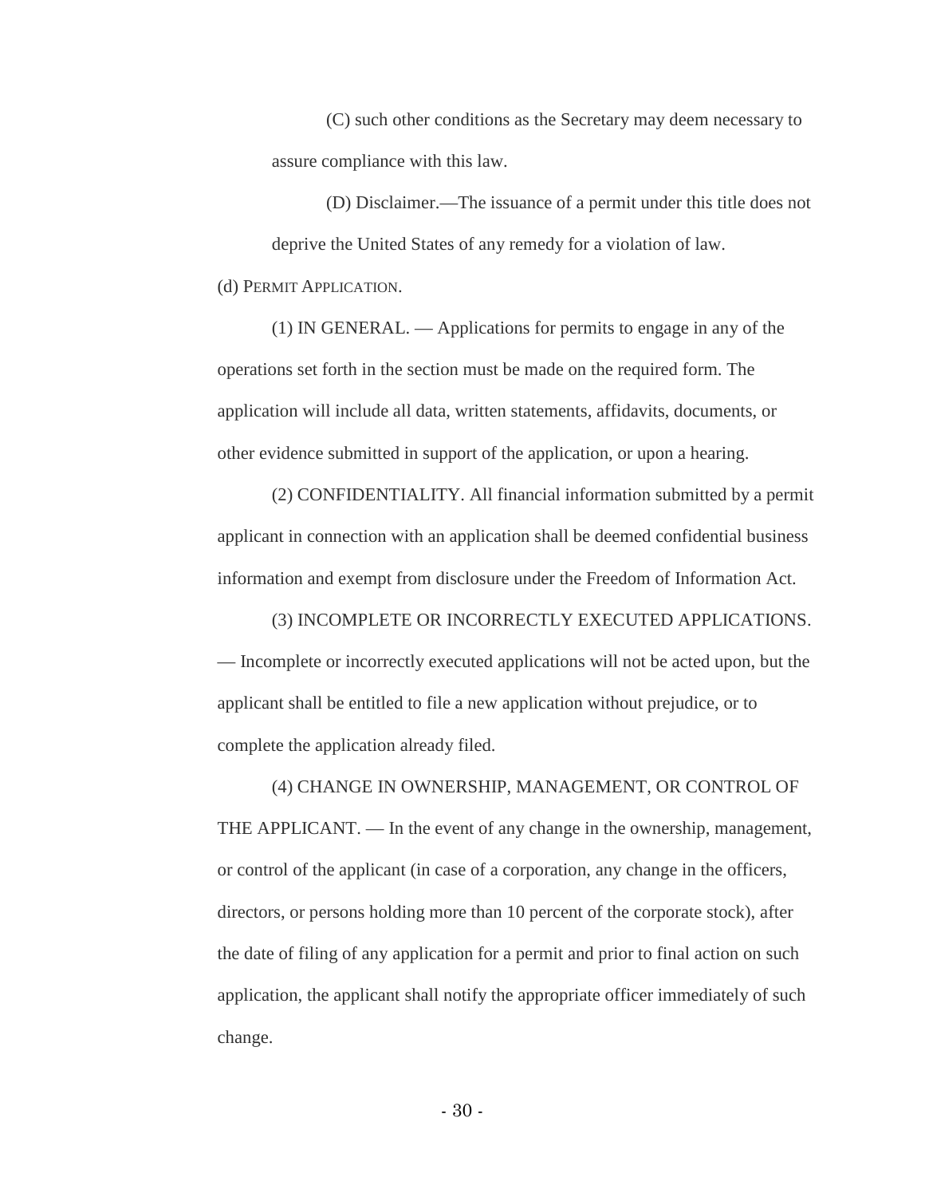(C) such other conditions as the Secretary may deem necessary to assure compliance with this law.

(D) Disclaimer.—The issuance of a permit under this title does not deprive the United States of any remedy for a violation of law.

(d) PERMIT APPLICATION.

(1) IN GENERAL. — Applications for permits to engage in any of the operations set forth in the section must be made on the required form. The application will include all data, written statements, affidavits, documents, or other evidence submitted in support of the application, or upon a hearing.

(2) CONFIDENTIALITY. All financial information submitted by a permit applicant in connection with an application shall be deemed confidential business information and exempt from disclosure under the Freedom of Information Act.

(3) INCOMPLETE OR INCORRECTLY EXECUTED APPLICATIONS. — Incomplete or incorrectly executed applications will not be acted upon, but the applicant shall be entitled to file a new application without prejudice, or to complete the application already filed.

(4) CHANGE IN OWNERSHIP, MANAGEMENT, OR CONTROL OF THE APPLICANT. — In the event of any change in the ownership, management, or control of the applicant (in case of a corporation, any change in the officers, directors, or persons holding more than 10 percent of the corporate stock), after the date of filing of any application for a permit and prior to final action on such application, the applicant shall notify the appropriate officer immediately of such change.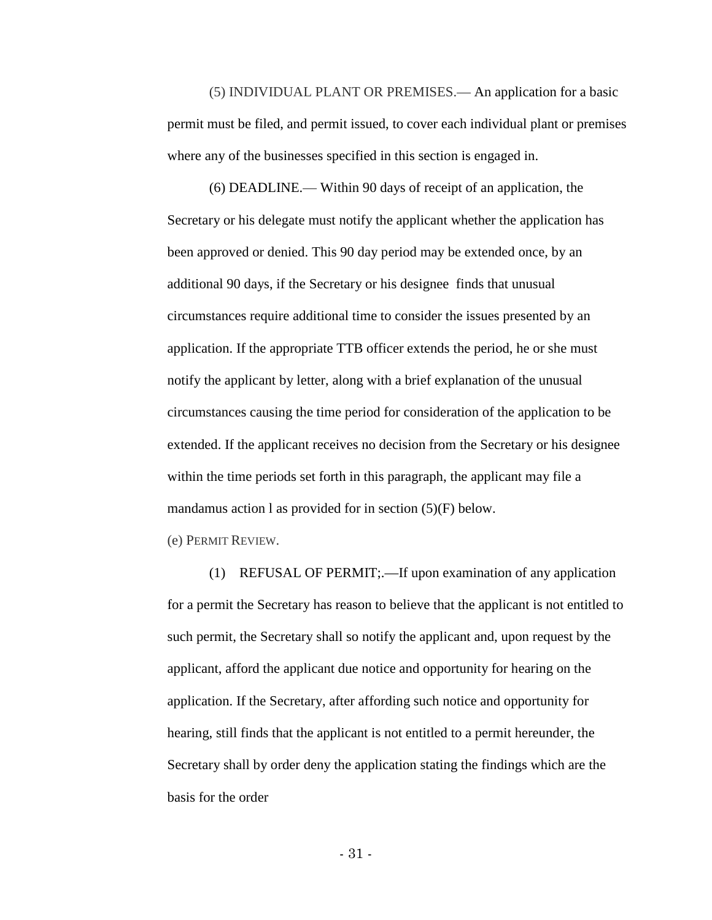(5) INDIVIDUAL PLANT OR PREMISES.— An application for a basic permit must be filed, and permit issued, to cover each individual plant or premises where any of the businesses specified in this section is engaged in.

(6) DEADLINE.— Within 90 days of receipt of an application, the Secretary or his delegate must notify the applicant whether the application has been approved or denied. This 90 day period may be extended once, by an additional 90 days, if the Secretary or his designee finds that unusual circumstances require additional time to consider the issues presented by an application. If the appropriate TTB officer extends the period, he or she must notify the applicant by letter, along with a brief explanation of the unusual circumstances causing the time period for consideration of the application to be extended. If the applicant receives no decision from the Secretary or his designee within the time periods set forth in this paragraph, the applicant may file a mandamus action l as provided for in section (5)(F) below.

(e) PERMIT REVIEW.

(1) REFUSAL OF PERMIT;.—If upon examination of any application for a permit the Secretary has reason to believe that the applicant is not entitled to such permit, the Secretary shall so notify the applicant and, upon request by the applicant, afford the applicant due notice and opportunity for hearing on the application. If the Secretary, after affording such notice and opportunity for hearing, still finds that the applicant is not entitled to a permit hereunder, the Secretary shall by order deny the application stating the findings which are the basis for the order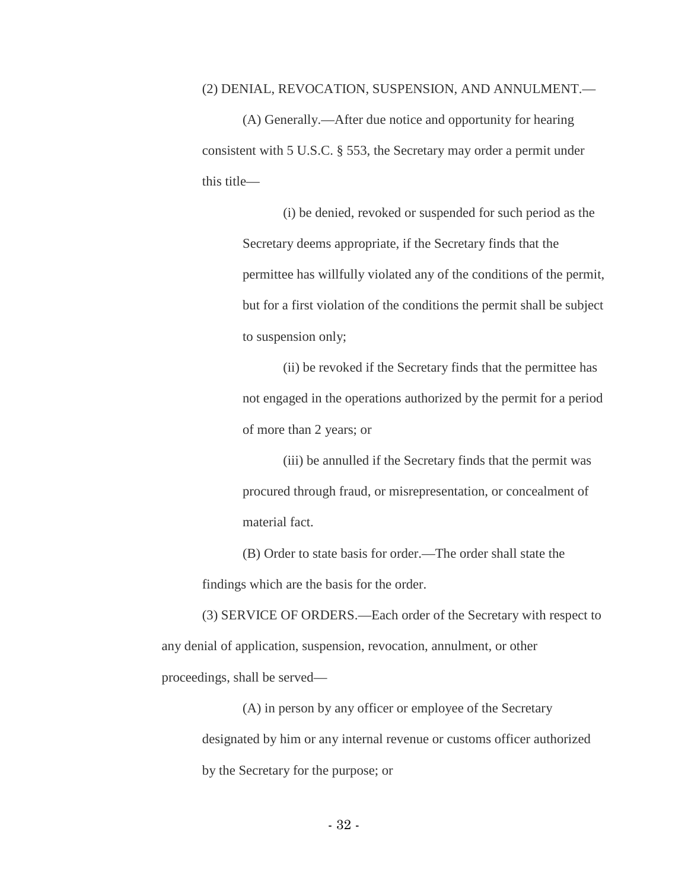(2) DENIAL, REVOCATION, SUSPENSION, AND ANNULMENT.—

(A) Generally.—After due notice and opportunity for hearing consistent with 5 U.S.C. § 553, the Secretary may order a permit under this title—

(i) be denied, revoked or suspended for such period as the Secretary deems appropriate, if the Secretary finds that the permittee has willfully violated any of the conditions of the permit, but for a first violation of the conditions the permit shall be subject to suspension only;

(ii) be revoked if the Secretary finds that the permittee has not engaged in the operations authorized by the permit for a period of more than 2 years; or

(iii) be annulled if the Secretary finds that the permit was procured through fraud, or misrepresentation, or concealment of material fact.

(B) Order to state basis for order.—The order shall state the findings which are the basis for the order.

(3) SERVICE OF ORDERS.—Each order of the Secretary with respect to any denial of application, suspension, revocation, annulment, or other proceedings, shall be served—

(A) in person by any officer or employee of the Secretary designated by him or any internal revenue or customs officer authorized by the Secretary for the purpose; or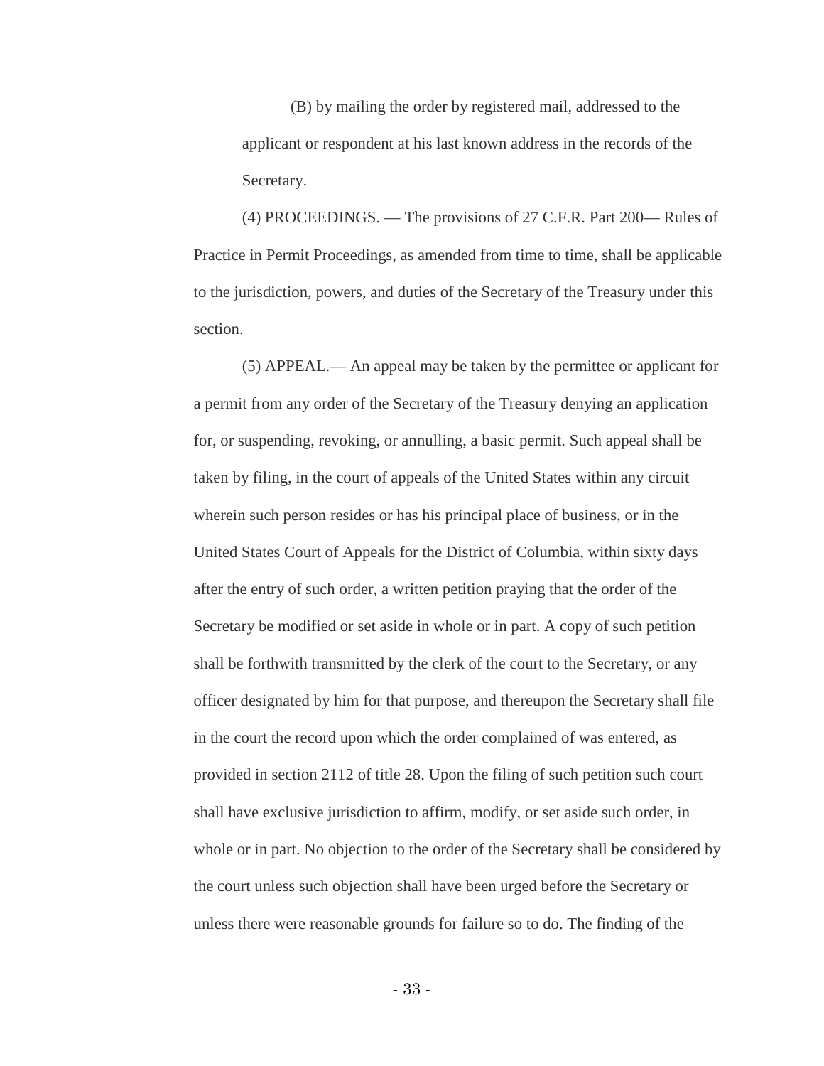(B) by mailing the order by registered mail, addressed to the applicant or respondent at his last known address in the records of the Secretary.

(4) PROCEEDINGS. — The provisions of 27 C.F.R. Part 200— Rules of Practice in Permit Proceedings, as amended from time to time, shall be applicable to the jurisdiction, powers, and duties of the Secretary of the Treasury under this section.

(5) APPEAL.— An appeal may be taken by the permittee or applicant for a permit from any order of the Secretary of the Treasury denying an application for, or suspending, revoking, or annulling, a basic permit. Such appeal shall be taken by filing, in the court of appeals of the United States within any circuit wherein such person resides or has his principal place of business, or in the United States Court of Appeals for the District of Columbia, within sixty days after the entry of such order, a written petition praying that the order of the Secretary be modified or set aside in whole or in part. A copy of such petition shall be forthwith transmitted by the clerk of the court to the Secretary, or any officer designated by him for that purpose, and thereupon the Secretary shall file in the court the record upon which the order complained of was entered, as provided in section 2112 of title 28. Upon the filing of such petition such court shall have exclusive jurisdiction to affirm, modify, or set aside such order, in whole or in part. No objection to the order of the Secretary shall be considered by the court unless such objection shall have been urged before the Secretary or unless there were reasonable grounds for failure so to do. The finding of the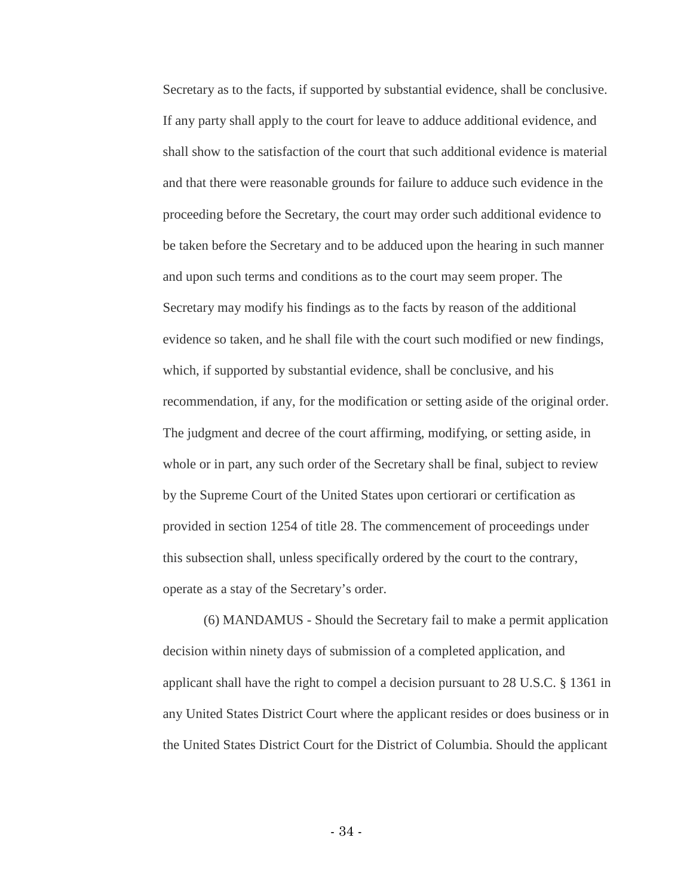Secretary as to the facts, if supported by substantial evidence, shall be conclusive. If any party shall apply to the court for leave to adduce additional evidence, and shall show to the satisfaction of the court that such additional evidence is material and that there were reasonable grounds for failure to adduce such evidence in the proceeding before the Secretary, the court may order such additional evidence to be taken before the Secretary and to be adduced upon the hearing in such manner and upon such terms and conditions as to the court may seem proper. The Secretary may modify his findings as to the facts by reason of the additional evidence so taken, and he shall file with the court such modified or new findings, which, if supported by substantial evidence, shall be conclusive, and his recommendation, if any, for the modification or setting aside of the original order. The judgment and decree of the court affirming, modifying, or setting aside, in whole or in part, any such order of the Secretary shall be final, subject to review by the Supreme Court of the United States upon certiorari or certification as provided in section 1254 of title 28. The commencement of proceedings under this subsection shall, unless specifically ordered by the court to the contrary, operate as a stay of the Secretary's order.

(6) MANDAMUS - Should the Secretary fail to make a permit application decision within ninety days of submission of a completed application, and applicant shall have the right to compel a decision pursuant to 28 U.S.C. § 1361 in any United States District Court where the applicant resides or does business or in the United States District Court for the District of Columbia. Should the applicant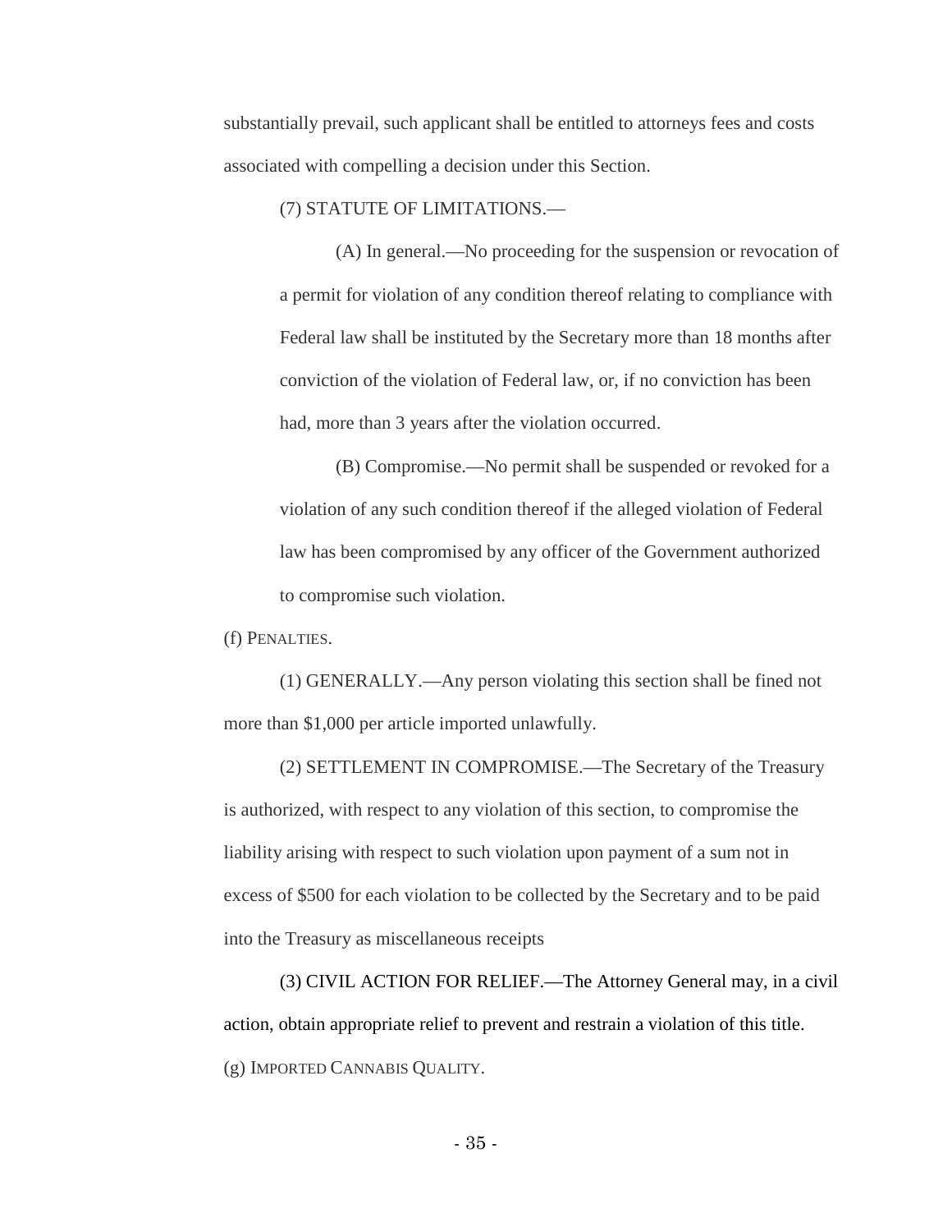substantially prevail, such applicant shall be entitled to attorneys fees and costs associated with compelling a decision under this Section.

(7) STATUTE OF LIMITATIONS.—

(A) In general.—No proceeding for the suspension or revocation of a permit for violation of any condition thereof relating to compliance with Federal law shall be instituted by the Secretary more than 18 months after conviction of the violation of Federal law, or, if no conviction has been had, more than 3 years after the violation occurred.

(B) Compromise.—No permit shall be suspended or revoked for a violation of any such condition thereof if the alleged violation of Federal law has been compromised by any officer of the Government authorized to compromise such violation.

(f) PENALTIES.

(1) GENERALLY.—Any person violating this section shall be fined not more than $1,000 per article imported unlawfully.

(2) SETTLEMENT IN COMPROMISE.—The Secretary of the Treasury is authorized, with respect to any violation of this section, to compromise the liability arising with respect to such violation upon payment of a sum not in excess of $500 for each violation to be collected by the Secretary and to be paid into the Treasury as miscellaneous receipts

(3) CIVIL ACTION FOR RELIEF.—The Attorney General may, in a civil action, obtain appropriate relief to prevent and restrain a violation of this title.

(g) IMPORTED CANNABIS QUALITY.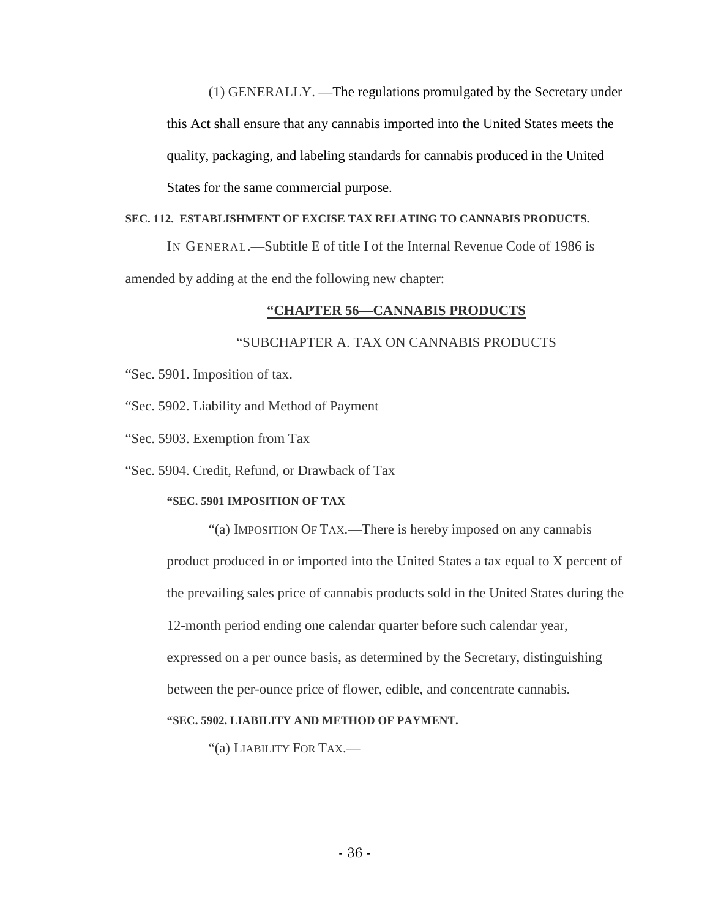(1) GENERALLY. —The regulations promulgated by the Secretary under this Act shall ensure that any cannabis imported into the United States meets the quality, packaging, and labeling standards for cannabis produced in the United States for the same commercial purpose.

**SEC. 112. ESTABLISHMENT OF EXCISE TAX RELATING TO CANNABIS PRODUCTS.**

IN GENERAL.—Subtitle E of title I of the Internal Revenue Code of 1986 is amended by adding at the end the following new chapter:

**"CHAPTER 56—CANNABIS PRODUCTS**

"SUBCHAPTER A. TAX ON CANNABIS PRODUCTS

"Sec. 5901. Imposition of tax.

"Sec. 5902. Liability and Method of Payment

"Sec. 5903. Exemption from Tax

"Sec. 5904. Credit, Refund, or Drawback of Tax

**"SEC. 5901 IMPOSITION OF TAX**

"(a) IMPOSITION OF TAX.—There is hereby imposed on any cannabis product produced in or imported into the United States a tax equal to X percent of the prevailing sales price of cannabis products sold in the United States during the 12-month period ending one calendar quarter before such calendar year, expressed on a per ounce basis, as determined by the Secretary, distinguishing between the per-ounce price of flower, edible, and concentrate cannabis.

**"SEC. 5902. LIABILITY AND METHOD OF PAYMENT.**

"(a) LIABILITY FOR TAX.—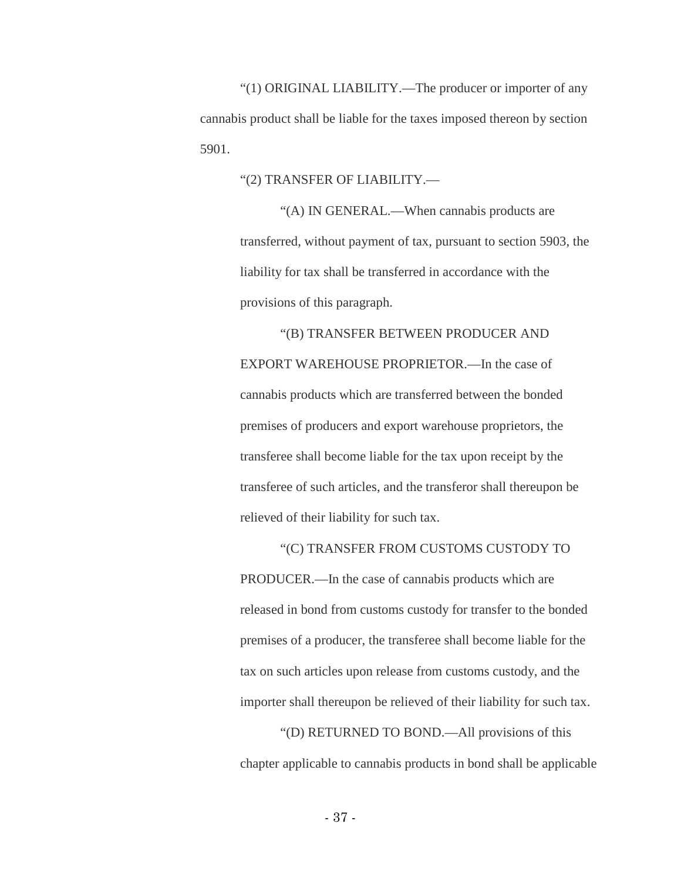"(1) ORIGINAL LIABILITY.—The producer or importer of any cannabis product shall be liable for the taxes imposed thereon by section 5901.

"(2) TRANSFER OF LIABILITY.—

"(A) IN GENERAL.—When cannabis products are transferred, without payment of tax, pursuant to section 5903, the liability for tax shall be transferred in accordance with the provisions of this paragraph.

"(B) TRANSFER BETWEEN PRODUCER AND EXPORT WAREHOUSE PROPRIETOR.—In the case of cannabis products which are transferred between the bonded premises of producers and export warehouse proprietors, the transferee shall become liable for the tax upon receipt by the transferee of such articles, and the transferor shall thereupon be relieved of their liability for such tax.

"(C) TRANSFER FROM CUSTOMS CUSTODY TO PRODUCER.—In the case of cannabis products which are released in bond from customs custody for transfer to the bonded premises of a producer, the transferee shall become liable for the tax on such articles upon release from customs custody, and the importer shall thereupon be relieved of their liability for such tax.

"(D) RETURNED TO BOND.—All provisions of this chapter applicable to cannabis products in bond shall be applicable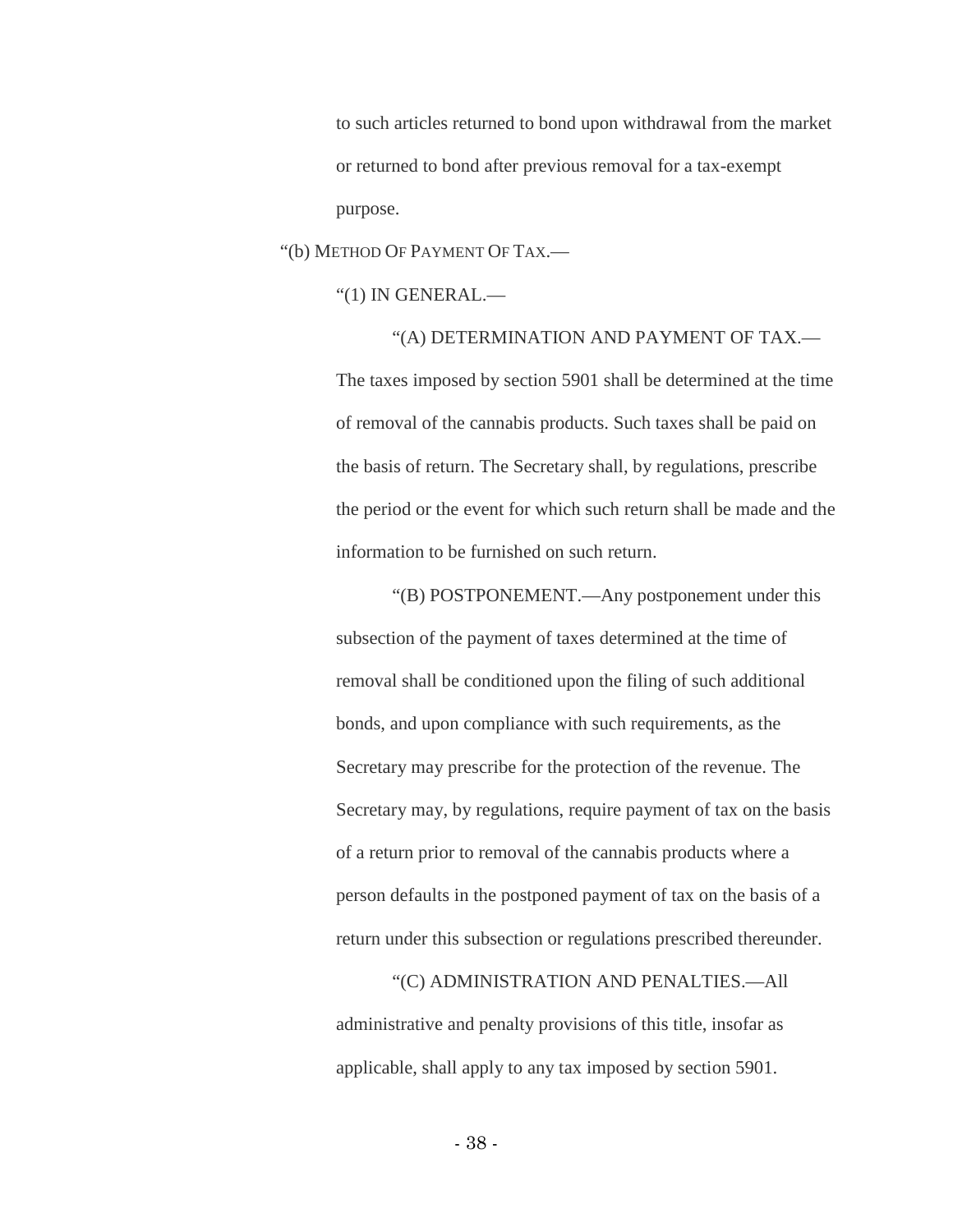to such articles returned to bond upon withdrawal from the market or returned to bond after previous removal for a tax-exempt purpose.

"(b) METHOD OF PAYMENT OF TAX.—

"(1) IN GENERAL.—

"(A) DETERMINATION AND PAYMENT OF TAX.—The taxes imposed by section 5901 shall be determined at the time of removal of the cannabis products. Such taxes shall be paid on the basis of return. The Secretary shall, by regulations, prescribe the period or the event for which such return shall be made and the information to be furnished on such return.

"(B) POSTPONEMENT.—Any postponement under this subsection of the payment of taxes determined at the time of removal shall be conditioned upon the filing of such additional bonds, and upon compliance with such requirements, as the Secretary may prescribe for the protection of the revenue. The Secretary may, by regulations, require payment of tax on the basis of a return prior to removal of the cannabis products where a person defaults in the postponed payment of tax on the basis of a return under this subsection or regulations prescribed thereunder.

"(C) ADMINISTRATION AND PENALTIES.—All administrative and penalty provisions of this title, insofar as applicable, shall apply to any tax imposed by section 5901.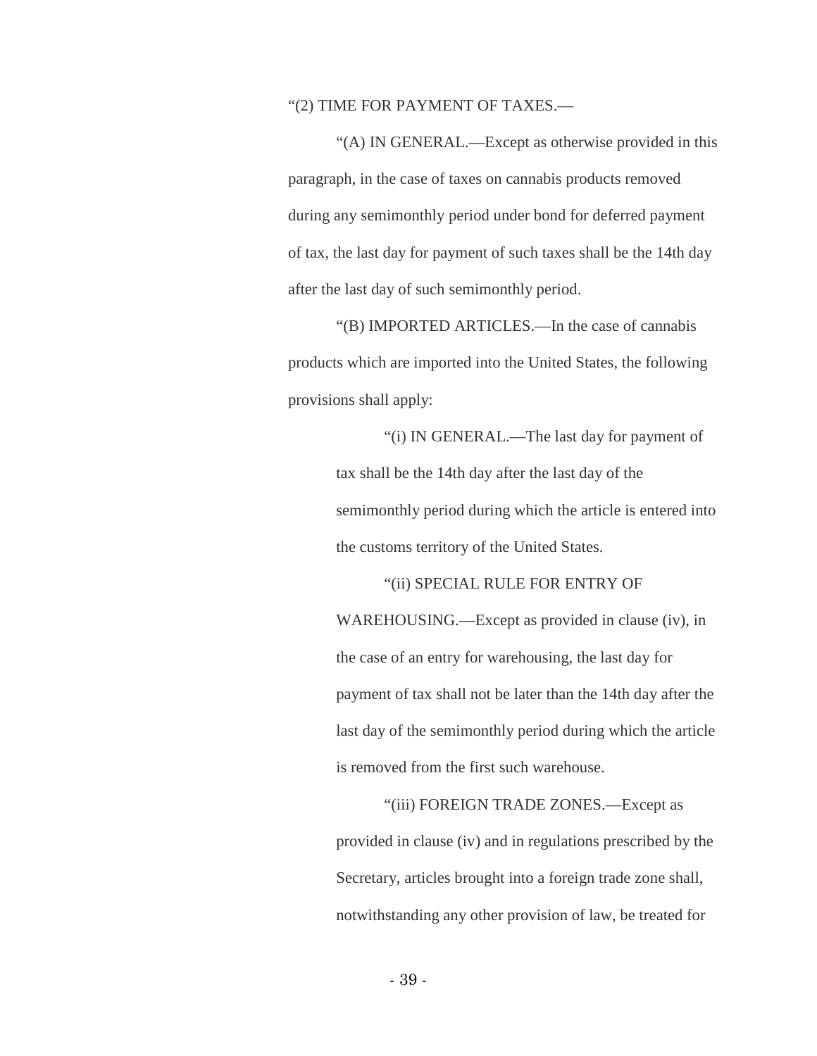"(2) TIME FOR PAYMENT OF TAXES.—

"(A) IN GENERAL.—Except as otherwise provided in this paragraph, in the case of taxes on cannabis products removed during any semimonthly period under bond for deferred payment of tax, the last day for payment of such taxes shall be the 14th day after the last day of such semimonthly period.

"(B) IMPORTED ARTICLES.—In the case of cannabis products which are imported into the United States, the following provisions shall apply:

"(i) IN GENERAL.—The last day for payment of tax shall be the 14th day after the last day of the semimonthly period during which the article is entered into the customs territory of the United States.

"(ii) SPECIAL RULE FOR ENTRY OF WAREHOUSING.—Except as provided in clause (iv), in the case of an entry for warehousing, the last day for payment of tax shall not be later than the 14th day after the last day of the semimonthly period during which the article is removed from the first such warehouse.

"(iii) FOREIGN TRADE ZONES.—Except as provided in clause (iv) and in regulations prescribed by the Secretary, articles brought into a foreign trade zone shall, notwithstanding any other provision of law, be treated for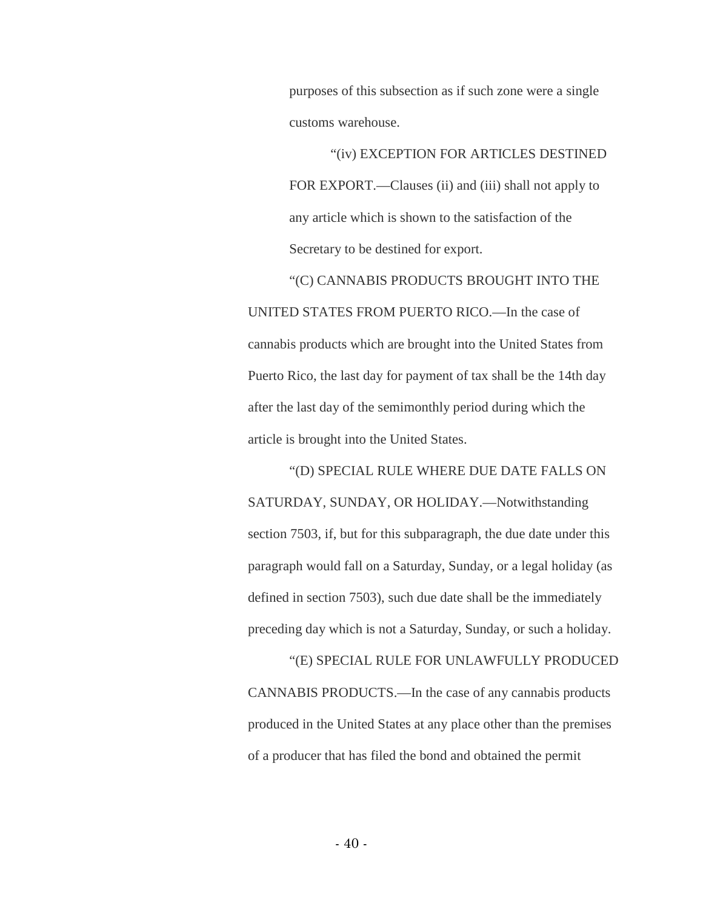purposes of this subsection as if such zone were a single customs warehouse.

"(iv) EXCEPTION FOR ARTICLES DESTINED FOR EXPORT.—Clauses (ii) and (iii) shall not apply to any article which is shown to the satisfaction of the Secretary to be destined for export.

"(C) CANNABIS PRODUCTS BROUGHT INTO THE UNITED STATES FROM PUERTO RICO.—In the case of cannabis products which are brought into the United States from Puerto Rico, the last day for payment of tax shall be the 14th day after the last day of the semimonthly period during which the article is brought into the United States.

"(D) SPECIAL RULE WHERE DUE DATE FALLS ON SATURDAY, SUNDAY, OR HOLIDAY.—Notwithstanding section 7503, if, but for this subparagraph, the due date under this paragraph would fall on a Saturday, Sunday, or a legal holiday (as defined in section 7503), such due date shall be the immediately preceding day which is not a Saturday, Sunday, or such a holiday.

"(E) SPECIAL RULE FOR UNLAWFULLY PRODUCED CANNABIS PRODUCTS.—In the case of any cannabis products produced in the United States at any place other than the premises of a producer that has filed the bond and obtained the permit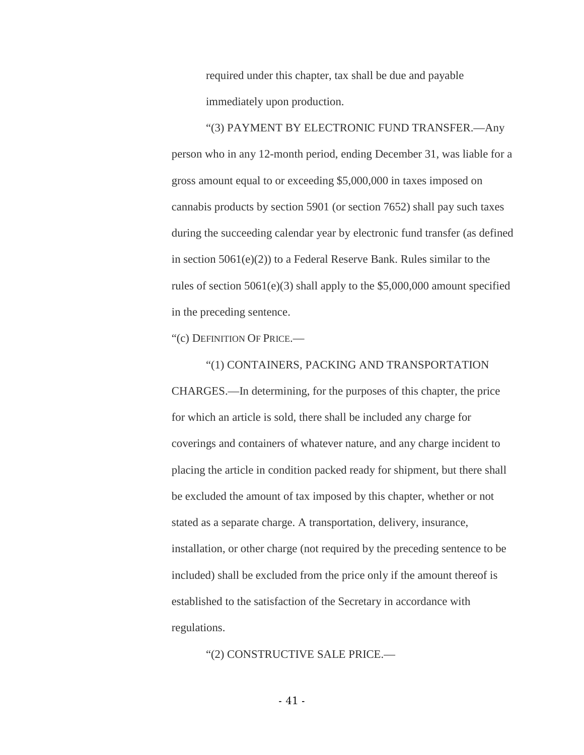required under this chapter, tax shall be due and payable immediately upon production.

“(3) PAYMENT BY ELECTRONIC FUND TRANSFER.—Any person who in any 12-month period, ending December 31, was liable for a gross amount equal to or exceeding $5,000,000 in taxes imposed on cannabis products by section 5901 (or section 7652) shall pay such taxes during the succeeding calendar year by electronic fund transfer (as defined in section 5061(e)(2)) to a Federal Reserve Bank. Rules similar to the rules of section 5061(e)(3) shall apply to the $5,000,000 amount specified in the preceding sentence.

“(c) DEFINITION OF PRICE.—

“(1) CONTAINERS, PACKING AND TRANSPORTATION CHARGES.—In determining, for the purposes of this chapter, the price for which an article is sold, there shall be included any charge for coverings and containers of whatever nature, and any charge incident to placing the article in condition packed ready for shipment, but there shall be excluded the amount of tax imposed by this chapter, whether or not stated as a separate charge. A transportation, delivery, insurance, installation, or other charge (not required by the preceding sentence to be included) shall be excluded from the price only if the amount thereof is established to the satisfaction of the Secretary in accordance with regulations.

“(2) CONSTRUCTIVE SALE PRICE.—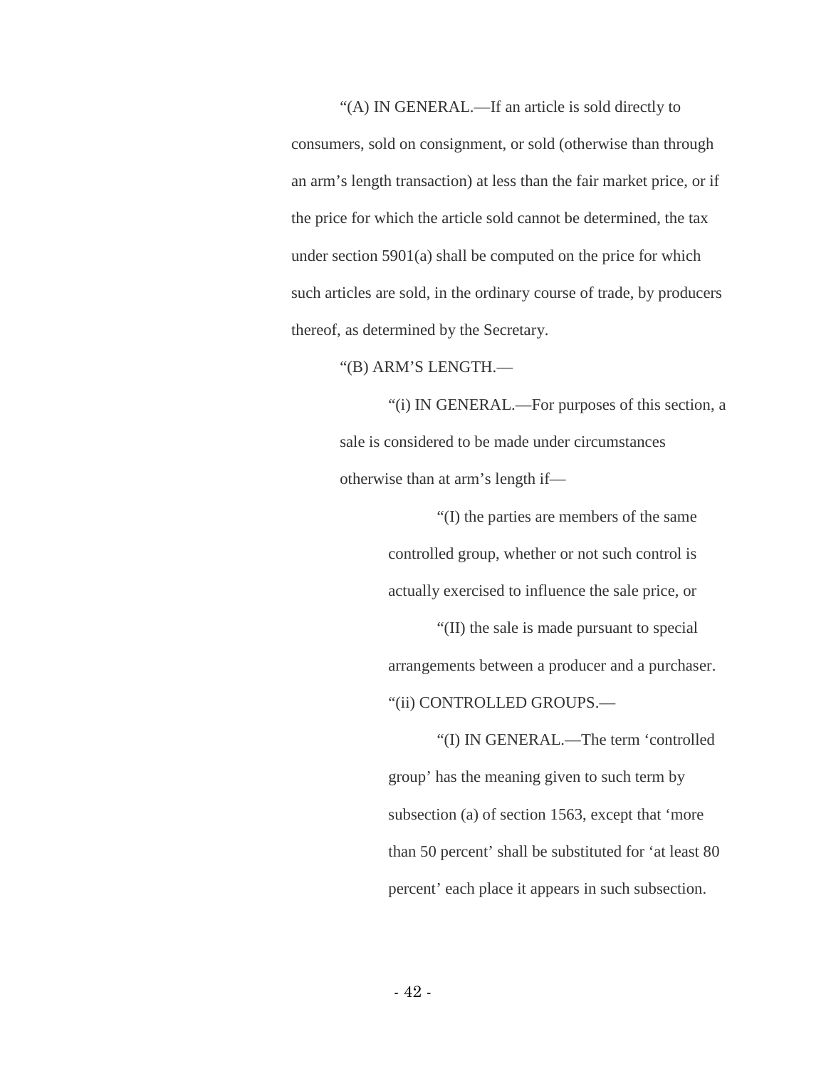“(A) IN GENERAL.—If an article is sold directly to consumers, sold on consignment, or sold (otherwise than through an arm’s length transaction) at less than the fair market price, or if the price for which the article sold cannot be determined, the tax under section 5901(a) shall be computed on the price for which such articles are sold, in the ordinary course of trade, by producers thereof, as determined by the Secretary.

“(B) ARM’S LENGTH.—

“(i) IN GENERAL.—For purposes of this section, a sale is considered to be made under circumstances otherwise than at arm’s length if—

“(I) the parties are members of the same controlled group, whether or not such control is actually exercised to influence the sale price, or

“(II) the sale is made pursuant to special arrangements between a producer and a purchaser.

“(ii) CONTROLLED GROUPS.—

“(I) IN GENERAL.—The term ‘controlled group’ has the meaning given to such term by subsection (a) of section 1563, except that ‘more than 50 percent’ shall be substituted for ‘at least 80 percent’ each place it appears in such subsection.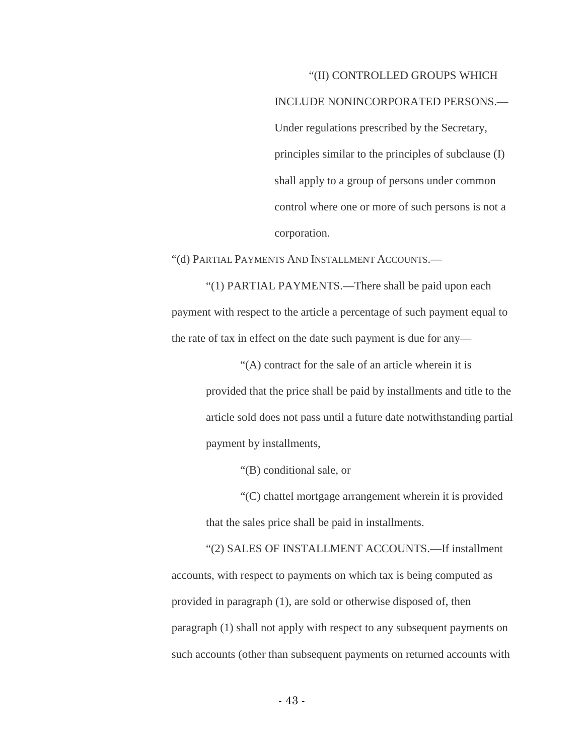“(II) CONTROLLED GROUPS WHICH INCLUDE NONINCORPORATED PERSONS.—Under regulations prescribed by the Secretary, principles similar to the principles of subclause (I) shall apply to a group of persons under common control where one or more of such persons is not a corporation.

“(d) PARTIAL PAYMENTS AND INSTALLMENT ACCOUNTS.—

“(1) PARTIAL PAYMENTS.—There shall be paid upon each payment with respect to the article a percentage of such payment equal to the rate of tax in effect on the date such payment is due for any—

“(A) contract for the sale of an article wherein it is provided that the price shall be paid by installments and title to the article sold does not pass until a future date notwithstanding partial payment by installments,

“(B) conditional sale, or

“(C) chattel mortgage arrangement wherein it is provided that the sales price shall be paid in installments.

“(2) SALES OF INSTALLMENT ACCOUNTS.—If installment accounts, with respect to payments on which tax is being computed as provided in paragraph (1), are sold or otherwise disposed of, then paragraph (1) shall not apply with respect to any subsequent payments on such accounts (other than subsequent payments on returned accounts with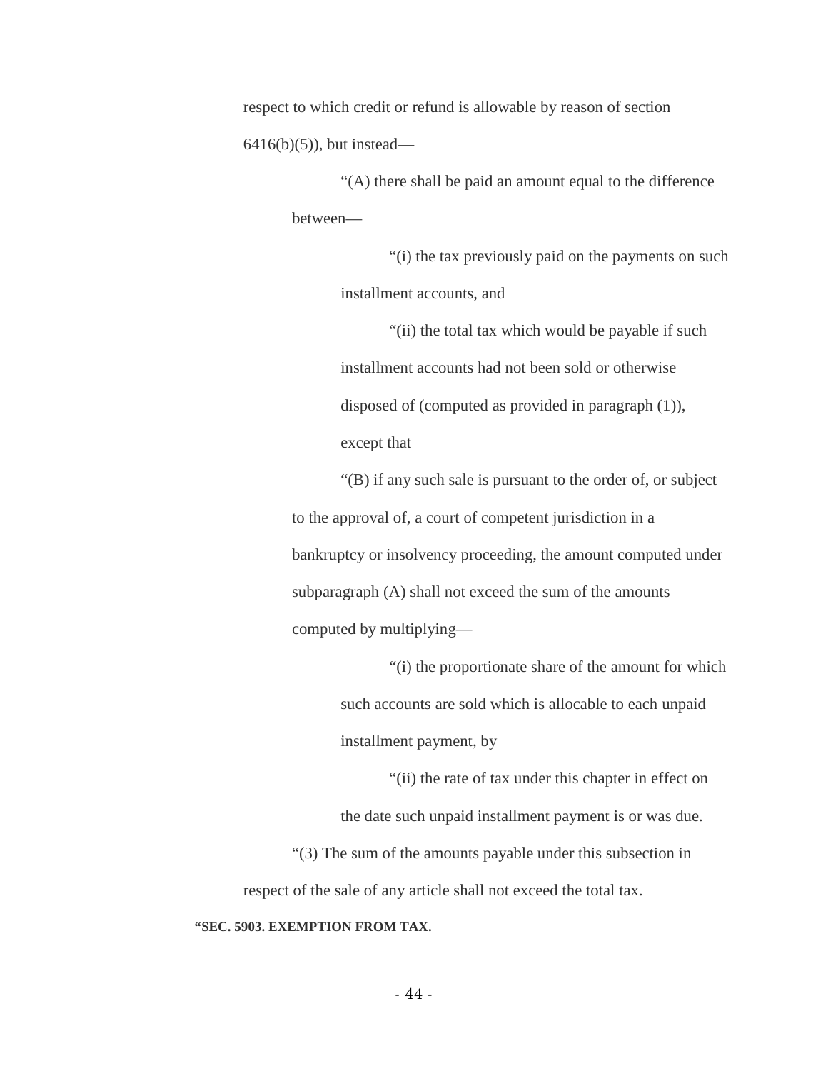respect to which credit or refund is allowable by reason of section 6416(b)(5)), but instead—

“(A) there shall be paid an amount equal to the difference between—

“(i) the tax previously paid on the payments on such installment accounts, and

“(ii) the total tax which would be payable if such installment accounts had not been sold or otherwise disposed of (computed as provided in paragraph (1)), except that

“(B) if any such sale is pursuant to the order of, or subject to the approval of, a court of competent jurisdiction in a bankruptcy or insolvency proceeding, the amount computed under subparagraph (A) shall not exceed the sum of the amounts computed by multiplying—

“(i) the proportionate share of the amount for which such accounts are sold which is allocable to each unpaid installment payment, by

“(ii) the rate of tax under this chapter in effect on the date such unpaid installment payment is or was due.

“(3) The sum of the amounts payable under this subsection in respect of the sale of any article shall not exceed the total tax.

**“SEC. 5903. EXEMPTION FROM TAX.**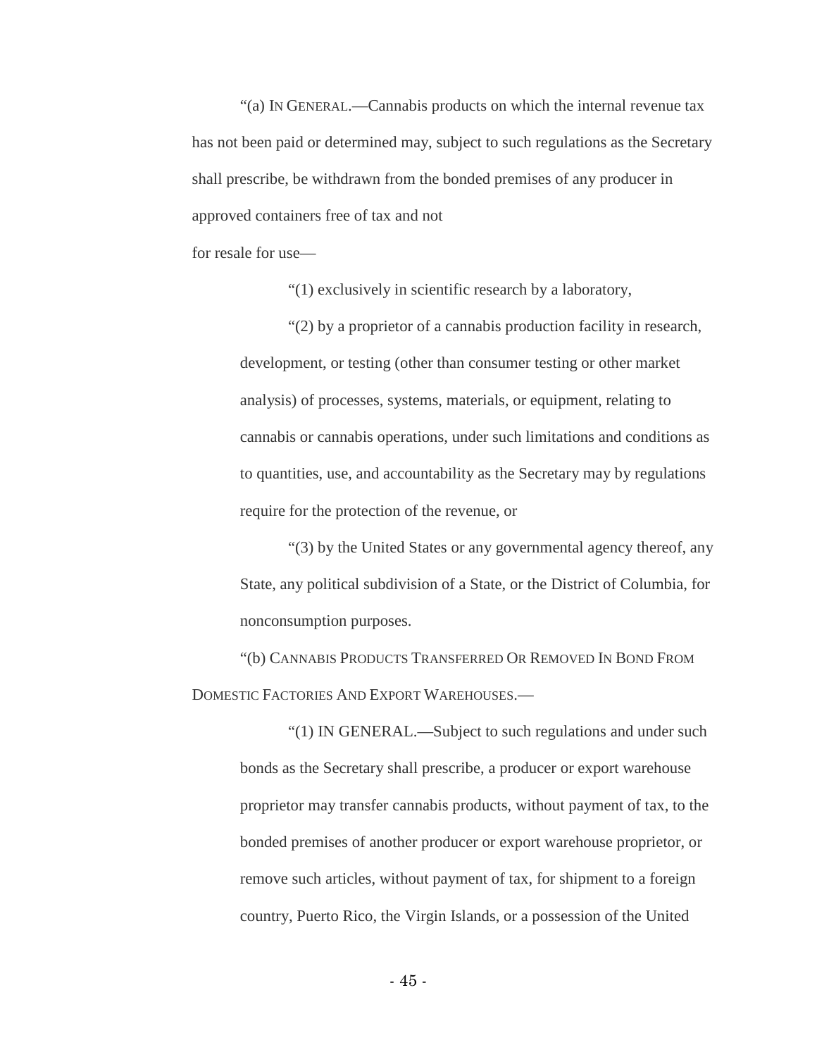“(a) IN GENERAL.—Cannabis products on which the internal revenue tax has not been paid or determined may, subject to such regulations as the Secretary shall prescribe, be withdrawn from the bonded premises of any producer in approved containers free of tax and not for resale for use—

“(1) exclusively in scientific research by a laboratory,

“(2) by a proprietor of a cannabis production facility in research, development, or testing (other than consumer testing or other market analysis) of processes, systems, materials, or equipment, relating to cannabis or cannabis operations, under such limitations and conditions as to quantities, use, and accountability as the Secretary may by regulations require for the protection of the revenue, or

“(3) by the United States or any governmental agency thereof, any State, any political subdivision of a State, or the District of Columbia, for nonconsumption purposes.

“(b) CANNABIS PRODUCTS TRANSFERRED OR REMOVED IN BOND FROM DOMESTIC FACTORIES AND EXPORT WAREHOUSES.—

“(1) IN GENERAL.—Subject to such regulations and under such bonds as the Secretary shall prescribe, a producer or export warehouse proprietor may transfer cannabis products, without payment of tax, to the bonded premises of another producer or export warehouse proprietor, or remove such articles, without payment of tax, for shipment to a foreign country, Puerto Rico, the Virgin Islands, or a possession of the United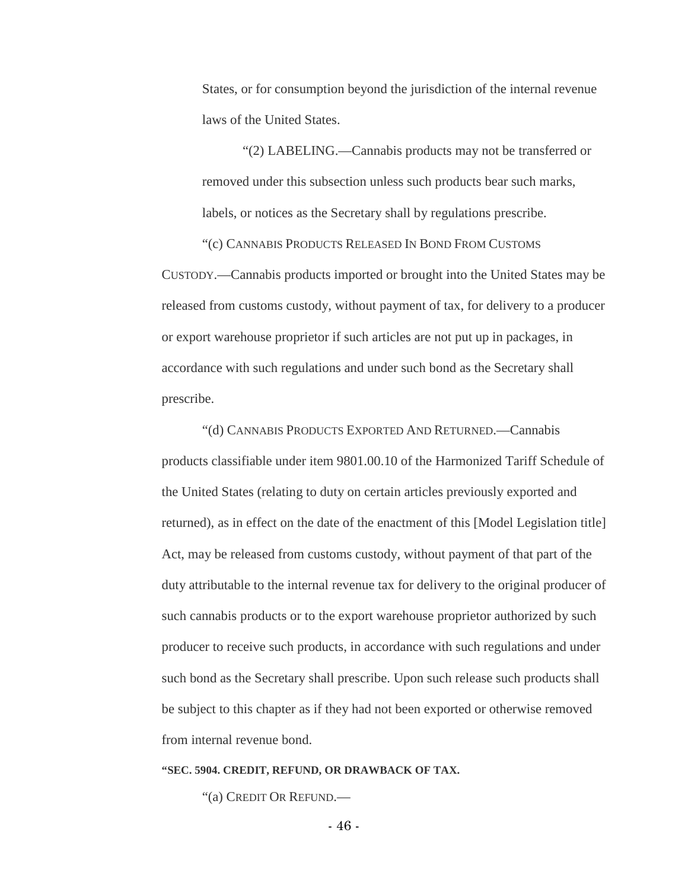States, or for consumption beyond the jurisdiction of the internal revenue laws of the United States.

"(2) LABELING.—Cannabis products may not be transferred or removed under this subsection unless such products bear such marks, labels, or notices as the Secretary shall by regulations prescribe.

"(c) CANNABIS PRODUCTS RELEASED IN BOND FROM CUSTOMS CUSTODY.—Cannabis products imported or brought into the United States may be released from customs custody, without payment of tax, for delivery to a producer or export warehouse proprietor if such articles are not put up in packages, in accordance with such regulations and under such bond as the Secretary shall prescribe.

"(d) CANNABIS PRODUCTS EXPORTED AND RETURNED.—Cannabis products classifiable under item 9801.00.10 of the Harmonized Tariff Schedule of the United States (relating to duty on certain articles previously exported and returned), as in effect on the date of the enactment of this [Model Legislation title] Act, may be released from customs custody, without payment of that part of the duty attributable to the internal revenue tax for delivery to the original producer of such cannabis products or to the export warehouse proprietor authorized by such producer to receive such products, in accordance with such regulations and under such bond as the Secretary shall prescribe. Upon such release such products shall be subject to this chapter as if they had not been exported or otherwise removed from internal revenue bond.

**"SEC. 5904. CREDIT, REFUND, OR DRAWBACK OF TAX.**

"(a) CREDIT OR REFUND.—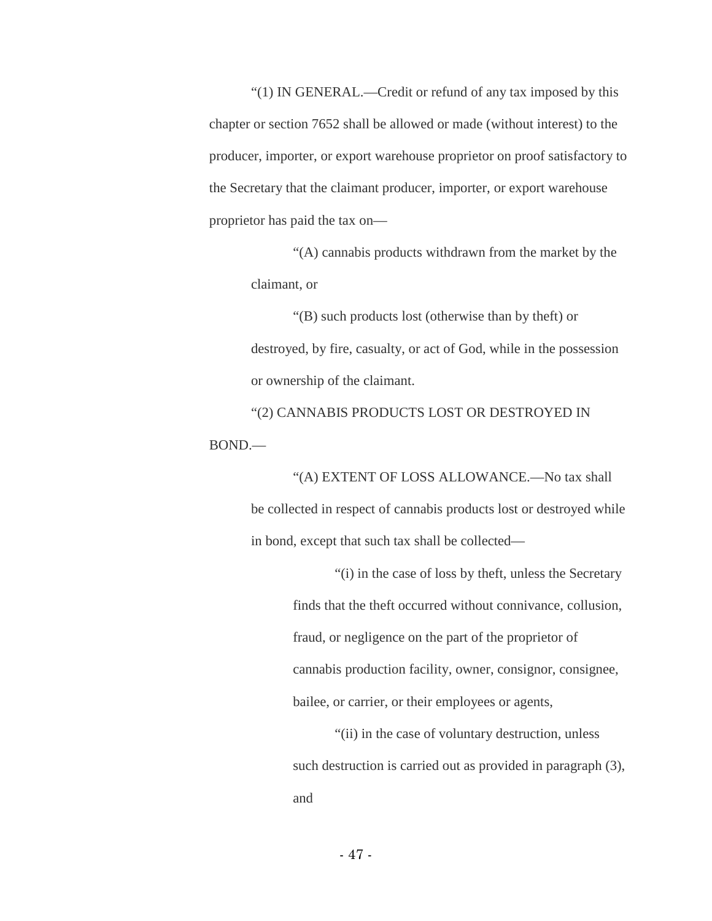"(1) IN GENERAL.—Credit or refund of any tax imposed by this chapter or section 7652 shall be allowed or made (without interest) to the producer, importer, or export warehouse proprietor on proof satisfactory to the Secretary that the claimant producer, importer, or export warehouse proprietor has paid the tax on—

"(A) cannabis products withdrawn from the market by the claimant, or

"(B) such products lost (otherwise than by theft) or destroyed, by fire, casualty, or act of God, while in the possession or ownership of the claimant.

"(2) CANNABIS PRODUCTS LOST OR DESTROYED IN BOND.—

"(A) EXTENT OF LOSS ALLOWANCE.—No tax shall be collected in respect of cannabis products lost or destroyed while in bond, except that such tax shall be collected—

"(i) in the case of loss by theft, unless the Secretary finds that the theft occurred without connivance, collusion, fraud, or negligence on the part of the proprietor of cannabis production facility, owner, consignor, consignee, bailee, or carrier, or their employees or agents,

"(ii) in the case of voluntary destruction, unless such destruction is carried out as provided in paragraph (3), and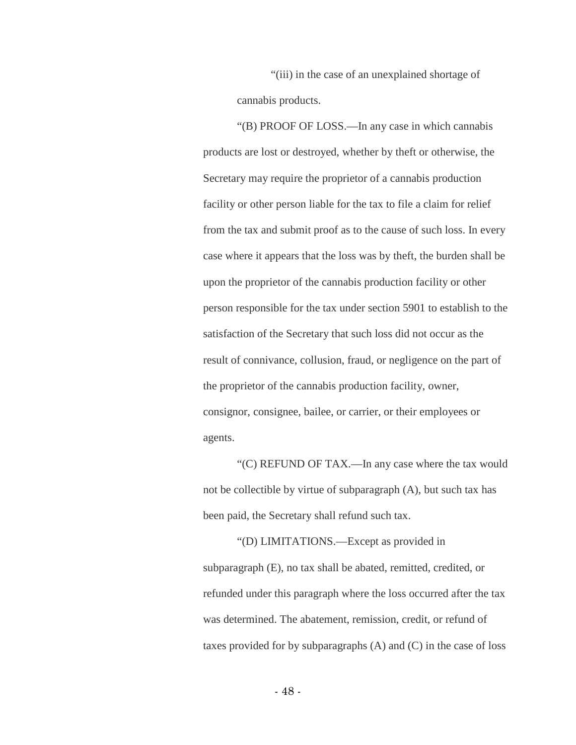"(iii) in the case of an unexplained shortage of cannabis products.

"(B) PROOF OF LOSS.—In any case in which cannabis products are lost or destroyed, whether by theft or otherwise, the Secretary may require the proprietor of a cannabis production facility or other person liable for the tax to file a claim for relief from the tax and submit proof as to the cause of such loss. In every case where it appears that the loss was by theft, the burden shall be upon the proprietor of the cannabis production facility or other person responsible for the tax under section 5901 to establish to the satisfaction of the Secretary that such loss did not occur as the result of connivance, collusion, fraud, or negligence on the part of the proprietor of the cannabis production facility, owner, consignor, consignee, bailee, or carrier, or their employees or agents.

"(C) REFUND OF TAX.—In any case where the tax would not be collectible by virtue of subparagraph (A), but such tax has been paid, the Secretary shall refund such tax.

"(D) LIMITATIONS.—Except as provided in subparagraph (E), no tax shall be abated, remitted, credited, or refunded under this paragraph where the loss occurred after the tax was determined. The abatement, remission, credit, or refund of taxes provided for by subparagraphs (A) and (C) in the case of loss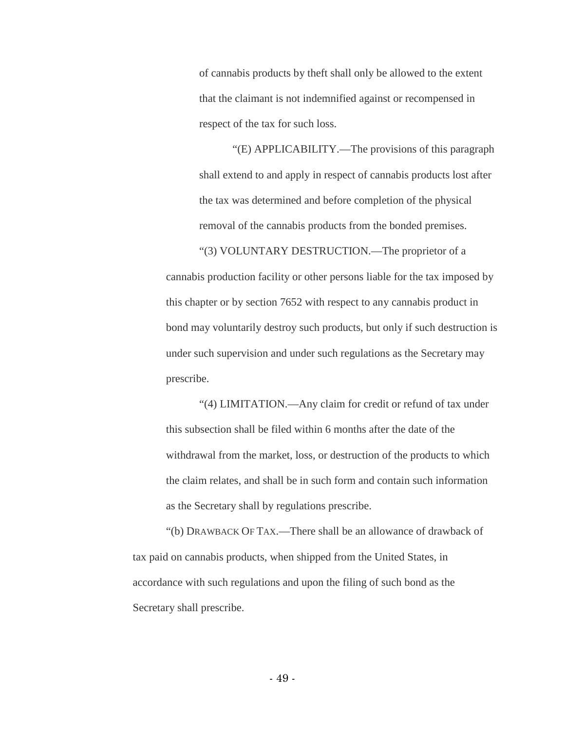of cannabis products by theft shall only be allowed to the extent that the claimant is not indemnified against or recompensed in respect of the tax for such loss.

"(E) APPLICABILITY.—The provisions of this paragraph shall extend to and apply in respect of cannabis products lost after the tax was determined and before completion of the physical removal of the cannabis products from the bonded premises.

"(3) VOLUNTARY DESTRUCTION.—The proprietor of a cannabis production facility or other persons liable for the tax imposed by this chapter or by section 7652 with respect to any cannabis product in bond may voluntarily destroy such products, but only if such destruction is under such supervision and under such regulations as the Secretary may prescribe.

"(4) LIMITATION.—Any claim for credit or refund of tax under this subsection shall be filed within 6 months after the date of the withdrawal from the market, loss, or destruction of the products to which the claim relates, and shall be in such form and contain such information as the Secretary shall by regulations prescribe.

"(b) DRAWBACK OF TAX.—There shall be an allowance of drawback of tax paid on cannabis products, when shipped from the United States, in accordance with such regulations and upon the filing of such bond as the Secretary shall prescribe.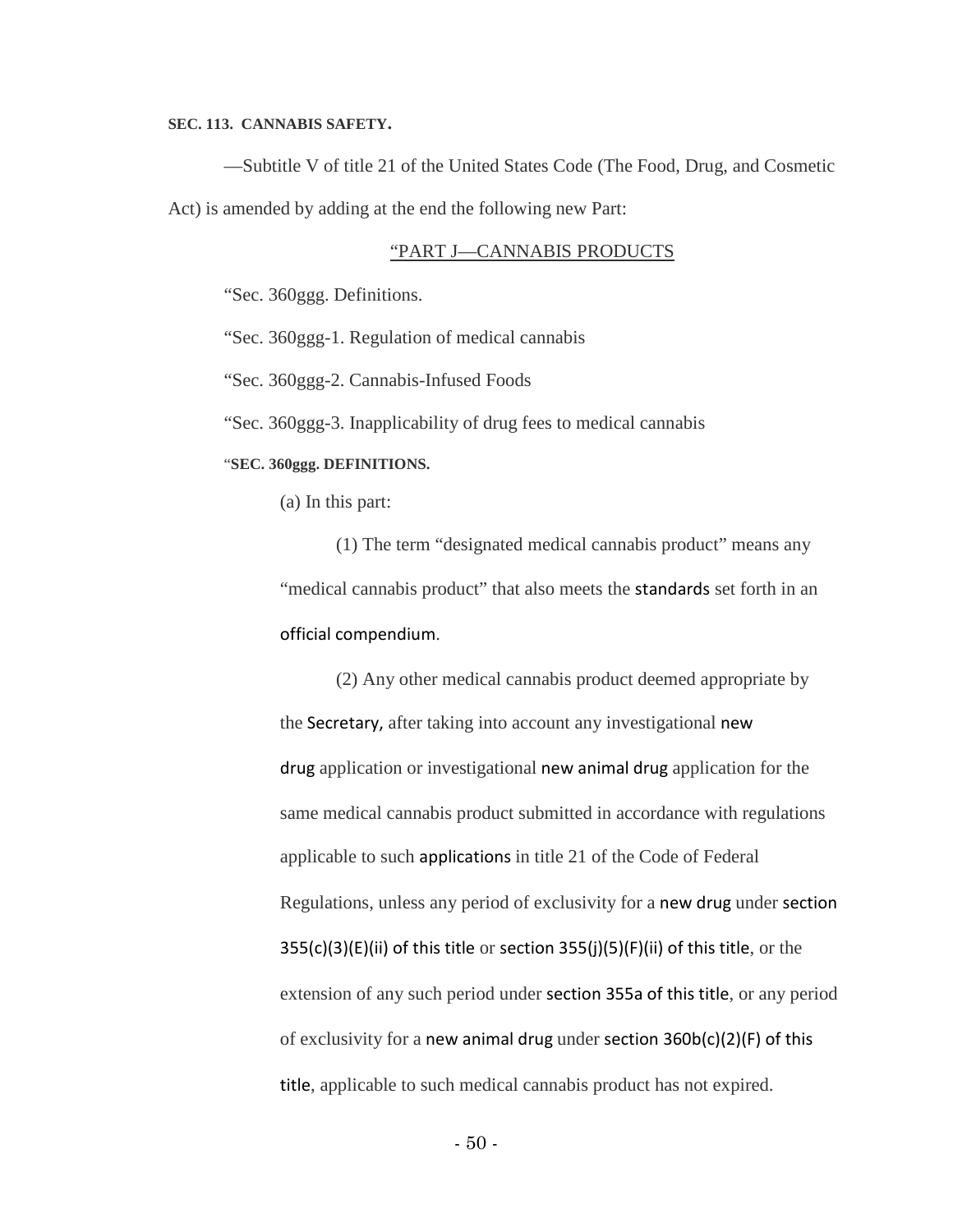**SEC. 113. CANNABIS SAFETY.**

—Subtitle V of title 21 of the United States Code (The Food, Drug, and Cosmetic Act) is amended by adding at the end the following new Part:

"PART J—CANNABIS PRODUCTS

"Sec. 360ggg. Definitions.

"Sec. 360ggg-1. Regulation of medical cannabis

"Sec. 360ggg-2. Cannabis-Infused Foods

"Sec. 360ggg-3. Inapplicability of drug fees to medical cannabis

"**SEC. 360ggg. DEFINITIONS.**

(a) In this part:

(1) The term "designated medical cannabis product" means any "medical cannabis product" that also meets the standards set forth in an official compendium.

(2) Any other medical cannabis product deemed appropriate by the Secretary, after taking into account any investigational new drug application or investigational new animal drug application for the same medical cannabis product submitted in accordance with regulations applicable to such applications in title 21 of the Code of Federal Regulations, unless any period of exclusivity for a new drug under section 355(c)(3)(E)(ii) of this title or section 355(j)(5)(F)(ii) of this title, or the extension of any such period under section 355a of this title, or any period of exclusivity for a new animal drug under section 360b(c)(2)(F) of this title, applicable to such medical cannabis product has not expired.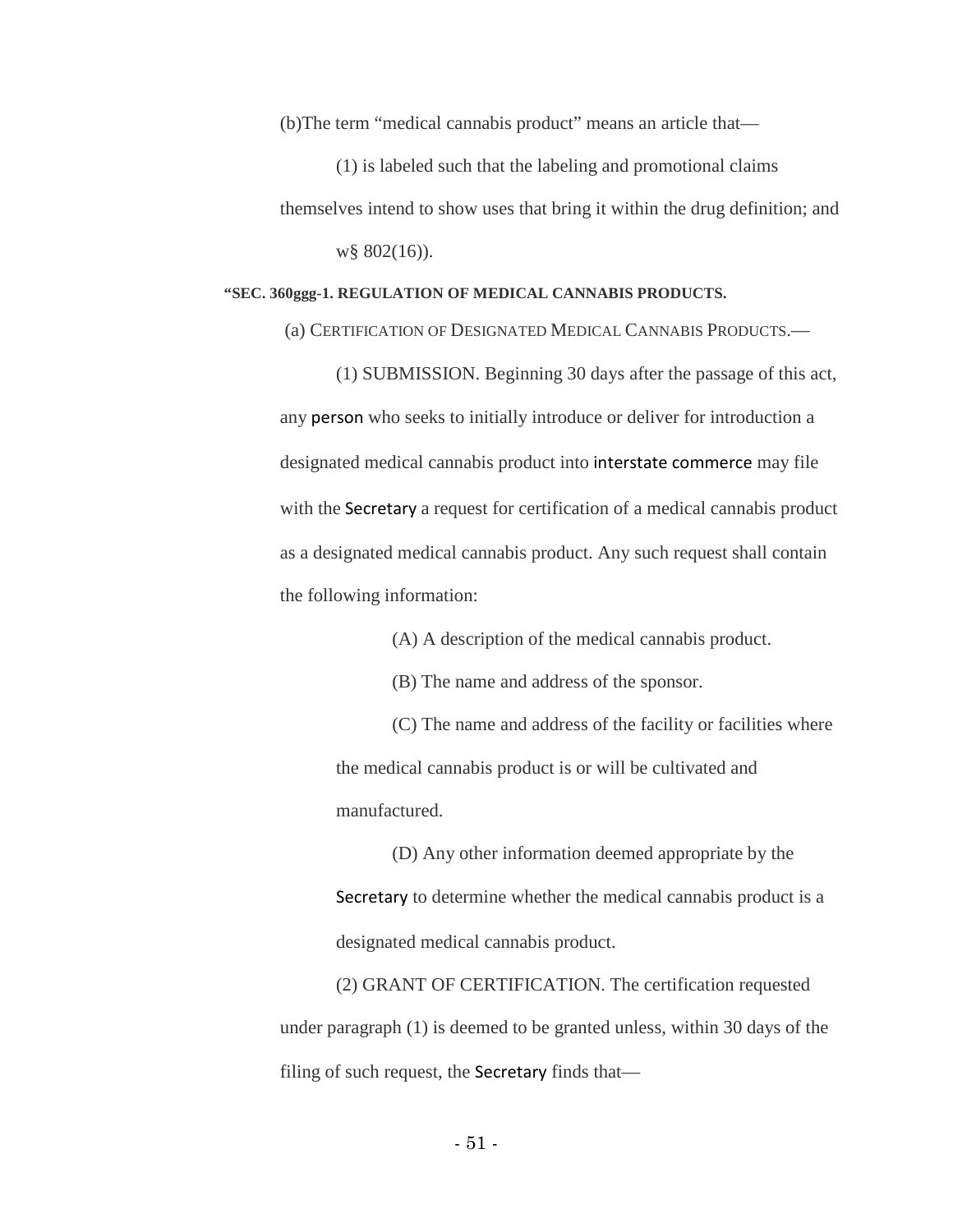(b)The term "medical cannabis product" means an article that—

(1) is labeled such that the labeling and promotional claims themselves intend to show uses that bring it within the drug definition; and

w§ 802(16)).

**"SEC. 360ggg-1. REGULATION OF MEDICAL CANNABIS PRODUCTS.**

(a) CERTIFICATION OF DESIGNATED MEDICAL CANNABIS PRODUCTS.—

(1) SUBMISSION. Beginning 30 days after the passage of this act, any person who seeks to initially introduce or deliver for introduction a designated medical cannabis product into interstate commerce may file with the Secretary a request for certification of a medical cannabis product as a designated medical cannabis product. Any such request shall contain the following information:

(A) A description of the medical cannabis product.

(B) The name and address of the sponsor.

(C) The name and address of the facility or facilities where the medical cannabis product is or will be cultivated and manufactured.

(D) Any other information deemed appropriate by the Secretary to determine whether the medical cannabis product is a designated medical cannabis product.

(2) GRANT OF CERTIFICATION. The certification requested under paragraph (1) is deemed to be granted unless, within 30 days of the filing of such request, the Secretary finds that—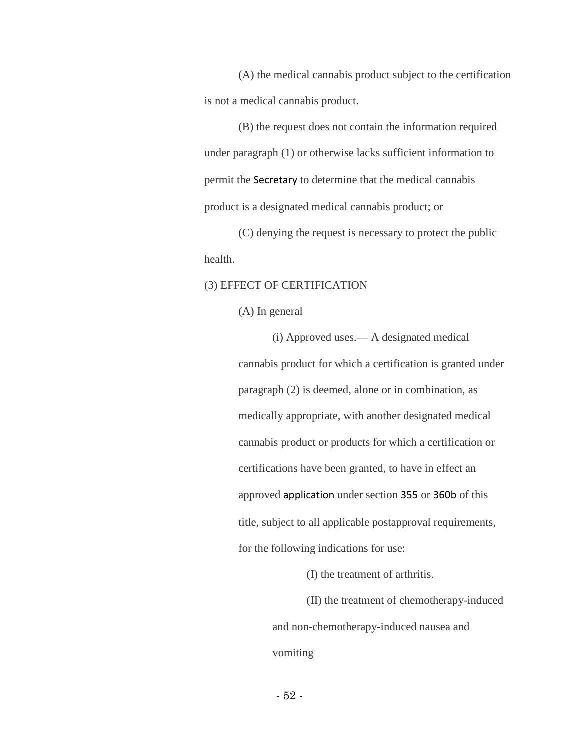(A) the medical cannabis product subject to the certification is not a medical cannabis product.

(B) the request does not contain the information required under paragraph (1) or otherwise lacks sufficient information to permit the Secretary to determine that the medical cannabis product is a designated medical cannabis product; or

(C) denying the request is necessary to protect the public health.

(3) EFFECT OF CERTIFICATION

(A) In general

(i) Approved uses.— A designated medical cannabis product for which a certification is granted under paragraph (2) is deemed, alone or in combination, as medically appropriate, with another designated medical cannabis product or products for which a certification or certifications have been granted, to have in effect an approved application under section 355 or 360b of this title, subject to all applicable postapproval requirements, for the following indications for use:

(I) the treatment of arthritis.

(II) the treatment of chemotherapy-induced and non-chemotherapy-induced nausea and vomiting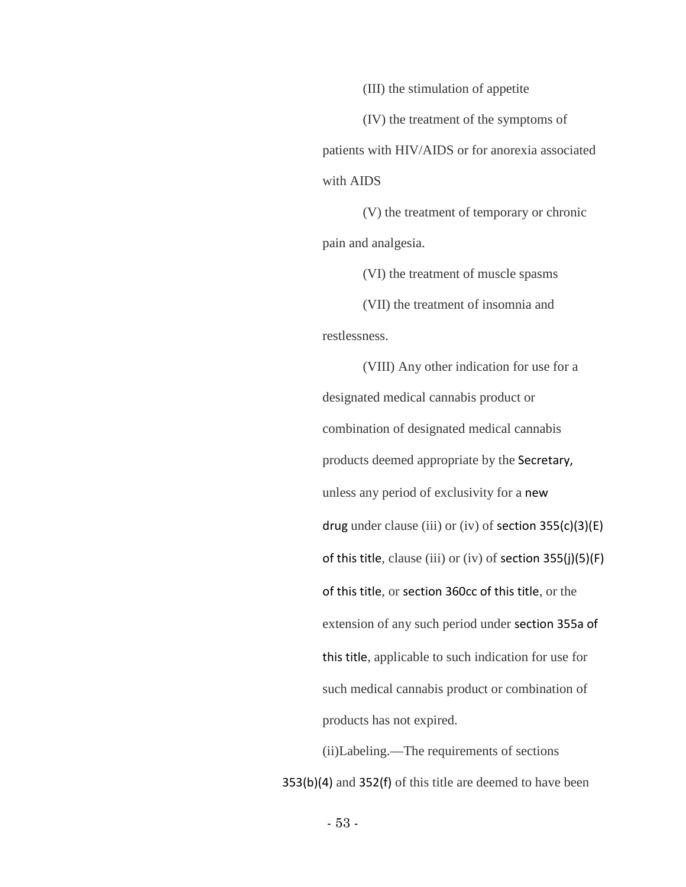(III) the stimulation of appetite

(IV) the treatment of the symptoms of patients with HIV/AIDS or for anorexia associated with AIDS

(V) the treatment of temporary or chronic pain and analgesia.

(VI) the treatment of muscle spasms

(VII) the treatment of insomnia and restlessness.

(VIII) Any other indication for use for a designated medical cannabis product or combination of designated medical cannabis products deemed appropriate by the Secretary, unless any period of exclusivity for a new drug under clause (iii) or (iv) of section 355(c)(3)(E) of this title, clause (iii) or (iv) of section 355(j)(5)(F) of this title, or section 360cc of this title, or the extension of any such period under section 355a of this title, applicable to such indication for use for such medical cannabis product or combination of products has not expired.

(ii)Labeling.—The requirements of sections 353(b)(4) and 352(f) of this title are deemed to have been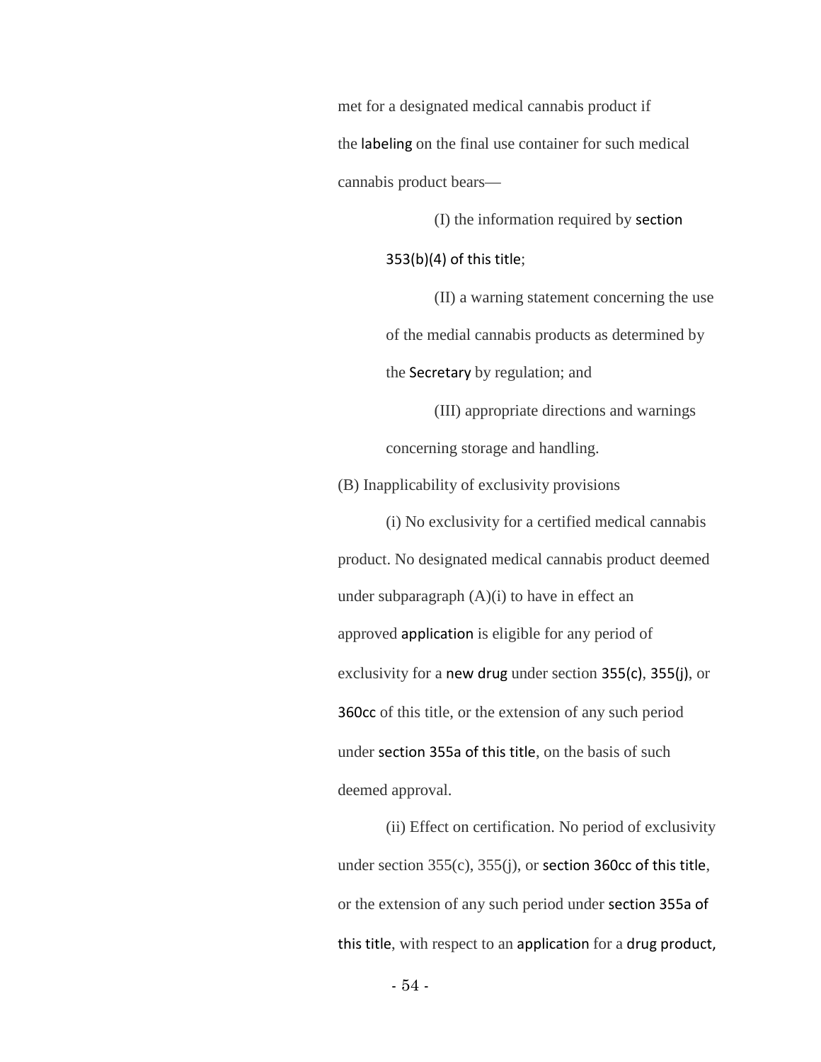met for a designated medical cannabis product if the labeling on the final use container for such medical cannabis product bears—

(I) the information required by section 353(b)(4) of this title;

(II) a warning statement concerning the use of the medial cannabis products as determined by the Secretary by regulation; and

(III) appropriate directions and warnings concerning storage and handling.

(B) Inapplicability of exclusivity provisions

(i) No exclusivity for a certified medical cannabis product. No designated medical cannabis product deemed under subparagraph (A)(i) to have in effect an approved application is eligible for any period of exclusivity for a new drug under section 355(c), 355(j), or 360cc of this title, or the extension of any such period under section 355a of this title, on the basis of such deemed approval.

(ii) Effect on certification. No period of exclusivity under section 355(c), 355(j), or section 360cc of this title, or the extension of any such period under section 355a of this title, with respect to an application for a drug product,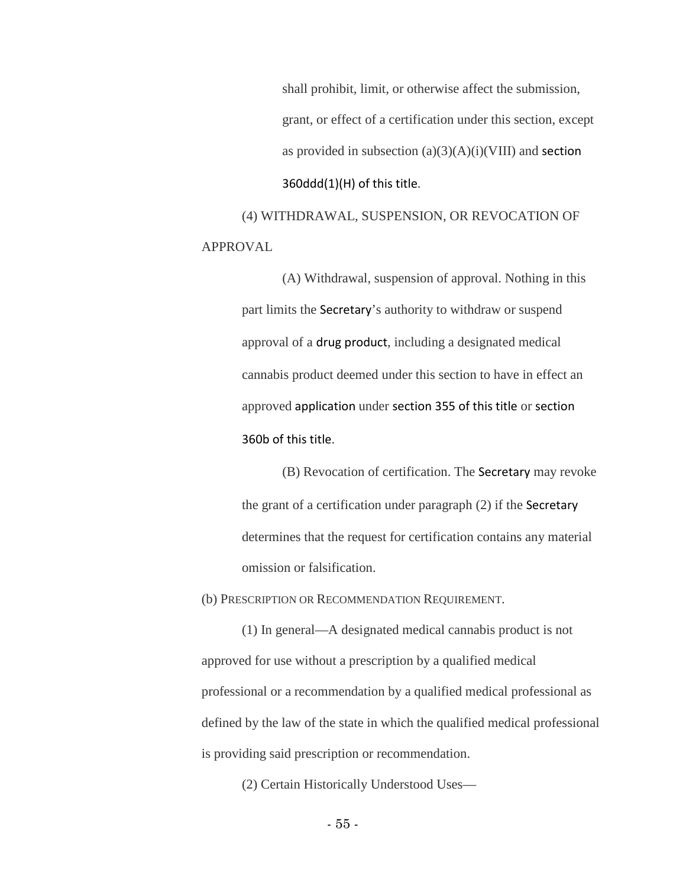shall prohibit, limit, or otherwise affect the submission, grant, or effect of a certification under this section, except as provided in subsection (a)(3)(A)(i)(VIII) and section 360ddd(1)(H) of this title.

(4) WITHDRAWAL, SUSPENSION, OR REVOCATION OF APPROVAL

(A) Withdrawal, suspension of approval. Nothing in this part limits the Secretary's authority to withdraw or suspend approval of a drug product, including a designated medical cannabis product deemed under this section to have in effect an approved application under section 355 of this title or section 360b of this title.

(B) Revocation of certification. The Secretary may revoke the grant of a certification under paragraph (2) if the Secretary determines that the request for certification contains any material omission or falsification.

(b) PRESCRIPTION OR RECOMMENDATION REQUIREMENT.

(1) In general—A designated medical cannabis product is not approved for use without a prescription by a qualified medical professional or a recommendation by a qualified medical professional as defined by the law of the state in which the qualified medical professional is providing said prescription or recommendation.

(2) Certain Historically Understood Uses—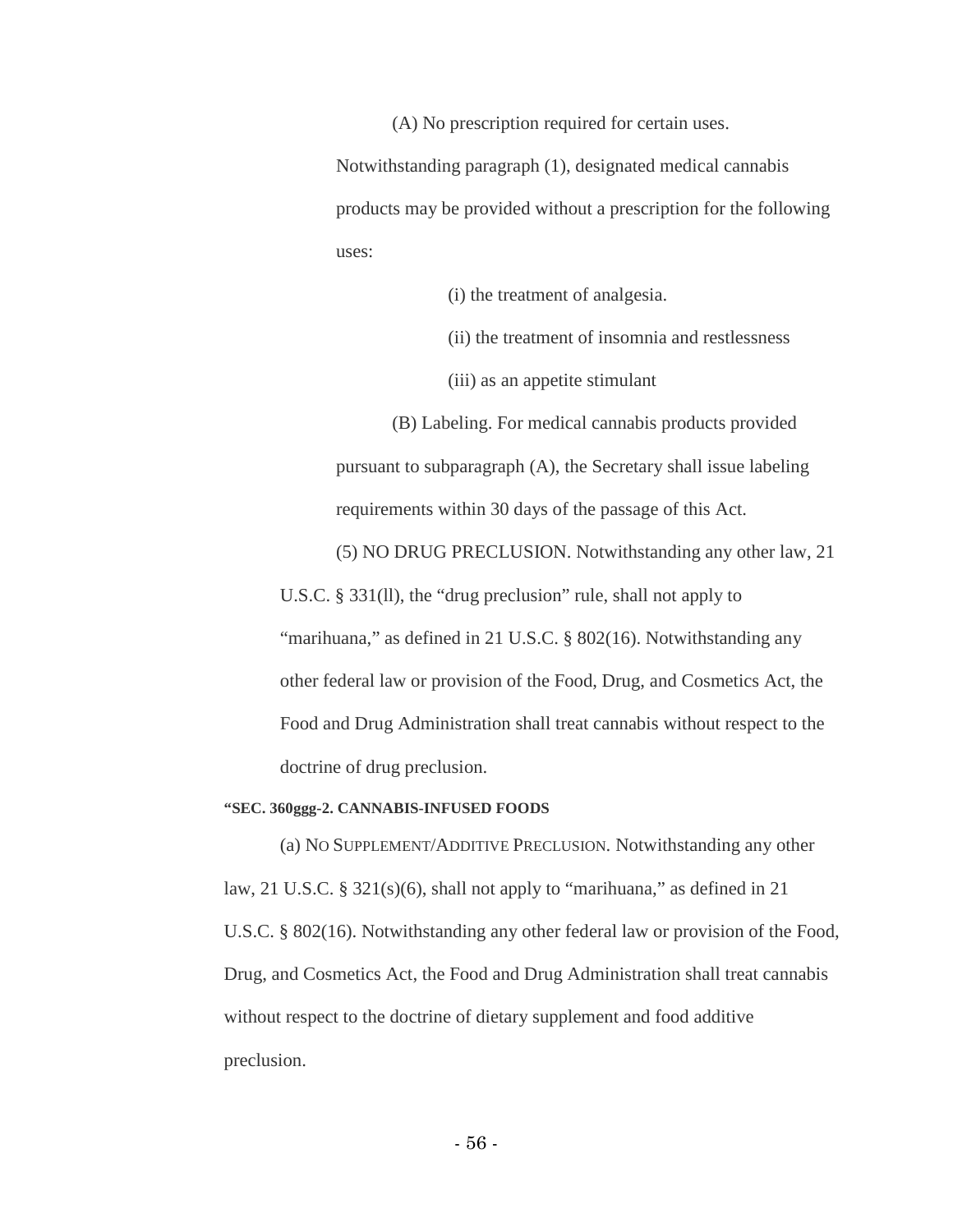(A) No prescription required for certain uses. Notwithstanding paragraph (1), designated medical cannabis products may be provided without a prescription for the following uses:

(i) the treatment of analgesia.

(ii) the treatment of insomnia and restlessness

(iii) as an appetite stimulant

(B) Labeling. For medical cannabis products provided pursuant to subparagraph (A), the Secretary shall issue labeling requirements within 30 days of the passage of this Act.

(5) NO DRUG PRECLUSION. Notwithstanding any other law, 21 U.S.C. § 331(ll), the "drug preclusion" rule, shall not apply to "marihuana," as defined in 21 U.S.C. § 802(16). Notwithstanding any other federal law or provision of the Food, Drug, and Cosmetics Act, the Food and Drug Administration shall treat cannabis without respect to the doctrine of drug preclusion.

**"SEC. 360ggg-2. CANNABIS-INFUSED FOODS**

(a) NO SUPPLEMENT/ADDITIVE PRECLUSION. Notwithstanding any other law, 21 U.S.C. § 321(s)(6), shall not apply to "marihuana," as defined in 21 U.S.C. § 802(16). Notwithstanding any other federal law or provision of the Food, Drug, and Cosmetics Act, the Food and Drug Administration shall treat cannabis without respect to the doctrine of dietary supplement and food additive preclusion.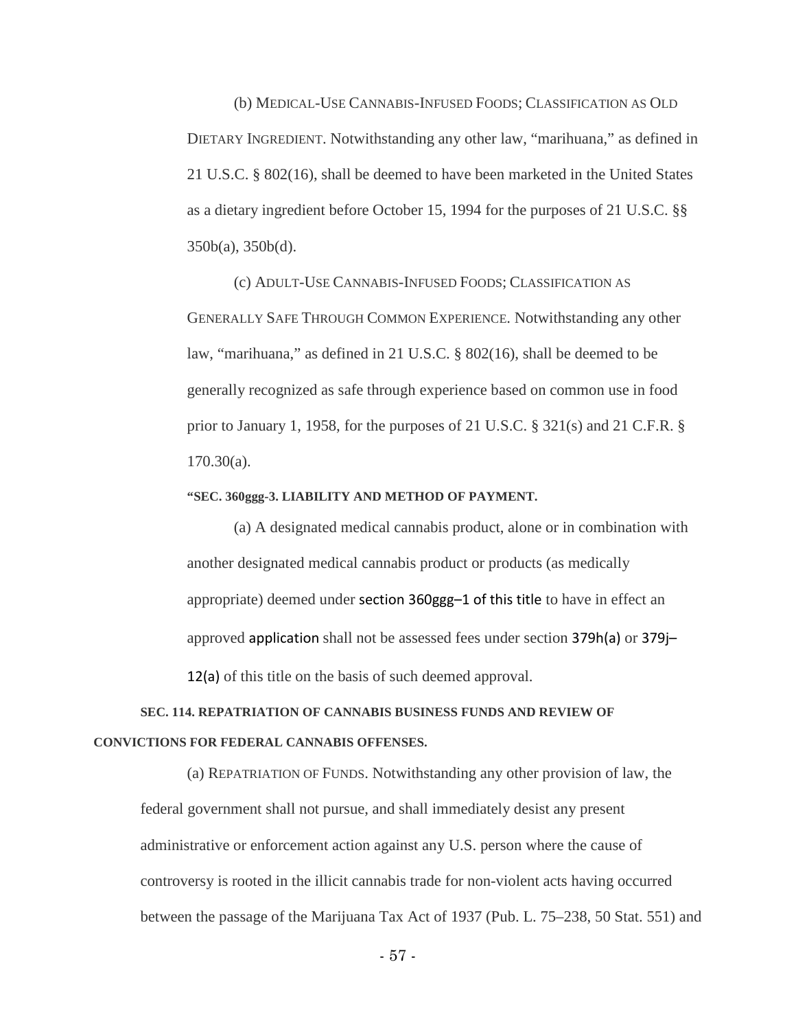(b) MEDICAL-USE CANNABIS-INFUSED FOODS; CLASSIFICATION AS OLD DIETARY INGREDIENT. Notwithstanding any other law, “marihuana,” as defined in 21 U.S.C. § 802(16), shall be deemed to have been marketed in the United States as a dietary ingredient before October 15, 1994 for the purposes of 21 U.S.C. §§ 350b(a), 350b(d).

(c) ADULT-USE CANNABIS-INFUSED FOODS; CLASSIFICATION AS GENERALLY SAFE THROUGH COMMON EXPERIENCE. Notwithstanding any other law, “marihuana,” as defined in 21 U.S.C. § 802(16), shall be deemed to be generally recognized as safe through experience based on common use in food prior to January 1, 1958, for the purposes of 21 U.S.C. § 321(s) and 21 C.F.R. § 170.30(a).

**“SEC. 360ggg-3. LIABILITY AND METHOD OF PAYMENT.**

(a) A designated medical cannabis product, alone or in combination with another designated medical cannabis product or products (as medically appropriate) deemed under section 360ggg–1 of this title to have in effect an approved application shall not be assessed fees under section 379h(a) or 379j–12(a) of this title on the basis of such deemed approval.

**SEC. 114. REPATRIATION OF CANNABIS BUSINESS FUNDS AND REVIEW OF CONVICTIONS FOR FEDERAL CANNABIS OFFENSES.**

(a) REPATRIATION OF FUNDS. Notwithstanding any other provision of law, the federal government shall not pursue, and shall immediately desist any present administrative or enforcement action against any U.S. person where the cause of controversy is rooted in the illicit cannabis trade for non-violent acts having occurred between the passage of the Marijuana Tax Act of 1937 (Pub. L. 75–238, 50 Stat. 551) and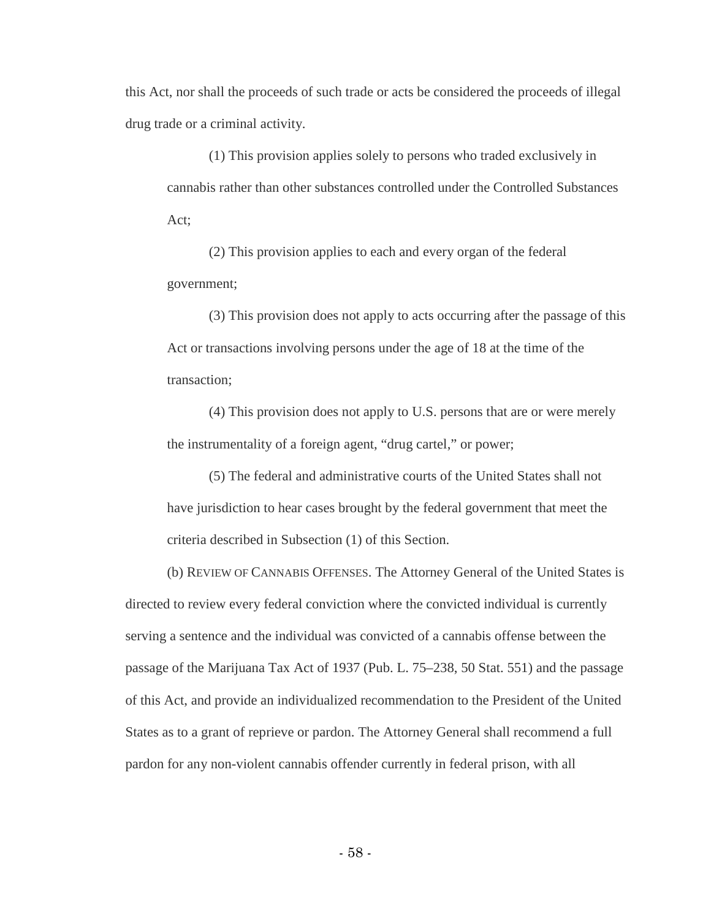this Act, nor shall the proceeds of such trade or acts be considered the proceeds of illegal drug trade or a criminal activity.

(1) This provision applies solely to persons who traded exclusively in cannabis rather than other substances controlled under the Controlled Substances Act;

(2) This provision applies to each and every organ of the federal government;

(3) This provision does not apply to acts occurring after the passage of this Act or transactions involving persons under the age of 18 at the time of the transaction;

(4) This provision does not apply to U.S. persons that are or were merely the instrumentality of a foreign agent, "drug cartel," or power;

(5) The federal and administrative courts of the United States shall not have jurisdiction to hear cases brought by the federal government that meet the criteria described in Subsection (1) of this Section.

(b) REVIEW OF CANNABIS OFFENSES. The Attorney General of the United States is directed to review every federal conviction where the convicted individual is currently serving a sentence and the individual was convicted of a cannabis offense between the passage of the Marijuana Tax Act of 1937 (Pub. L. 75–238, 50 Stat. 551) and the passage of this Act, and provide an individualized recommendation to the President of the United States as to a grant of reprieve or pardon. The Attorney General shall recommend a full pardon for any non-violent cannabis offender currently in federal prison, with all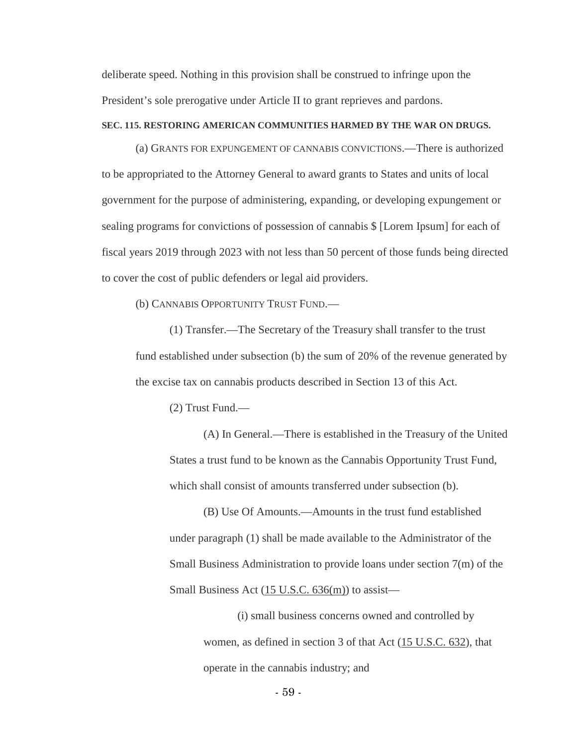deliberate speed. Nothing in this provision shall be construed to infringe upon the President's sole prerogative under Article II to grant reprieves and pardons.

**SEC. 115. RESTORING AMERICAN COMMUNITIES HARMED BY THE WAR ON DRUGS.**

(a) GRANTS FOR EXPUNGEMENT OF CANNABIS CONVICTIONS.—There is authorized to be appropriated to the Attorney General to award grants to States and units of local government for the purpose of administering, expanding, or developing expungement or sealing programs for convictions of possession of cannabis $ [Lorem Ipsum] for each of fiscal years 2019 through 2023 with not less than 50 percent of those funds being directed to cover the cost of public defenders or legal aid providers.

(b) CANNABIS OPPORTUNITY TRUST FUND.—

(1) Transfer.—The Secretary of the Treasury shall transfer to the trust fund established under subsection (b) the sum of 20% of the revenue generated by the excise tax on cannabis products described in Section 13 of this Act.

(2) Trust Fund.—

(A) In General.—There is established in the Treasury of the United States a trust fund to be known as the Cannabis Opportunity Trust Fund, which shall consist of amounts transferred under subsection (b).

(B) Use Of Amounts.—Amounts in the trust fund established under paragraph (1) shall be made available to the Administrator of the Small Business Administration to provide loans under section 7(m) of the Small Business Act (15 U.S.C. 636(m)) to assist—

(i) small business concerns owned and controlled by women, as defined in section 3 of that Act (15 U.S.C. 632), that operate in the cannabis industry; and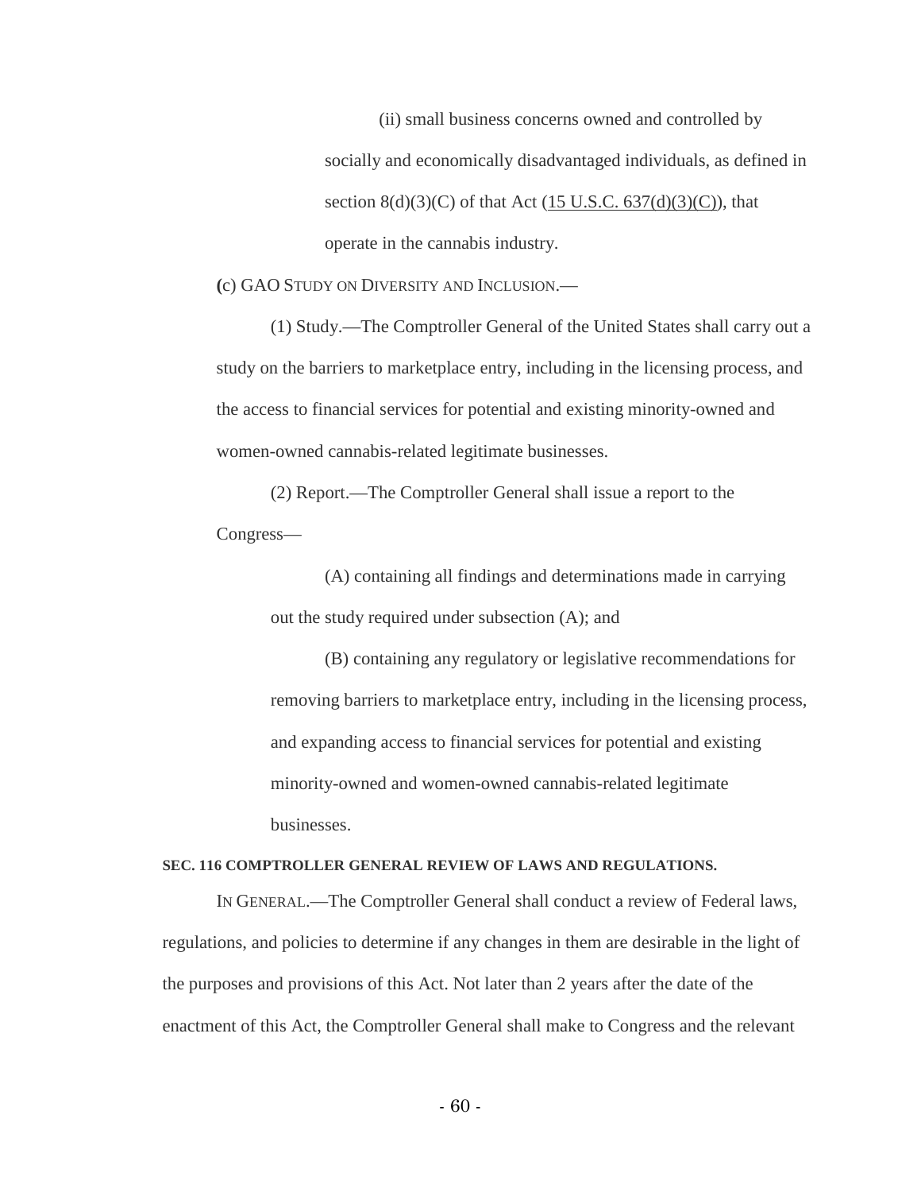(ii) small business concerns owned and controlled by socially and economically disadvantaged individuals, as defined in section 8(d)(3)(C) of that Act (15 U.S.C. 637(d)(3)(C)), that operate in the cannabis industry.

(c) GAO STUDY ON DIVERSITY AND INCLUSION.—

(1) Study.—The Comptroller General of the United States shall carry out a study on the barriers to marketplace entry, including in the licensing process, and the access to financial services for potential and existing minority-owned and women-owned cannabis-related legitimate businesses.

(2) Report.—The Comptroller General shall issue a report to the Congress—

(A) containing all findings and determinations made in carrying out the study required under subsection (A); and

(B) containing any regulatory or legislative recommendations for removing barriers to marketplace entry, including in the licensing process, and expanding access to financial services for potential and existing minority-owned and women-owned cannabis-related legitimate businesses.

**SEC. 116 COMPTROLLER GENERAL REVIEW OF LAWS AND REGULATIONS.**

IN GENERAL.—The Comptroller General shall conduct a review of Federal laws, regulations, and policies to determine if any changes in them are desirable in the light of the purposes and provisions of this Act. Not later than 2 years after the date of the enactment of this Act, the Comptroller General shall make to Congress and the relevant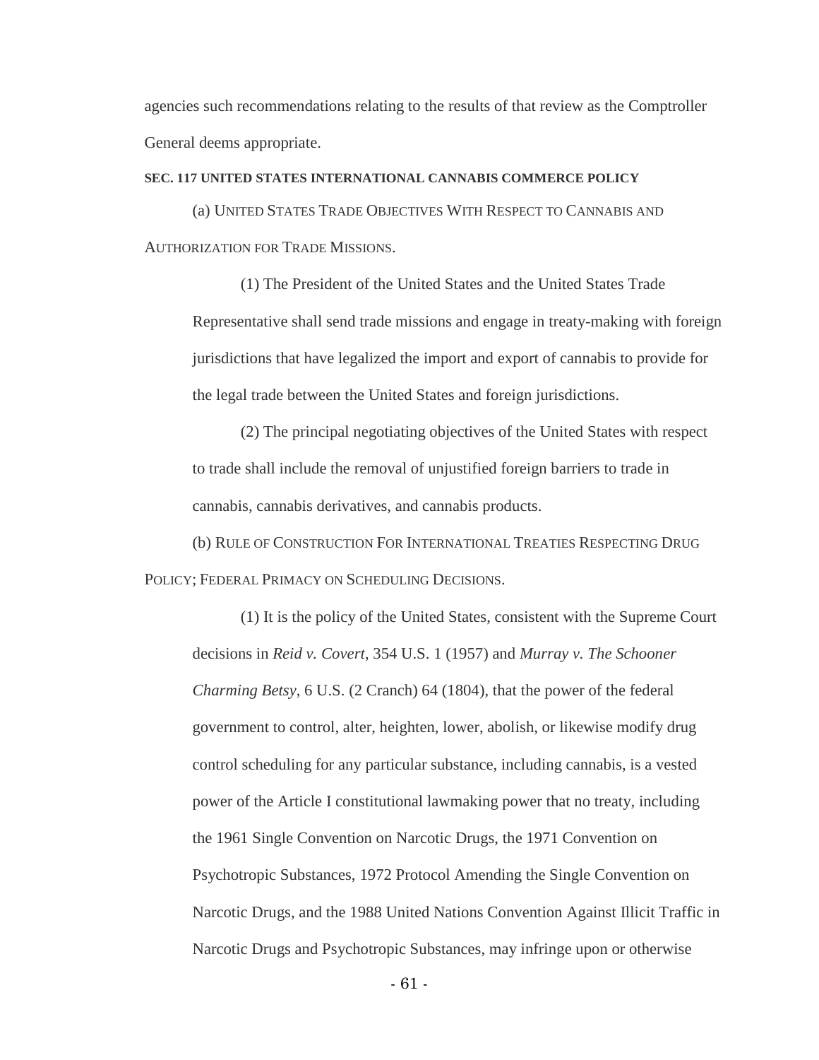agencies such recommendations relating to the results of that review as the Comptroller General deems appropriate.

**SEC. 117 UNITED STATES INTERNATIONAL CANNABIS COMMERCE POLICY**

(a) UNITED STATES TRADE OBJECTIVES WITH RESPECT TO CANNABIS AND AUTHORIZATION FOR TRADE MISSIONS.

> (1) The President of the United States and the United States Trade Representative shall send trade missions and engage in treaty-making with foreign jurisdictions that have legalized the import and export of cannabis to provide for the legal trade between the United States and foreign jurisdictions.
>
> (2) The principal negotiating objectives of the United States with respect to trade shall include the removal of unjustified foreign barriers to trade in cannabis, cannabis derivatives, and cannabis products.

(b) RULE OF CONSTRUCTION FOR INTERNATIONAL TREATIES RESPECTING DRUG POLICY; FEDERAL PRIMACY ON SCHEDULING DECISIONS.

> (1) It is the policy of the United States, consistent with the Supreme Court decisions in *Reid v. Covert*, 354 U.S. 1 (1957) and *Murray v. The Schooner Charming Betsy*, 6 U.S. (2 Cranch) 64 (1804), that the power of the federal government to control, alter, heighten, lower, abolish, or likewise modify drug control scheduling for any particular substance, including cannabis, is a vested power of the Article I constitutional lawmaking power that no treaty, including the 1961 Single Convention on Narcotic Drugs, the 1971 Convention on Psychotropic Substances, 1972 Protocol Amending the Single Convention on Narcotic Drugs, and the 1988 United Nations Convention Against Illicit Traffic in Narcotic Drugs and Psychotropic Substances, may infringe upon or otherwise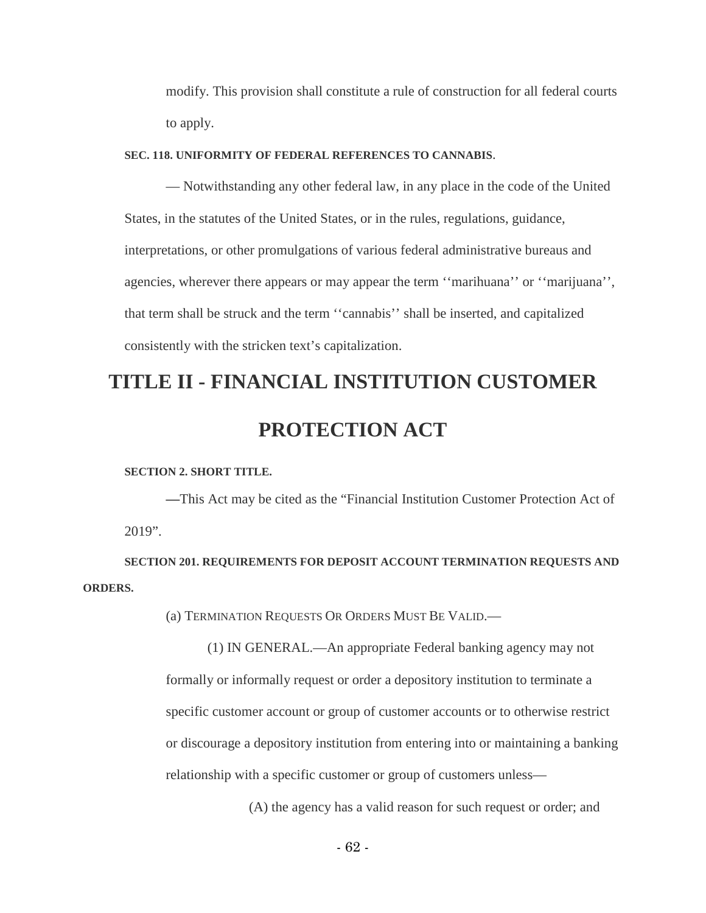modify. This provision shall constitute a rule of construction for all federal courts to apply.

**SEC. 118. UNIFORMITY OF FEDERAL REFERENCES TO CANNABIS**.

— Notwithstanding any other federal law, in any place in the code of the United States, in the statutes of the United States, or in the rules, regulations, guidance, interpretations, or other promulgations of various federal administrative bureaus and agencies, wherever there appears or may appear the term ''marihuana'' or ''marijuana'', that term shall be struck and the term ''cannabis'' shall be inserted, and capitalized consistently with the stricken text's capitalization.

# TITLE II - FINANCIAL INSTITUTION CUSTOMER PROTECTION ACT

**SECTION 2. SHORT TITLE.**

**—**This Act may be cited as the "Financial Institution Customer Protection Act of 2019".

**SECTION 201. REQUIREMENTS FOR DEPOSIT ACCOUNT TERMINATION REQUESTS AND ORDERS.**

(a) TERMINATION REQUESTS OR ORDERS MUST BE VALID.—

(1) IN GENERAL.—An appropriate Federal banking agency may not formally or informally request or order a depository institution to terminate a specific customer account or group of customer accounts or to otherwise restrict or discourage a depository institution from entering into or maintaining a banking relationship with a specific customer or group of customers unless—

(A) the agency has a valid reason for such request or order; and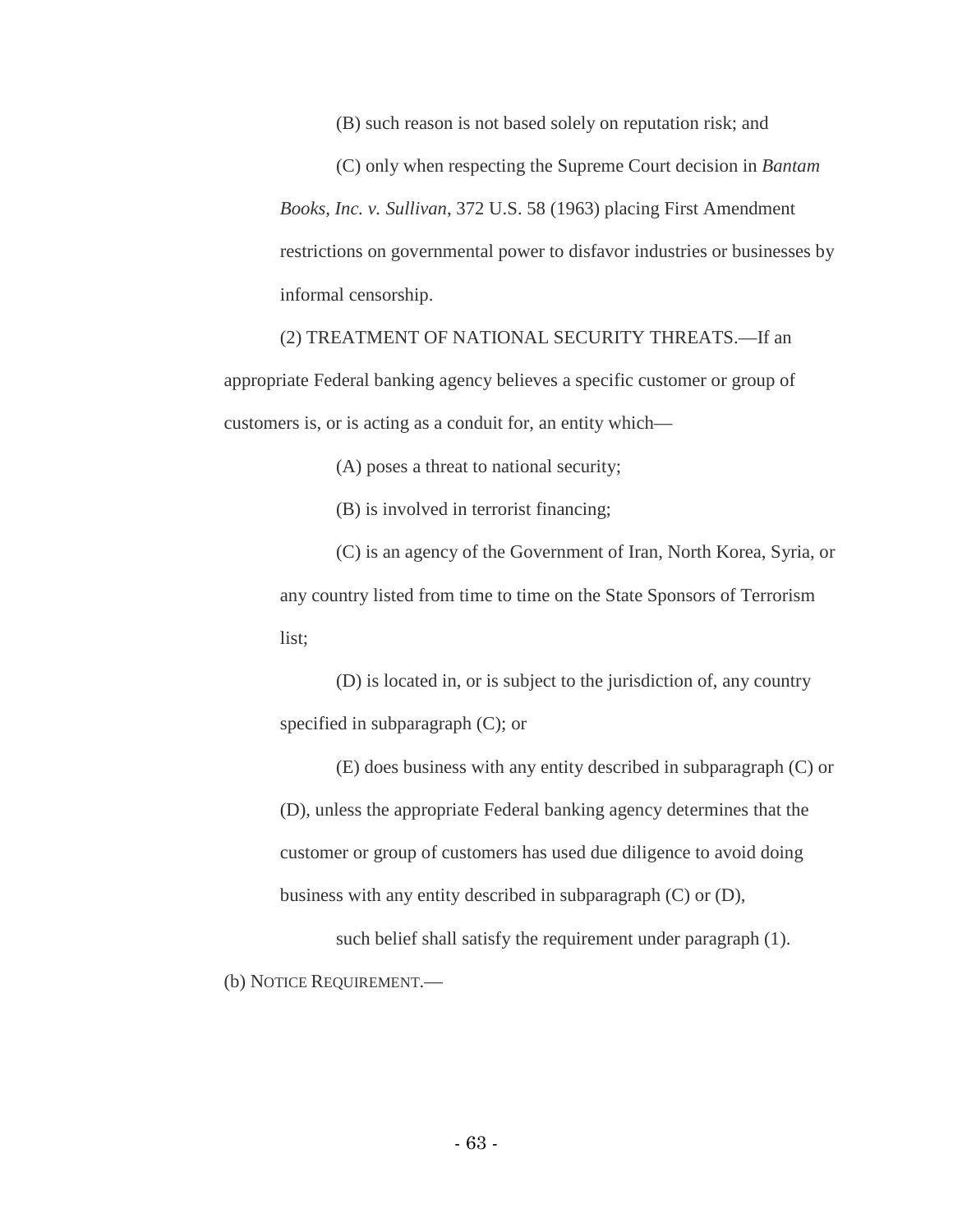(B) such reason is not based solely on reputation risk; and

(C) only when respecting the Supreme Court decision in *Bantam Books, Inc. v. Sullivan*, 372 U.S. 58 (1963) placing First Amendment restrictions on governmental power to disfavor industries or businesses by informal censorship.

(2) TREATMENT OF NATIONAL SECURITY THREATS.—If an appropriate Federal banking agency believes a specific customer or group of customers is, or is acting as a conduit for, an entity which—

(A) poses a threat to national security;

(B) is involved in terrorist financing;

(C) is an agency of the Government of Iran, North Korea, Syria, or any country listed from time to time on the State Sponsors of Terrorism list;

(D) is located in, or is subject to the jurisdiction of, any country specified in subparagraph (C); or

(E) does business with any entity described in subparagraph (C) or (D), unless the appropriate Federal banking agency determines that the customer or group of customers has used due diligence to avoid doing business with any entity described in subparagraph (C) or (D),

such belief shall satisfy the requirement under paragraph (1).

(b) NOTICE REQUIREMENT.—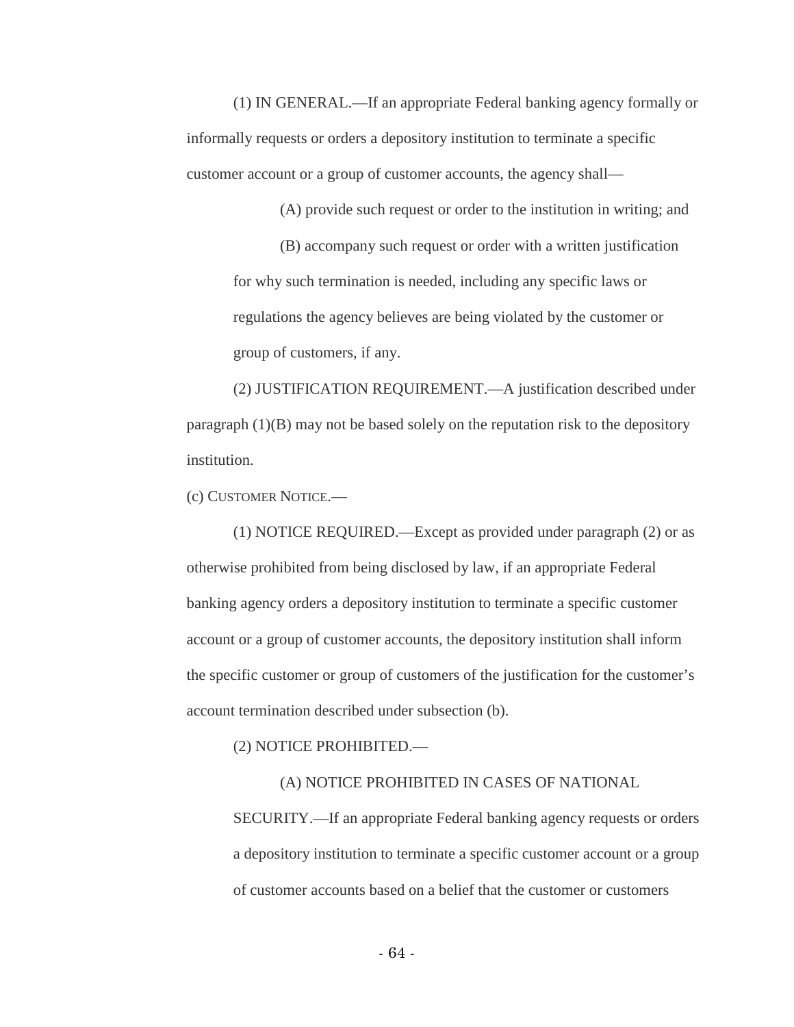(1) IN GENERAL.—If an appropriate Federal banking agency formally or informally requests or orders a depository institution to terminate a specific customer account or a group of customer accounts, the agency shall—

(A) provide such request or order to the institution in writing; and

(B) accompany such request or order with a written justification for why such termination is needed, including any specific laws or regulations the agency believes are being violated by the customer or group of customers, if any.

(2) JUSTIFICATION REQUIREMENT.—A justification described under paragraph (1)(B) may not be based solely on the reputation risk to the depository institution.

(c) CUSTOMER NOTICE.—

(1) NOTICE REQUIRED.—Except as provided under paragraph (2) or as otherwise prohibited from being disclosed by law, if an appropriate Federal banking agency orders a depository institution to terminate a specific customer account or a group of customer accounts, the depository institution shall inform the specific customer or group of customers of the justification for the customer's account termination described under subsection (b).

(2) NOTICE PROHIBITED.—

(A) NOTICE PROHIBITED IN CASES OF NATIONAL SECURITY.—If an appropriate Federal banking agency requests or orders a depository institution to terminate a specific customer account or a group of customer accounts based on a belief that the customer or customers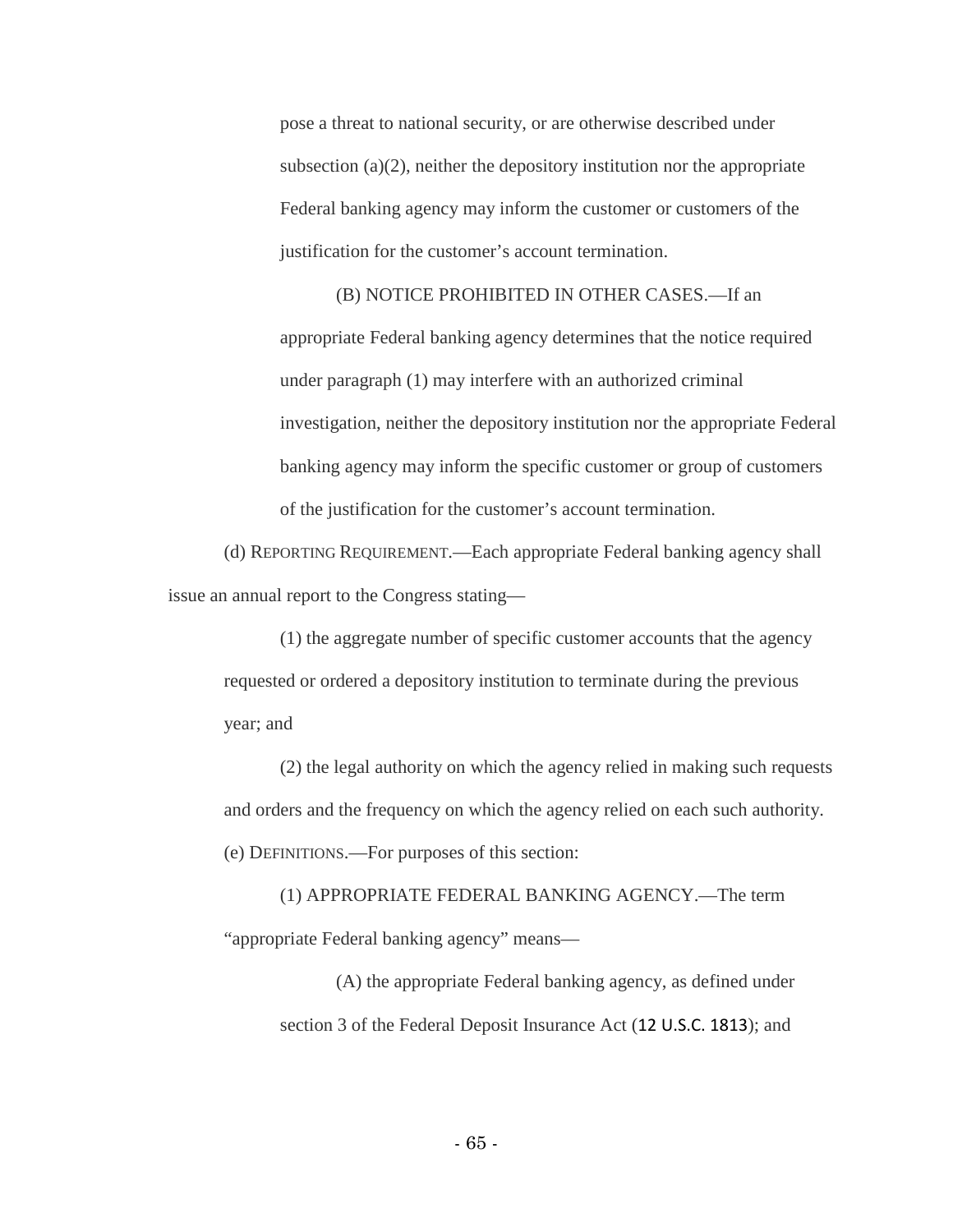pose a threat to national security, or are otherwise described under subsection (a)(2), neither the depository institution nor the appropriate Federal banking agency may inform the customer or customers of the justification for the customer's account termination.

(B) NOTICE PROHIBITED IN OTHER CASES.—If an appropriate Federal banking agency determines that the notice required under paragraph (1) may interfere with an authorized criminal investigation, neither the depository institution nor the appropriate Federal banking agency may inform the specific customer or group of customers of the justification for the customer's account termination.

(d) REPORTING REQUIREMENT.—Each appropriate Federal banking agency shall issue an annual report to the Congress stating—

(1) the aggregate number of specific customer accounts that the agency requested or ordered a depository institution to terminate during the previous year; and

(2) the legal authority on which the agency relied in making such requests and orders and the frequency on which the agency relied on each such authority.

(e) DEFINITIONS.—For purposes of this section:

(1) APPROPRIATE FEDERAL BANKING AGENCY.—The term "appropriate Federal banking agency" means—

(A) the appropriate Federal banking agency, as defined under section 3 of the Federal Deposit Insurance Act (12 U.S.C. 1813); and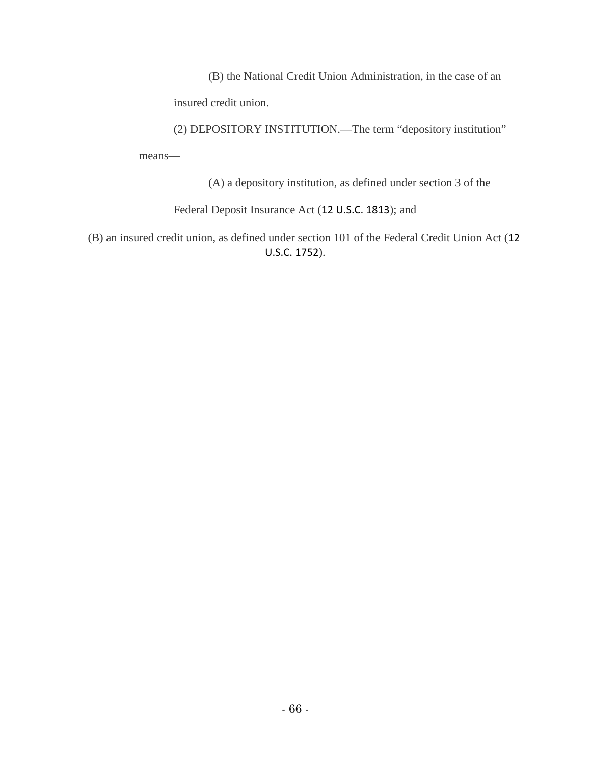(B) the National Credit Union Administration, in the case of an insured credit union.

(2) DEPOSITORY INSTITUTION.—The term “depository institution” means—

(A) a depository institution, as defined under section 3 of the Federal Deposit Insurance Act (12 U.S.C. 1813); and

(B) an insured credit union, as defined under section 101 of the Federal Credit Union Act (12 U.S.C. 1752).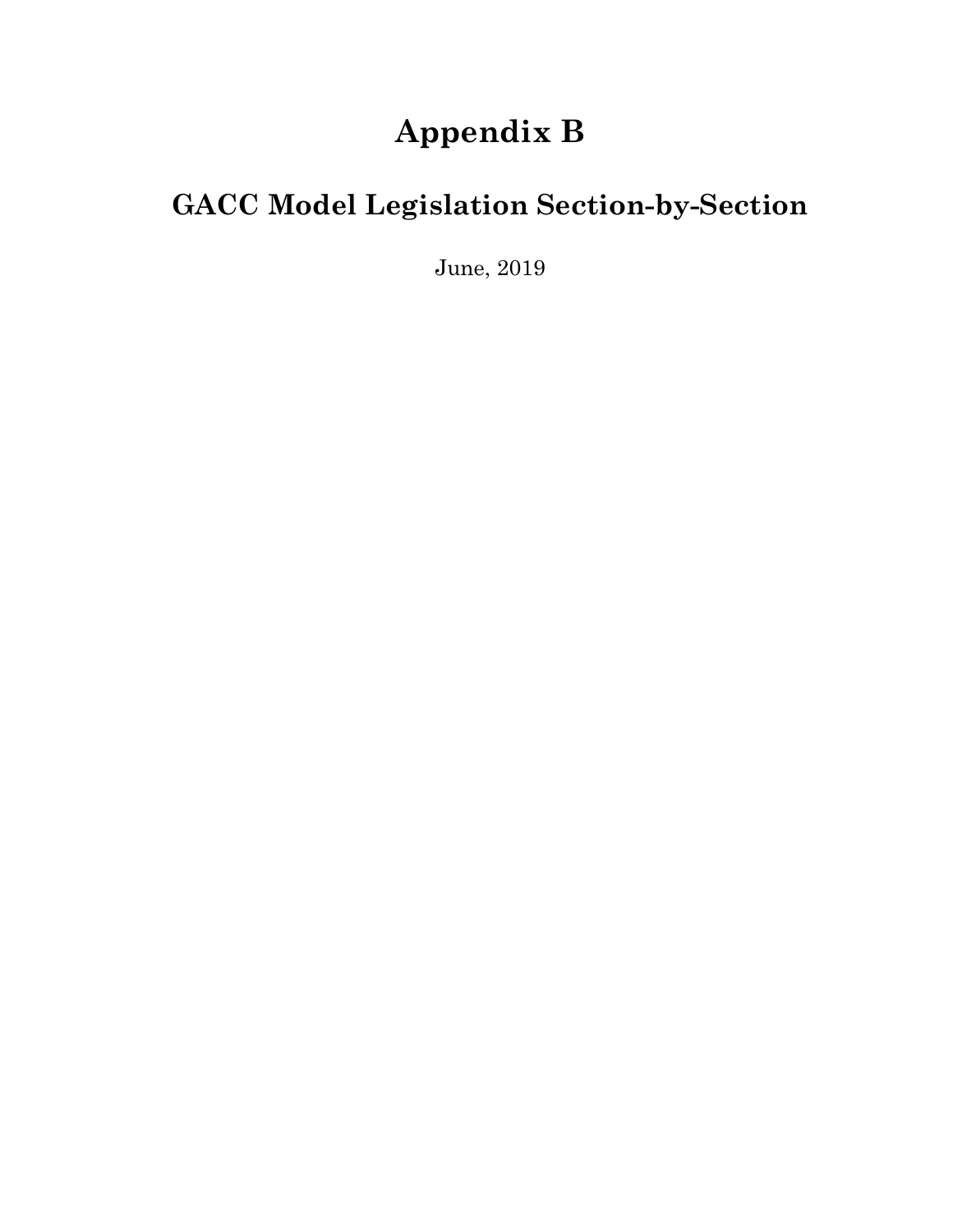# Appendix B

## GACC Model Legislation Section-by-Section

June, 2019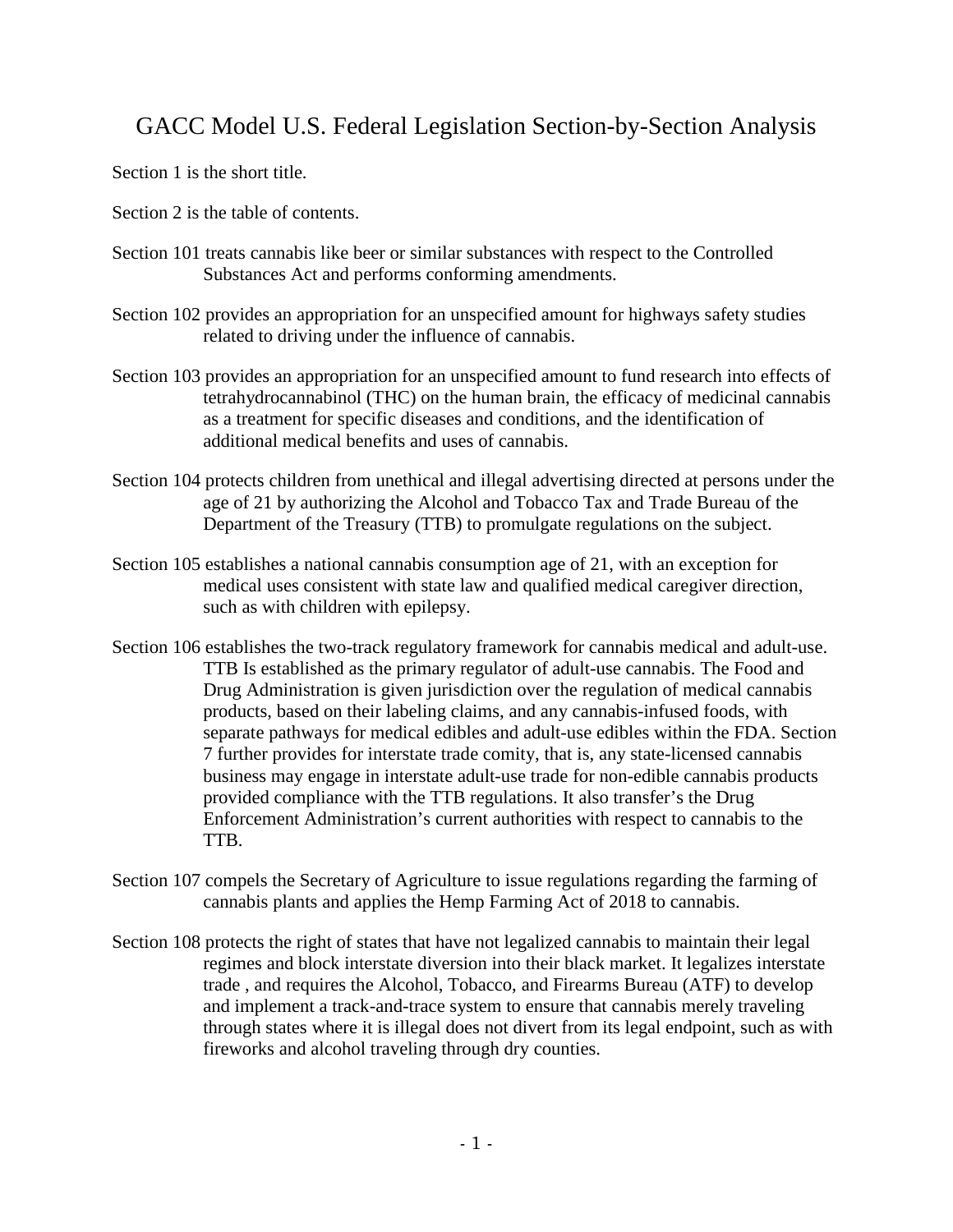# GACC Model U.S. Federal Legislation Section-by-Section Analysis

Section 1 is the short title.

Section 2 is the table of contents.

Section 101 treats cannabis like beer or similar substances with respect to the Controlled Substances Act and performs conforming amendments.

Section 102 provides an appropriation for an unspecified amount for highways safety studies related to driving under the influence of cannabis.

Section 103 provides an appropriation for an unspecified amount to fund research into effects of tetrahydrocannabinol (THC) on the human brain, the efficacy of medicinal cannabis as a treatment for specific diseases and conditions, and the identification of additional medical benefits and uses of cannabis.

Section 104 protects children from unethical and illegal advertising directed at persons under the age of 21 by authorizing the Alcohol and Tobacco Tax and Trade Bureau of the Department of the Treasury (TTB) to promulgate regulations on the subject.

Section 105 establishes a national cannabis consumption age of 21, with an exception for medical uses consistent with state law and qualified medical caregiver direction, such as with children with epilepsy.

Section 106 establishes the two-track regulatory framework for cannabis medical and adult-use. TTB Is established as the primary regulator of adult-use cannabis. The Food and Drug Administration is given jurisdiction over the regulation of medical cannabis products, based on their labeling claims, and any cannabis-infused foods, with separate pathways for medical edibles and adult-use edibles within the FDA. Section 7 further provides for interstate trade comity, that is, any state-licensed cannabis business may engage in interstate adult-use trade for non-edible cannabis products provided compliance with the TTB regulations. It also transfer's the Drug Enforcement Administration's current authorities with respect to cannabis to the TTB.

Section 107 compels the Secretary of Agriculture to issue regulations regarding the farming of cannabis plants and applies the Hemp Farming Act of 2018 to cannabis.

Section 108 protects the right of states that have not legalized cannabis to maintain their legal regimes and block interstate diversion into their black market. It legalizes interstate trade , and requires the Alcohol, Tobacco, and Firearms Bureau (ATF) to develop and implement a track-and-trace system to ensure that cannabis merely traveling through states where it is illegal does not divert from its legal endpoint, such as with fireworks and alcohol traveling through dry counties.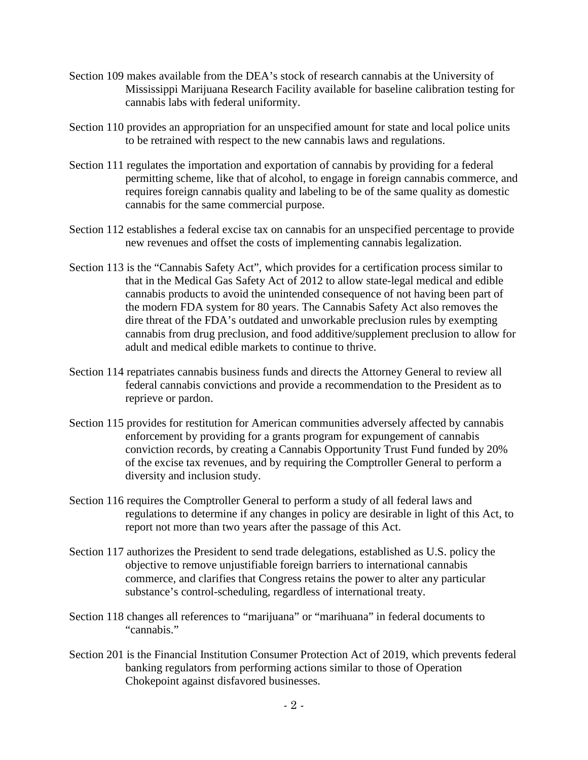Section 109 makes available from the DEA's stock of research cannabis at the University of Mississippi Marijuana Research Facility available for baseline calibration testing for cannabis labs with federal uniformity.

Section 110 provides an appropriation for an unspecified amount for state and local police units to be retrained with respect to the new cannabis laws and regulations.

Section 111 regulates the importation and exportation of cannabis by providing for a federal permitting scheme, like that of alcohol, to engage in foreign cannabis commerce, and requires foreign cannabis quality and labeling to be of the same quality as domestic cannabis for the same commercial purpose.

Section 112 establishes a federal excise tax on cannabis for an unspecified percentage to provide new revenues and offset the costs of implementing cannabis legalization.

Section 113 is the "Cannabis Safety Act", which provides for a certification process similar to that in the Medical Gas Safety Act of 2012 to allow state-legal medical and edible cannabis products to avoid the unintended consequence of not having been part of the modern FDA system for 80 years. The Cannabis Safety Act also removes the dire threat of the FDA's outdated and unworkable preclusion rules by exempting cannabis from drug preclusion, and food additive/supplement preclusion to allow for adult and medical edible markets to continue to thrive.

Section 114 repatriates cannabis business funds and directs the Attorney General to review all federal cannabis convictions and provide a recommendation to the President as to reprieve or pardon.

Section 115 provides for restitution for American communities adversely affected by cannabis enforcement by providing for a grants program for expungement of cannabis conviction records, by creating a Cannabis Opportunity Trust Fund funded by 20% of the excise tax revenues, and by requiring the Comptroller General to perform a diversity and inclusion study.

Section 116 requires the Comptroller General to perform a study of all federal laws and regulations to determine if any changes in policy are desirable in light of this Act, to report not more than two years after the passage of this Act.

Section 117 authorizes the President to send trade delegations, established as U.S. policy the objective to remove unjustifiable foreign barriers to international cannabis commerce, and clarifies that Congress retains the power to alter any particular substance's control-scheduling, regardless of international treaty.

Section 118 changes all references to "marijuana" or "marihuana" in federal documents to "cannabis."

Section 201 is the Financial Institution Consumer Protection Act of 2019, which prevents federal banking regulators from performing actions similar to those of Operation Chokepoint against disfavored businesses.